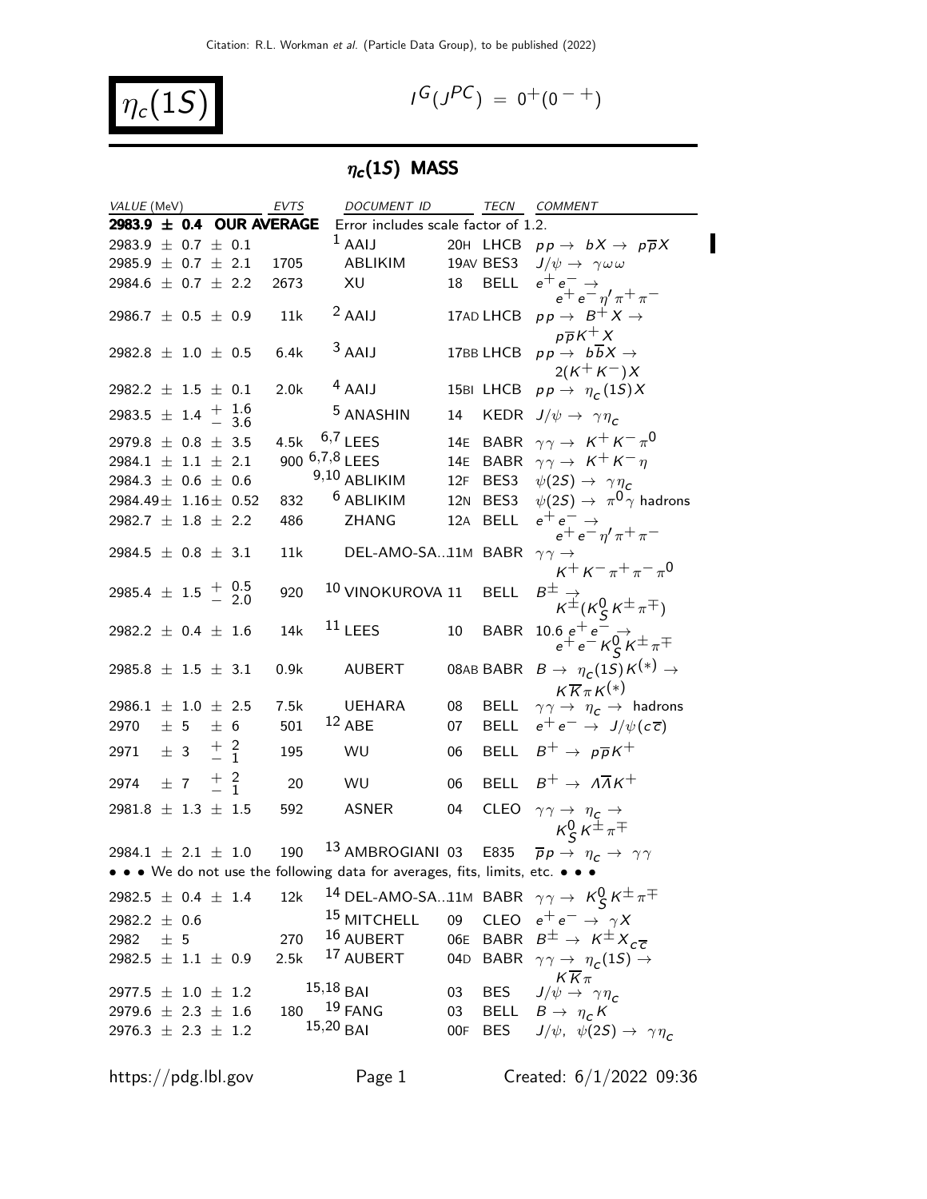Citation: R.L. Workman et al. (Particle Data Group), to be published (2022)

# $\eta_c(1S)$

$I^G(J^{PC}) = 0^+(0^{-+})$

## $\eta_c(1S)$ MASS

| VALUE (MeV) | EVTS | DOCUMENT ID | | TECN | COMMENT |
|---|---|---|---|---|---|
| **2983.9 ± 0.4 OUR AVERAGE** | | Error includes scale factor of 1.2. | | | |
| 2983.9 ± 0.7 ± 0.1 | | [1] AAIJ | 20H | LHCB | $pp \to bX \to p\overline{p}X$ |
| 2985.9 ± 0.7 ± 2.1 | 1705 | ABLIKIM | 19AV | BES3 | $J/\psi \to \gamma\omega\omega$ |
| 2984.6 ± 0.7 ± 2.2 | 2673 | XU | 18 | BELL | $e^+e^- \to e^+e^-\eta'\pi^+\pi^-$ |
| 2986.7 ± 0.5 ± 0.9 | 11k | [2] AAIJ | 17AD | LHCB | $pp \to B^+X \to p\overline{p}K^+X$ |
| 2982.8 ± 1.0 ± 0.5 | 6.4k | [3] AAIJ | 17BB | LHCB | $pp \to b\overline{b}X \to 2(K^+K^-)X$ |
| 2982.2 ± 1.5 ± 0.1 | 2.0k | [4] AAIJ | 15BI | LHCB | $pp \to \eta_c(1S)X$ |
| 2983.5 ± 1.4 $^{+1.6}_{-3.6}$ | | [5] ANASHIN | 14 | KEDR | $J/\psi \to \gamma\eta_c$ |
| 2979.8 ± 0.8 ± 3.5 | 4.5k | [6,7] LEES | 14E | BABR | $\gamma\gamma \to K^+K^-\pi^0$ |
| 2984.1 ± 1.1 ± 2.1 | 900 | [6,7,8] LEES | 14E | BABR | $\gamma\gamma \to K^+K^-\eta$ |
| 2984.3 ± 0.6 ± 0.6 | | [9,10] ABLIKIM | 12F | BES3 | $\psi(2S) \to \gamma\eta_c$ |
| 2984.49 ± 1.16 ± 0.52 | 832 | [6] ABLIKIM | 12N | BES3 | $\psi(2S) \to \pi^0\gamma$ hadrons |
| 2982.7 ± 1.8 ± 2.2 | 486 | ZHANG | 12A | BELL | $e^+e^- \to e^+e^-\eta'\pi^+\pi^-$ |
| 2984.5 ± 0.8 ± 3.1 | 11k | DEL-AMO-SA... | 11M | BABR | $\gamma\gamma \to K^+K^-\pi^+\pi^-\pi^0$ |
| 2985.4 ± 1.5 $^{+0.5}_{-2.0}$ | 920 | [10] VINOKUROVA | 11 | BELL | $B^\pm \to K^\pm(K^0_S K^\pm\pi^\mp)$ |
| 2982.2 ± 0.4 ± 1.6 | 14k | [11] LEES | 10 | BABR | $10.6\ e^+e^- \to e^+e^-K^0_S K^\pm\pi^\mp$ |
| 2985.8 ± 1.5 ± 3.1 | 0.9k | AUBERT | 08AB | BABR | $B \to \eta_c(1S)K^{(*)} \to K\overline{K}\pi K^{(*)}$ |
| 2986.1 ± 1.0 ± 2.5 | 7.5k | UEHARA | 08 | BELL | $\gamma\gamma \to \eta_c \to$ hadrons |
| 2970 ± 5 ± 6 | 501 | [12] ABE | 07 | BELL | $e^+e^- \to J/\psi(c\overline{c})$ |
| 2971 ± 3 $^{+2}_{-1}$ | 195 | WU | 06 | BELL | $B^+ \to p\overline{p}K^+$ |
| 2974 ± 7 $^{+2}_{-1}$ | 20 | WU | 06 | BELL | $B^+ \to \Lambda\overline{\Lambda}K^+$ |
| 2981.8 ± 1.3 ± 1.5 | 592 | ASNER | 04 | CLEO | $\gamma\gamma \to \eta_c \to K^0_S K^\pm\pi^\mp$ |
| 2984.1 ± 2.1 ± 1.0 | 190 | [13] AMBROGIANI | 03 | E835 | $\overline{p}p \to \eta_c \to \gamma\gamma$ |
| • • • We do not use the following data for averages, fits, limits, etc. • • • | | | | | |
| 2982.5 ± 0.4 ± 1.4 | 12k | [14] DEL-AMO-SA... | 11M | BABR | $\gamma\gamma \to K^0_S K^\pm\pi^\mp$ |
| 2982.2 ± 0.6 | | [15] MITCHELL | 09 | CLEO | $e^+e^- \to \gamma X$ |
| 2982 ± 5 | 270 | [16] AUBERT | 06E | BABR | $B^\pm \to K^\pm X_{c\overline{c}}$ |
| 2982.5 ± 1.1 ± 0.9 | 2.5k | [17] AUBERT | 04D | BABR | $\gamma\gamma \to \eta_c(1S) \to K\overline{K}\pi$ |
| 2977.5 ± 1.0 ± 1.2 | | [15,18] BAI | 03 | BES | $J/\psi \to \gamma\eta_c$ |
| 2979.6 ± 2.3 ± 1.6 | 180 | [19] FANG | 03 | BELL | $B \to \eta_c K$ |
| 2976.3 ± 2.3 ± 1.2 | | [15,20] BAI | 00F | BES | $J/\psi,\ \psi(2S) \to \gamma\eta_c$ |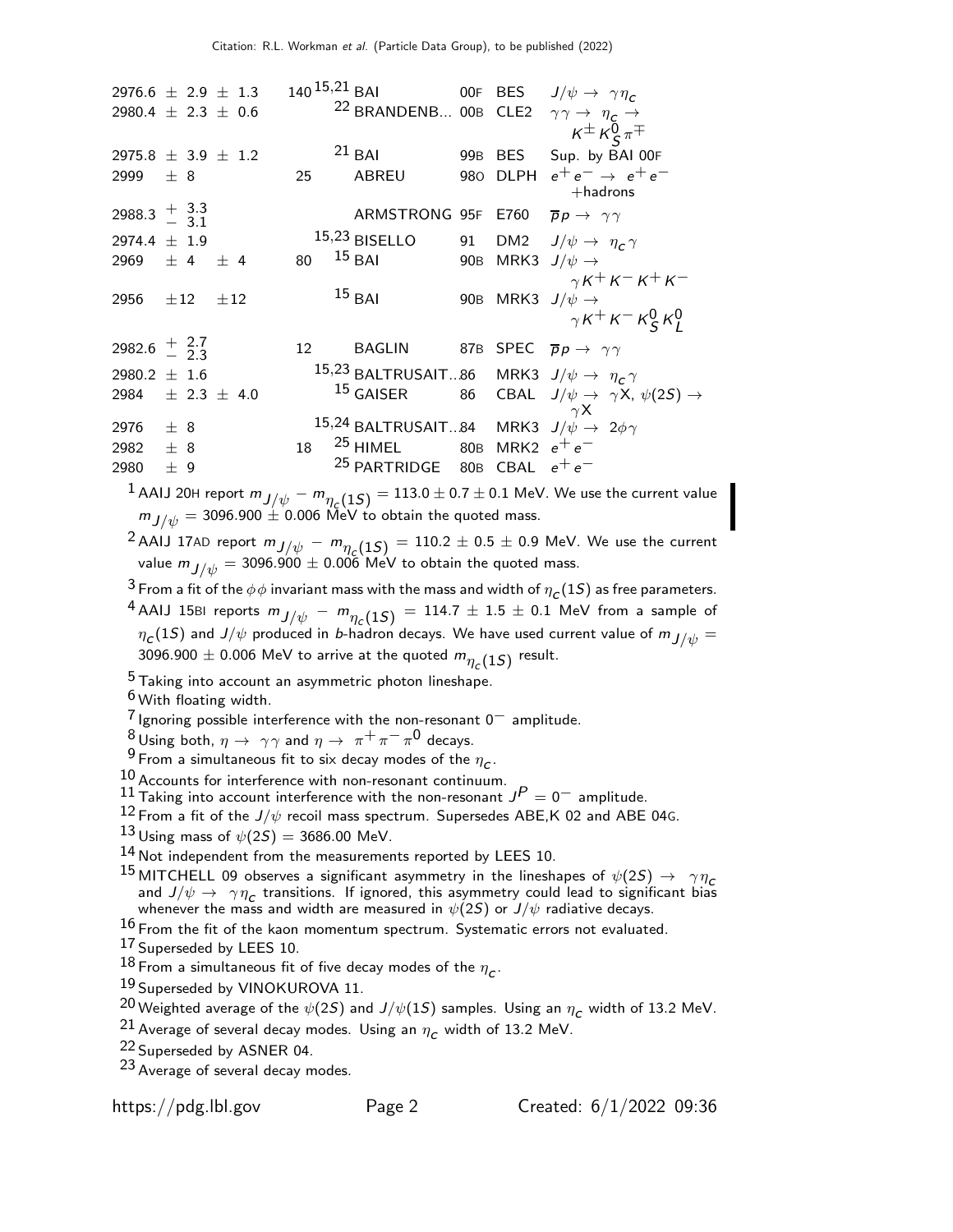| VALUE (MeV) | EVTS | DOCUMENT ID | | TECN | COMMENT |
|---|---|---|---|---|---|
| $2976.6 \pm 2.9 \pm 1.3$ | 140 | [15,21] BAI | 00F | BES | $J/\psi \to \gamma\eta_c$ |
| $2980.4 \pm 2.3 \pm 0.6$ | | [22] BRANDENB... | 00B | CLE2 | $\gamma\gamma \to \eta_c \to K^\pm K_S^0 \pi^\mp$ |
| $2975.8 \pm 3.9 \pm 1.2$ | | [21] BAI | 99B | BES | Sup. by BAI 00F |
| $2999 \pm 8$ | 25 | ABREU | 98O | DLPH | $e^+e^- \to e^+e^- +$hadrons |
| $2988.3 ^{+3.3}_{-3.1}$ | | ARMSTRONG | 95F | E760 | $\overline{p}p \to \gamma\gamma$ |
| $2974.4 \pm 1.9$ | | [15,23] BISELLO | 91 | DM2 | $J/\psi \to \eta_c\gamma$ |
| $2969 \pm 4 \pm 4$ | 80 | [15] BAI | 90B | MRK3 | $J/\psi \to \gamma K^+ K^- K^+ K^-$ |
| $2956 \pm 12 \pm 12$ | | [15] BAI | 90B | MRK3 | $J/\psi \to \gamma K^+ K^- K_S^0 K_L^0$ |
| $2982.6 ^{+2.7}_{-2.3}$ | 12 | BAGLIN | 87B | SPEC | $\overline{p}p \to \gamma\gamma$ |
| $2980.2 \pm 1.6$ | | [15,23] BALTRUSAIT...86 | | MRK3 | $J/\psi \to \eta_c\gamma$ |
| $2984 \pm 2.3 \pm 4.0$ | | [15] GAISER | 86 | CBAL | $J/\psi \to \gamma X$, $\psi(2S) \to \gamma X$ |
| $2976 \pm 8$ | | [15,24] BALTRUSAIT...84 | | MRK3 | $J/\psi \to 2\phi\gamma$ |
| $2982 \pm 8$ | 18 | [25] HIMEL | 80B | MRK2 | $e^+e^-$ |
| $2980 \pm 9$ | | [25] PARTRIDGE | 80B | CBAL | $e^+e^-$ |

[1] AAIJ 20H report $m_{J/\psi} - m_{\eta_c(1S)} = 113.0 \pm 0.7 \pm 0.1$ MeV. We use the current value $m_{J/\psi} = 3096.900 \pm 0.006$ MeV to obtain the quoted mass.

[2] AAIJ 17AD report $m_{J/\psi} - m_{\eta_c(1S)} = 110.2 \pm 0.5 \pm 0.9$ MeV. We use the current value $m_{J/\psi} = 3096.900 \pm 0.006$ MeV to obtain the quoted mass.

[3] From a fit of the $\phi\phi$ invariant mass with the mass and width of $\eta_c(1S)$ as free parameters.

[4] AAIJ 15BI reports $m_{J/\psi} - m_{\eta_c(1S)} = 114.7 \pm 1.5 \pm 0.1$ MeV from a sample of $\eta_c(1S)$ and $J/\psi$ produced in $b$-hadron decays. We have used current value of $m_{J/\psi} = 3096.900 \pm 0.006$ MeV to arrive at the quoted $m_{\eta_c(1S)}$ result.

[5] Taking into account an asymmetric photon lineshape.

[6] With floating width.

[7] Ignoring possible interference with the non-resonant $0^-$ amplitude.

[8] Using both, $\eta \to \gamma\gamma$ and $\eta \to \pi^+\pi^-\pi^0$ decays.

[9] From a simultaneous fit to six decay modes of the $\eta_c$.

[10] Accounts for interference with non-resonant continuum.

[11] Taking into account interference with the non-resonant $J^P = 0^-$ amplitude.

[12] From a fit of the $J/\psi$ recoil mass spectrum. Supersedes ABE,K 02 and ABE 04G.

[13] Using mass of $\psi(2S) = 3686.00$ MeV.

[14] Not independent from the measurements reported by LEES 10.

[15] MITCHELL 09 observes a significant asymmetry in the lineshapes of $\psi(2S) \to \gamma\eta_c$ and $J/\psi \to \gamma\eta_c$ transitions. If ignored, this asymmetry could lead to significant bias whenever the mass and width are measured in $\psi(2S)$ or $J/\psi$ radiative decays.

[16] From the fit of the kaon momentum spectrum. Systematic errors not evaluated.

[17] Superseded by LEES 10.

[18] From a simultaneous fit of five decay modes of the $\eta_c$.

[19] Superseded by VINOKUROVA 11.

[20] Weighted average of the $\psi(2S)$ and $J/\psi(1S)$ samples. Using an $\eta_c$ width of 13.2 MeV.

[21] Average of several decay modes. Using an $\eta_c$ width of 13.2 MeV.

[22] Superseded by ASNER 04.

[23] Average of several decay modes.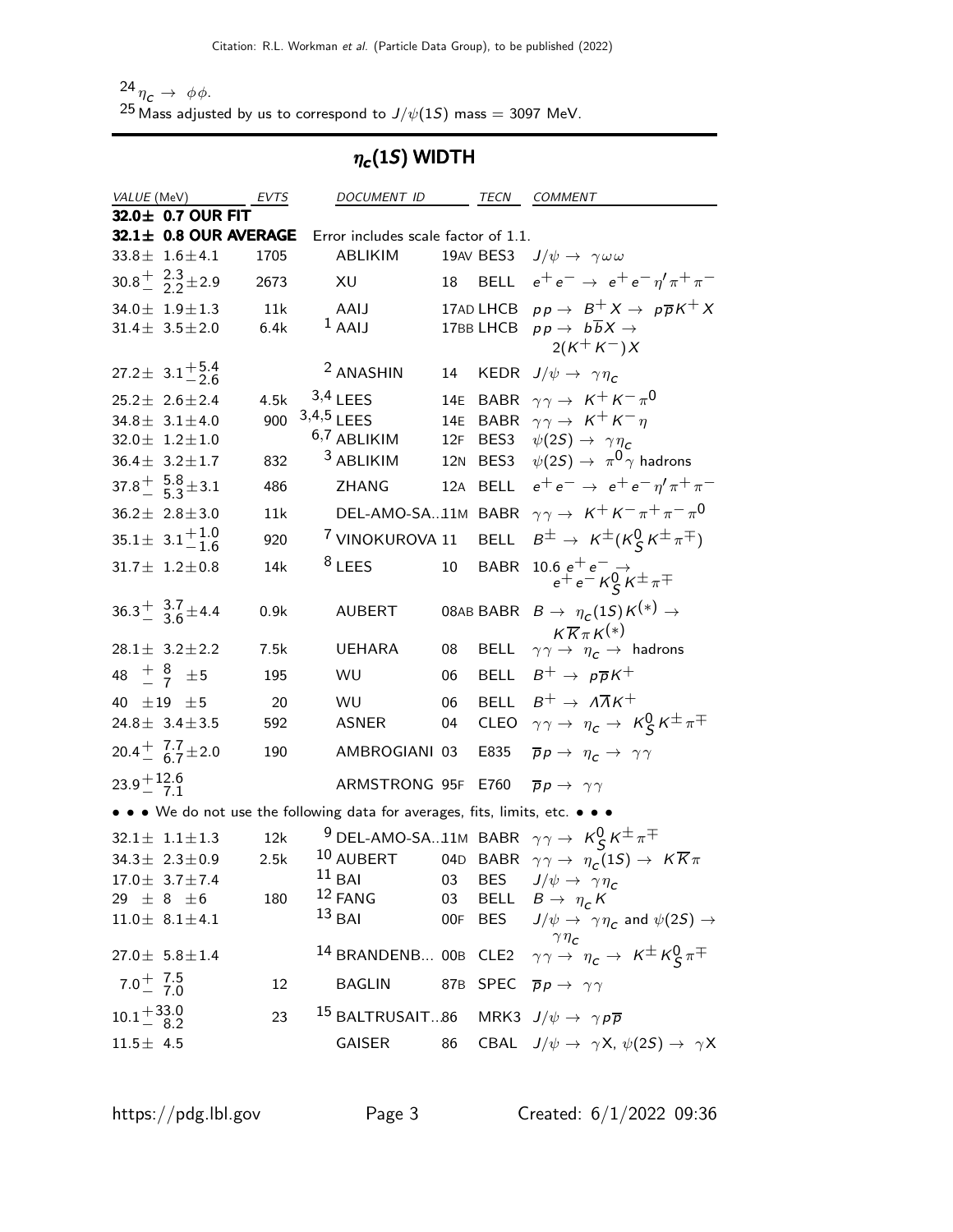[24] $\eta_c \rightarrow \phi\phi$.

[25] Mass adjusted by us to correspond to $J/\psi(1S)$ mass = 3097 MeV.

## $\eta_c(1S)$ WIDTH

| VALUE (MeV) | EVTS | DOCUMENT ID | | TECN | COMMENT |
|---|---|---|---|---|---|
| **32.0± 0.7 OUR FIT** | | | | | |
| **32.1± 0.8 OUR AVERAGE** | | Error includes scale factor of 1.1. | | | |
| $33.8\pm 1.6\pm 4.1$ | 1705 | ABLIKIM | 19AV | BES3 | $J/\psi \rightarrow \gamma\omega\omega$ |
| $30.8^{+2.3}_{-2.2}\pm 2.9$ | 2673 | XU | 18 | BELL | $e^+e^- \rightarrow e^+e^-\eta'\pi^+\pi^-$ |
| $34.0\pm 1.9\pm 1.3$ | 11k | AAIJ | 17AD | LHCB | $pp \rightarrow B^+X \rightarrow p\overline{p}K^+X$ |
| $31.4\pm 3.5\pm 2.0$ | 6.4k | [1] AAIJ | 17BB | LHCB | $pp \rightarrow b\overline{b}X \rightarrow 2(K^+K^-)X$ |
| $27.2\pm 3.1^{+5.4}_{-2.6}$ | | [2] ANASHIN | 14 | KEDR | $J/\psi \rightarrow \gamma\eta_c$ |
| $25.2\pm 2.6\pm 2.4$ | 4.5k | [3,4] LEES | 14E | BABR | $\gamma\gamma \rightarrow K^+K^-\pi^0$ |
| $34.8\pm 3.1\pm 4.0$ | 900 | [3,4,5] LEES | 14E | BABR | $\gamma\gamma \rightarrow K^+K^-\eta$ |
| $32.0\pm 1.2\pm 1.0$ | | [6,7] ABLIKIM | 12F | BES3 | $\psi(2S) \rightarrow \gamma\eta_c$ |
| $36.4\pm 3.2\pm 1.7$ | 832 | [3] ABLIKIM | 12N | BES3 | $\psi(2S) \rightarrow \pi^0\gamma$ hadrons |
| $37.8^{+5.8}_{-5.3}\pm 3.1$ | 486 | ZHANG | 12A | BELL | $e^+e^- \rightarrow e^+e^-\eta'\pi^+\pi^-$ |
| $36.2\pm 2.8\pm 3.0$ | 11k | DEL-AMO-SA...11M | | BABR | $\gamma\gamma \rightarrow K^+K^-\pi^+\pi^-\pi^0$ |
| $35.1\pm 3.1^{+1.0}_{-1.6}$ | 920 | [7] VINOKUROVA 11 | | BELL | $B^\pm \rightarrow K^\pm(K^0_S K^\pm\pi^\mp)$ |
| $31.7\pm 1.2\pm 0.8$ | 14k | [8] LEES | 10 | BABR | $10.6\ e^+e^- \rightarrow e^+e^-K^0_S K^\pm\pi^\mp$ |
| $36.3^{+3.7}_{-3.6}\pm 4.4$ | 0.9k | AUBERT | 08AB | BABR | $B \rightarrow \eta_c(1S)K^{(*)} \rightarrow K\overline{K}\pi K^{(*)}$ |
| $28.1\pm 3.2\pm 2.2$ | 7.5k | UEHARA | 08 | BELL | $\gamma\gamma \rightarrow \eta_c \rightarrow$ hadrons |
| $48\ ^{+8}_{-7}\ \pm 5$ | 195 | WU | 06 | BELL | $B^+ \rightarrow p\overline{p}K^+$ |
| $40\ \pm 19\ \pm 5$ | 20 | WU | 06 | BELL | $B^+ \rightarrow \Lambda\overline{\Lambda}K^+$ |
| $24.8\pm 3.4\pm 3.5$ | 592 | ASNER | 04 | CLEO | $\gamma\gamma \rightarrow \eta_c \rightarrow K^0_S K^\pm\pi^\mp$ |
| $20.4^{+7.7}_{-6.7}\pm 2.0$ | 190 | AMBROGIANI 03 | | E835 | $\overline{p}p \rightarrow \eta_c \rightarrow \gamma\gamma$ |
| $23.9^{+12.6}_{-7.1}$ | | ARMSTRONG 95F | | E760 | $\overline{p}p \rightarrow \gamma\gamma$ |
| • • • We do not use the following data for averages, fits, limits, etc. • • • | | | | | |
| $32.1\pm 1.1\pm 1.3$ | 12k | [9] DEL-AMO-SA...11M | | BABR | $\gamma\gamma \rightarrow K^0_S K^\pm\pi^\mp$ |
| $34.3\pm 2.3\pm 0.9$ | 2.5k | [10] AUBERT | 04D | BABR | $\gamma\gamma \rightarrow \eta_c(1S) \rightarrow K\overline{K}\pi$ |
| $17.0\pm 3.7\pm 7.4$ | | [11] BAI | 03 | BES | $J/\psi \rightarrow \gamma\eta_c$ |
| $29\ \pm 8\ \pm 6$ | 180 | [12] FANG | 03 | BELL | $B \rightarrow \eta_c K$ |
| $11.0\pm 8.1\pm 4.1$ | | [13] BAI | 00F | BES | $J/\psi \rightarrow \gamma\eta_c$ and $\psi(2S) \rightarrow \gamma\eta_c$ |
| $27.0\pm 5.8\pm 1.4$ | | [14] BRANDENB... | 00B | CLE2 | $\gamma\gamma \rightarrow \eta_c \rightarrow K^\pm K^0_S\pi^\mp$ |
| $7.0^{+7.5}_{-7.0}$ | 12 | BAGLIN | 87B | SPEC | $\overline{p}p \rightarrow \gamma\gamma$ |
| $10.1^{+33.0}_{-8.2}$ | 23 | [15] BALTRUSAIT...86 | | MRK3 | $J/\psi \rightarrow \gamma p\overline{p}$ |
| $11.5\pm 4.5$ | | GAISER | 86 | CBAL | $J/\psi \rightarrow \gamma X$, $\psi(2S) \rightarrow \gamma X$ |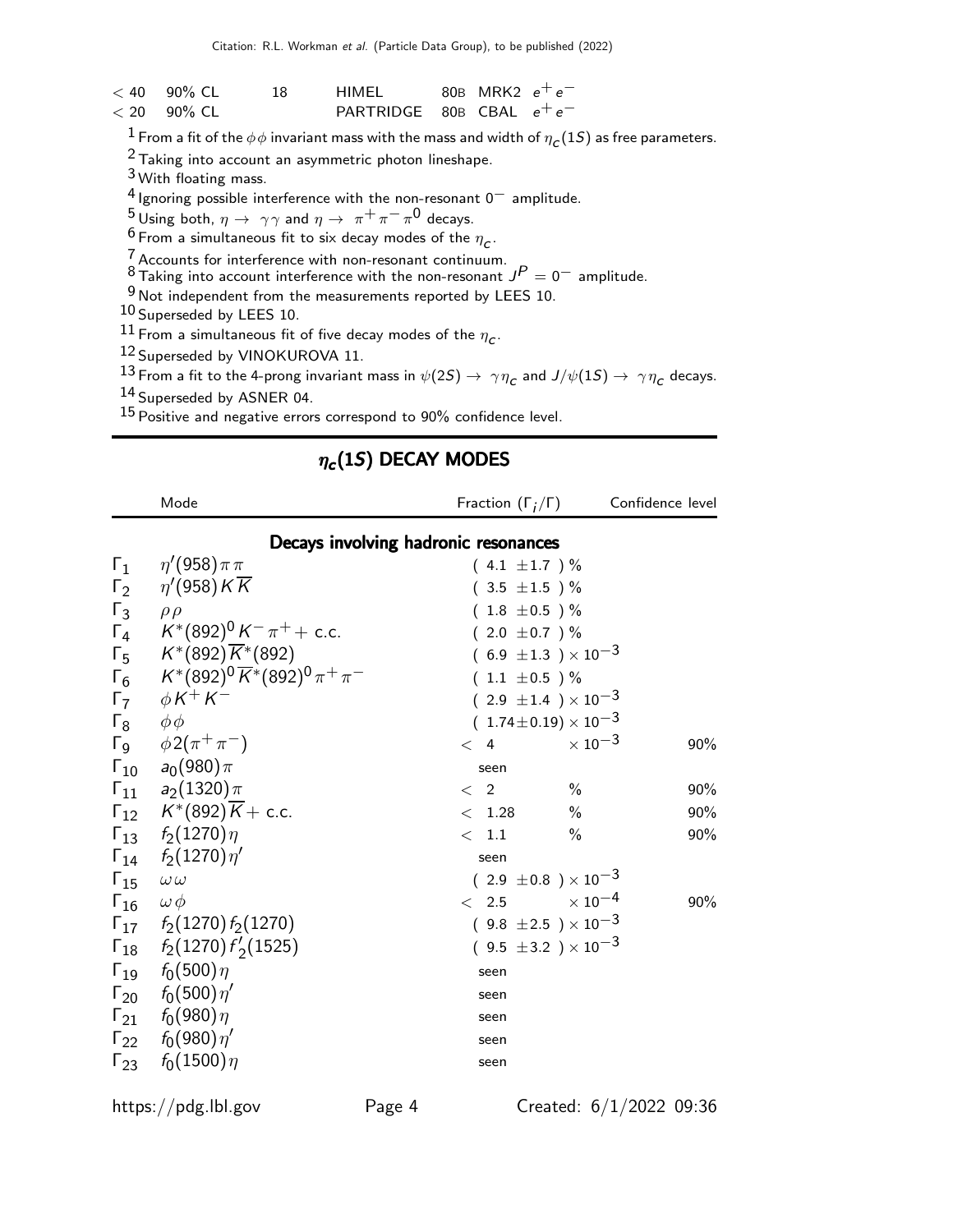| | | | | | |
|---|---|---|---|---|---|
| $<40$ | 90% CL | 18 | HIMEL | 80B MRK2 | $e^+e^-$ |
| $<20$ | 90% CL | | PARTRIDGE | 80B CBAL | $e^+e^-$ |

[1] From a fit of the $\phi\phi$ invariant mass with the mass and width of $\eta_c(1S)$ as free parameters.
[2] Taking into account an asymmetric photon lineshape.
[3] With floating mass.
[4] Ignoring possible interference with the non-resonant $0^-$ amplitude.
[5] Using both, $\eta \to \gamma\gamma$ and $\eta \to \pi^+\pi^-\pi^0$ decays.
[6] From a simultaneous fit to six decay modes of the $\eta_c$.
[7] Accounts for interference with non-resonant continuum.
[8] Taking into account interference with the non-resonant $J^P = 0^-$ amplitude.
[9] Not independent from the measurements reported by LEES 10.
[10] Superseded by LEES 10.
[11] From a simultaneous fit of five decay modes of the $\eta_c$.
[12] Superseded by VINOKUROVA 11.
[13] From a fit to the 4-prong invariant mass in $\psi(2S) \to \gamma\eta_c$ and $J/\psi(1S) \to \gamma\eta_c$ decays.
[14] Superseded by ASNER 04.
[15] Positive and negative errors correspond to 90% confidence level.

## $\eta_c(1S)$ DECAY MODES

| | Mode | Fraction ($\Gamma_i/\Gamma$) | Confidence level |
|---|---|---|---|
| | **Decays involving hadronic resonances** | | |
| $\Gamma_1$ | $\eta'(958)\pi\pi$ | $(4.1 \pm 1.7)$ % | |
| $\Gamma_2$ | $\eta'(958)K\overline{K}$ | $(3.5 \pm 1.5)$ % | |
| $\Gamma_3$ | $\rho\rho$ | $(1.8 \pm 0.5)$ % | |
| $\Gamma_4$ | $K^*(892)^0 K^- \pi^+ +$ c.c. | $(2.0 \pm 0.7)$ % | |
| $\Gamma_5$ | $K^*(892)\overline{K}^*(892)$ | $(6.9 \pm 1.3) \times 10^{-3}$ | |
| $\Gamma_6$ | $K^*(892)^0 \overline{K}^*(892)^0 \pi^+\pi^-$ | $(1.1 \pm 0.5)$ % | |
| $\Gamma_7$ | $\phi K^+ K^-$ | $(2.9 \pm 1.4) \times 10^{-3}$ | |
| $\Gamma_8$ | $\phi\phi$ | $(1.74 \pm 0.19) \times 10^{-3}$ | |
| $\Gamma_9$ | $\phi 2(\pi^+\pi^-)$ | $< 4 \times 10^{-3}$ | 90% |
| $\Gamma_{10}$ | $a_0(980)\pi$ | seen | |
| $\Gamma_{11}$ | $a_2(1320)\pi$ | $< 2$ % | 90% |
| $\Gamma_{12}$ | $K^*(892)\overline{K} +$ c.c. | $< 1.28$ % | 90% |
| $\Gamma_{13}$ | $f_2(1270)\eta$ | $< 1.1$ % | 90% |
| $\Gamma_{14}$ | $f_2(1270)\eta'$ | seen | |
| $\Gamma_{15}$ | $\omega\omega$ | $(2.9 \pm 0.8) \times 10^{-3}$ | |
| $\Gamma_{16}$ | $\omega\phi$ | $< 2.5 \times 10^{-4}$ | 90% |
| $\Gamma_{17}$ | $f_2(1270) f_2(1270)$ | $(9.8 \pm 2.5) \times 10^{-3}$ | |
| $\Gamma_{18}$ | $f_2(1270) f'_2(1525)$ | $(9.5 \pm 3.2) \times 10^{-3}$ | |
| $\Gamma_{19}$ | $f_0(500)\eta$ | seen | |
| $\Gamma_{20}$ | $f_0(500)\eta'$ | seen | |
| $\Gamma_{21}$ | $f_0(980)\eta$ | seen | |
| $\Gamma_{22}$ | $f_0(980)\eta'$ | seen | |
| $\Gamma_{23}$ | $f_0(1500)\eta$ | seen | |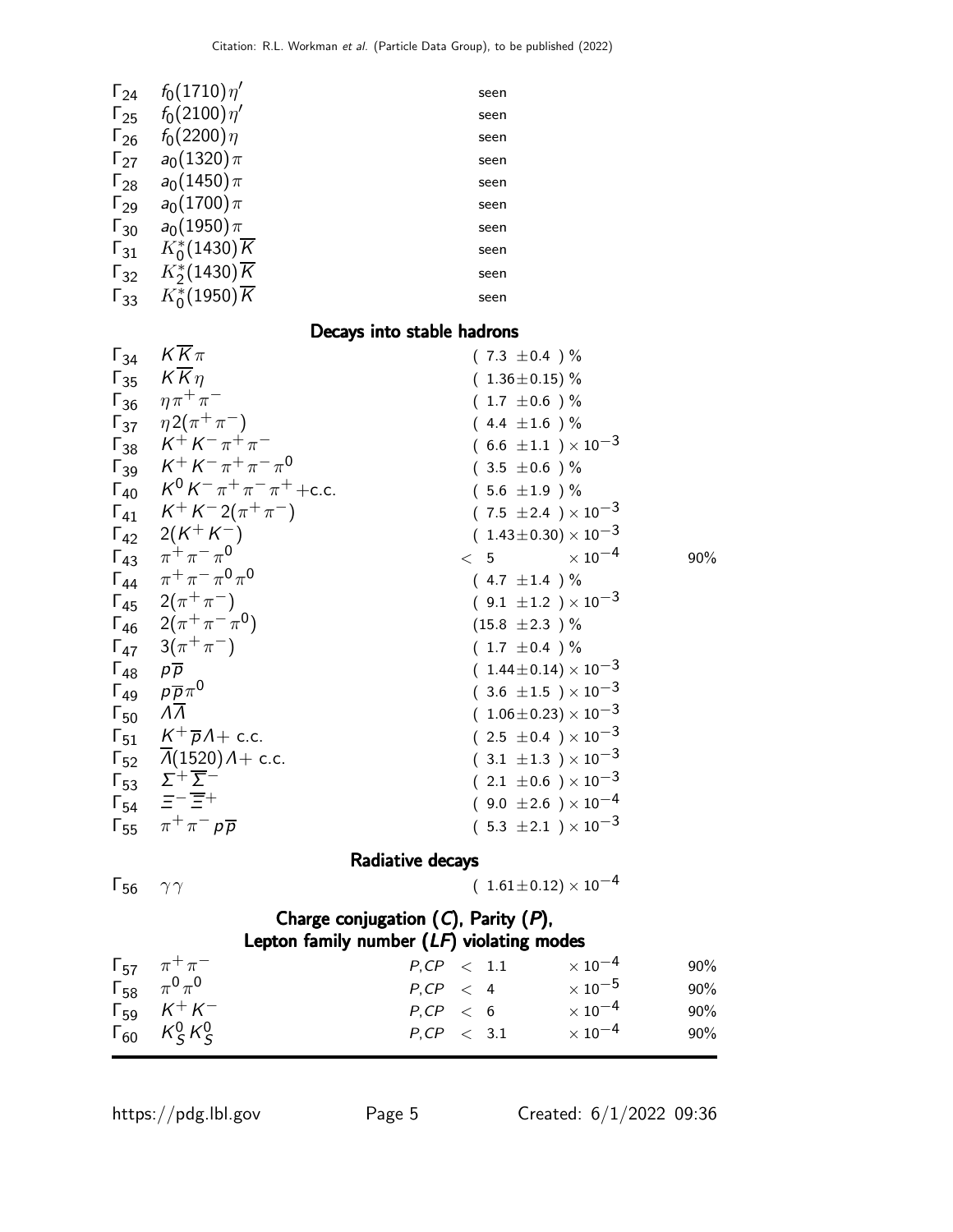| | Mode | Fraction ($\Gamma_i/\Gamma$) | Confidence level |
|---|---|---|---|
| $\Gamma_{24}$ | $f_0(1710)\eta'$ | seen | |
| $\Gamma_{25}$ | $f_0(2100)\eta'$ | seen | |
| $\Gamma_{26}$ | $f_0(2200)\eta$ | seen | |
| $\Gamma_{27}$ | $a_0(1320)\pi$ | seen | |
| $\Gamma_{28}$ | $a_0(1450)\pi$ | seen | |
| $\Gamma_{29}$ | $a_0(1700)\pi$ | seen | |
| $\Gamma_{30}$ | $a_0(1950)\pi$ | seen | |
| $\Gamma_{31}$ | $K_0^*(1430)\overline{K}$ | seen | |
| $\Gamma_{32}$ | $K_2^*(1430)\overline{K}$ | seen | |
| $\Gamma_{33}$ | $K_0^*(1950)\overline{K}$ | seen | |

## Decays into stable hadrons

| | Mode | Fraction ($\Gamma_i/\Gamma$) | Confidence level |
|---|---|---|---|
| $\Gamma_{34}$ | $K\overline{K}\pi$ | $(7.3 \pm 0.4)$ % | |
| $\Gamma_{35}$ | $K\overline{K}\eta$ | $(1.36 \pm 0.15)$ % | |
| $\Gamma_{36}$ | $\eta\pi^+\pi^-$ | $(1.7 \pm 0.6)$ % | |
| $\Gamma_{37}$ | $\eta 2(\pi^+\pi^-)$ | $(4.4 \pm 1.6)$ % | |
| $\Gamma_{38}$ | $K^+K^-\pi^+\pi^-$ | $(6.6 \pm 1.1) \times 10^{-3}$ | |
| $\Gamma_{39}$ | $K^+K^-\pi^+\pi^-\pi^0$ | $(3.5 \pm 0.6)$ % | |
| $\Gamma_{40}$ | $K^0K^-\pi^+\pi^-\pi^+$+c.c. | $(5.6 \pm 1.9)$ % | |
| $\Gamma_{41}$ | $K^+K^-2(\pi^+\pi^-)$ | $(7.5 \pm 2.4) \times 10^{-3}$ | |
| $\Gamma_{42}$ | $2(K^+K^-)$ | $(1.43 \pm 0.30) \times 10^{-3}$ | |
| $\Gamma_{43}$ | $\pi^+\pi^-\pi^0$ | $< 5 \times 10^{-4}$ | 90% |
| $\Gamma_{44}$ | $\pi^+\pi^-\pi^0\pi^0$ | $(4.7 \pm 1.4)$ % | |
| $\Gamma_{45}$ | $2(\pi^+\pi^-)$ | $(9.1 \pm 1.2) \times 10^{-3}$ | |
| $\Gamma_{46}$ | $2(\pi^+\pi^-\pi^0)$ | $(15.8 \pm 2.3)$ % | |
| $\Gamma_{47}$ | $3(\pi^+\pi^-)$ | $(1.7 \pm 0.4)$ % | |
| $\Gamma_{48}$ | $p\overline{p}$ | $(1.44 \pm 0.14) \times 10^{-3}$ | |
| $\Gamma_{49}$ | $p\overline{p}\pi^0$ | $(3.6 \pm 1.5) \times 10^{-3}$ | |
| $\Gamma_{50}$ | $\Lambda\overline{\Lambda}$ | $(1.06 \pm 0.23) \times 10^{-3}$ | |
| $\Gamma_{51}$ | $K^+\overline{p}\Lambda$+ c.c. | $(2.5 \pm 0.4) \times 10^{-3}$ | |
| $\Gamma_{52}$ | $\overline{\Lambda}(1520)\Lambda$+ c.c. | $(3.1 \pm 1.3) \times 10^{-3}$ | |
| $\Gamma_{53}$ | $\Sigma^+\overline{\Sigma}^-$ | $(2.1 \pm 0.6) \times 10^{-3}$ | |
| $\Gamma_{54}$ | $\Xi^-\overline{\Xi}^+$ | $(9.0 \pm 2.6) \times 10^{-4}$ | |
| $\Gamma_{55}$ | $\pi^+\pi^-p\overline{p}$ | $(5.3 \pm 2.1) \times 10^{-3}$ | |

## Radiative decays

| | Mode | Fraction ($\Gamma_i/\Gamma$) | Confidence level |
|---|---|---|---|
| $\Gamma_{56}$ | $\gamma\gamma$ | $(1.61 \pm 0.12) \times 10^{-4}$ | |

## Charge conjugation (*C*), Parity (*P*), Lepton family number (*LF*) violating modes

| | Mode | | Fraction ($\Gamma_i/\Gamma$) | Confidence level |
|---|---|---|---|---|
| $\Gamma_{57}$ | $\pi^+\pi^-$ | $P,CP$ | $< 1.1 \times 10^{-4}$ | 90% |
| $\Gamma_{58}$ | $\pi^0\pi^0$ | $P,CP$ | $< 4 \times 10^{-5}$ | 90% |
| $\Gamma_{59}$ | $K^+K^-$ | $P,CP$ | $< 6 \times 10^{-4}$ | 90% |
| $\Gamma_{60}$ | $K_S^0K_S^0$ | $P,CP$ | $< 3.1 \times 10^{-4}$ | 90% |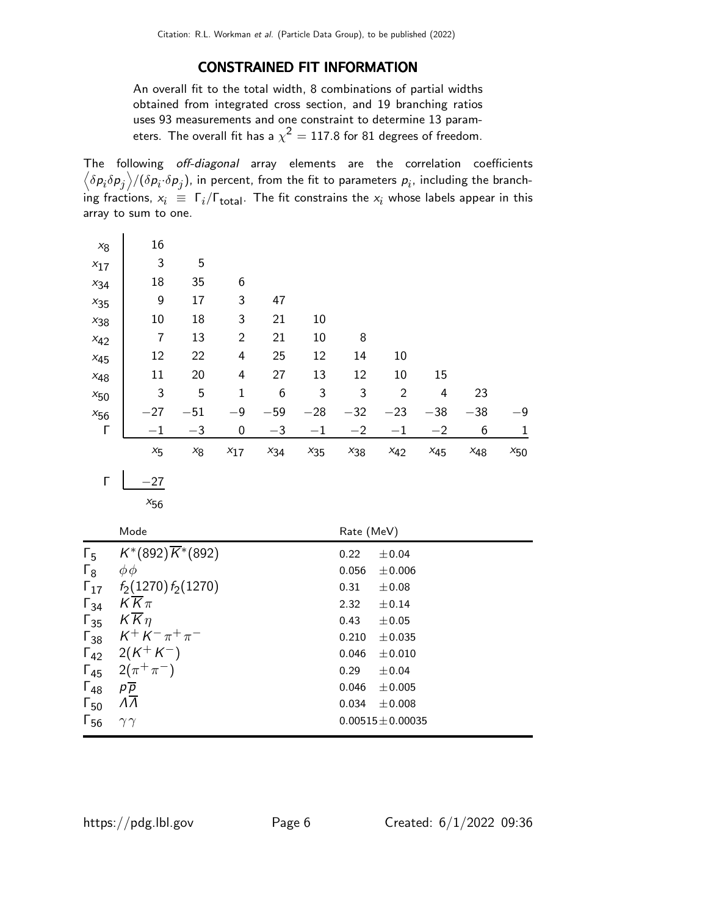Citation: R.L. Workman *et al.* (Particle Data Group), to be published (2022)

## CONSTRAINED FIT INFORMATION

An overall fit to the total width, 8 combinations of partial widths obtained from integrated cross section, and 19 branching ratios uses 93 measurements and one constraint to determine 13 parameters. The overall fit has a $\chi^2 = 117.8$ for 81 degrees of freedom.

The following *off-diagonal* array elements are the correlation coefficients $\left\langle \delta p_i \delta p_j \right\rangle / (\delta p_i \cdot \delta p_j)$, in percent, from the fit to parameters $p_i$, including the branching fractions, $x_i \equiv \Gamma_i / \Gamma_{\text{total}}$. The fit constrains the $x_i$ whose labels appear in this array to sum to one.

| | $x_5$ | $x_8$ | $x_{17}$ | $x_{34}$ | $x_{35}$ | $x_{38}$ | $x_{42}$ | $x_{45}$ | $x_{48}$ | $x_{50}$ | $x_{56}$ |
|---|---|---|---|---|---|---|---|---|---|---|---|
| $x_8$ | 16 | | | | | | | | | | |
| $x_{17}$ | 3 | 5 | | | | | | | | | |
| $x_{34}$ | 18 | 35 | 6 | | | | | | | | |
| $x_{35}$ | 9 | 17 | 3 | 47 | | | | | | | |
| $x_{38}$ | 10 | 18 | 3 | 21 | 10 | | | | | | |
| $x_{42}$ | 7 | 13 | 2 | 21 | 10 | 8 | | | | | |
| $x_{45}$ | 12 | 22 | 4 | 25 | 12 | 14 | 10 | | | | |
| $x_{48}$ | 11 | 20 | 4 | 27 | 13 | 12 | 10 | 15 | | | |
| $x_{50}$ | 3 | 5 | 1 | 6 | 3 | 3 | 2 | 4 | 23 | | |
| $x_{56}$ | −27 | −51 | −9 | −59 | −28 | −32 | −23 | −38 | −38 | −9 | |
| $\Gamma$ | −1 | −3 | 0 | −3 | −1 | −2 | −1 | −2 | 6 | 1 | −27 |

| | Mode | Rate (MeV) |
|---|---|---|
| $\Gamma_5$ | $K^*(892)\overline{K}^*(892)$ | $0.22 \pm 0.04$ |
| $\Gamma_8$ | $\phi\phi$ | $0.056 \pm 0.006$ |
| $\Gamma_{17}$ | $f_2(1270) f_2(1270)$ | $0.31 \pm 0.08$ |
| $\Gamma_{34}$ | $K\overline{K}\pi$ | $2.32 \pm 0.14$ |
| $\Gamma_{35}$ | $K\overline{K}\eta$ | $0.43 \pm 0.05$ |
| $\Gamma_{38}$ | $K^+K^-\pi^+\pi^-$ | $0.210 \pm 0.035$ |
| $\Gamma_{42}$ | $2(K^+K^-)$ | $0.046 \pm 0.010$ |
| $\Gamma_{45}$ | $2(\pi^+\pi^-)$ | $0.29 \pm 0.04$ |
| $\Gamma_{48}$ | $p\overline{p}$ | $0.046 \pm 0.005$ |
| $\Gamma_{50}$ | $\Lambda\overline{\Lambda}$ | $0.034 \pm 0.008$ |
| $\Gamma_{56}$ | $\gamma\gamma$ | $0.00515 \pm 0.00035$ |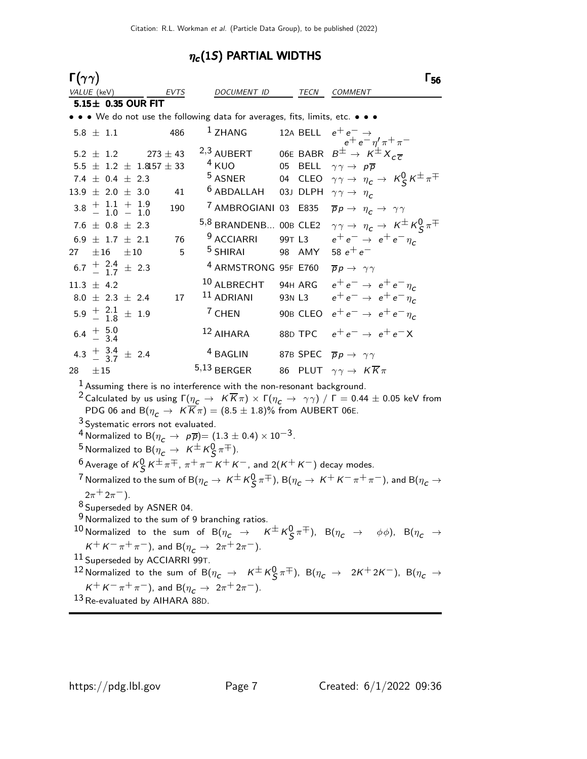## $\eta_c(1S)$ PARTIAL WIDTHS

### $\Gamma(\gamma\gamma)$ $\Gamma_{56}$

| VALUE (keV) | EVTS | DOCUMENT ID | | TECN | COMMENT |
|---|---|---|---|---|---|
| **5.15± 0.35 OUR FIT** | | | | | |
| • • • We do not use the following data for averages, fits, limits, etc. • • • | | | | | |
| $5.8 \pm 1.1$ | 486 | [1] ZHANG | 12A | BELL | $e^+e^- \to e^+e^-\eta'\pi^+\pi^-$ |
| $5.2 \pm 1.2$ | $273 \pm 43$ | [2,3] AUBERT | 06E | BABR | $B^\pm \to K^\pm X_{c\overline{c}}$ |
| $5.5 \pm 1.2 \pm 1.8$ | $157 \pm 33$ | [4] KUO | 05 | BELL | $\gamma\gamma \to p\overline{p}$ |
| $7.4 \pm 0.4 \pm 2.3$ | | [5] ASNER | 04 | CLEO | $\gamma\gamma \to \eta_c \to K^0_S K^\pm \pi^\mp$ |
| $13.9 \pm 2.0 \pm 3.0$ | 41 | [6] ABDALLAH | 03J | DLPH | $\gamma\gamma \to \eta_c$ |
| $3.8 \ {}^{+\ 1.1}_{-\ 1.0} \ {}^{+\ 1.9}_{-\ 1.0}$ | 190 | [7] AMBROGIANI | 03 | E835 | $\overline{p}p \to \eta_c \to \gamma\gamma$ |
| $7.6 \pm 0.8 \pm 2.3$ | | [5,8] BRANDENB... | 00B | CLE2 | $\gamma\gamma \to \eta_c \to K^\pm K^0_S \pi^\mp$ |
| $6.9 \pm 1.7 \pm 2.1$ | 76 | [9] ACCIARRI | 99T | L3 | $e^+e^- \to e^+e^-\eta_c$ |
| $27 \ \pm 16 \ \pm 10$ | 5 | [5] SHIRAI | 98 | AMY | $58\ e^+e^-$ |
| $6.7 \ {}^{+\ 2.4}_{-\ 1.7} \pm 2.3$ | | [4] ARMSTRONG | 95F | E760 | $\overline{p}p \to \gamma\gamma$ |
| $11.3 \pm 4.2$ | | [10] ALBRECHT | 94H | ARG | $e^+e^- \to e^+e^-\eta_c$ |
| $8.0 \pm 2.3 \pm 2.4$ | 17 | [11] ADRIANI | 93N | L3 | $e^+e^- \to e^+e^-\eta_c$ |
| $5.9 \ {}^{+\ 2.1}_{-\ 1.8} \pm 1.9$ | | [7] CHEN | 90B | CLEO | $e^+e^- \to e^+e^-\eta_c$ |
| $6.4 \ {}^{+\ 5.0}_{-\ 3.4}$ | | [12] AIHARA | 88D | TPC | $e^+e^- \to e^+e^- X$ |
| $4.3 \ {}^{+\ 3.4}_{-\ 3.7} \pm 2.4$ | | [4] BAGLIN | 87B | SPEC | $\overline{p}p \to \gamma\gamma$ |
| $28 \ \pm 15$ | | [5,13] BERGER | 86 | PLUT | $\gamma\gamma \to K\overline{K}\pi$ |

[1] Assuming there is no interference with the non-resonant background.

[2] Calculated by us using $\Gamma(\eta_c \to K\overline{K}\pi) \times \Gamma(\eta_c \to \gamma\gamma) / \Gamma = 0.44 \pm 0.05$ keV from PDG 06 and $B(\eta_c \to K\overline{K}\pi) = (8.5 \pm 1.8)\%$ from AUBERT 06E.

[3] Systematic errors not evaluated.

[4] Normalized to $B(\eta_c \to p\overline{p}) = (1.3 \pm 0.4) \times 10^{-3}$.

[5] Normalized to $B(\eta_c \to K^\pm K^0_S \pi^\mp)$.

[6] Average of $K^0_S K^\pm \pi^\mp$, $\pi^+\pi^- K^+K^-$, and $2(K^+K^-)$ decay modes.

[7] Normalized to the sum of $B(\eta_c \to K^\pm K^0_S \pi^\mp)$, $B(\eta_c \to K^+K^-\pi^+\pi^-)$, and $B(\eta_c \to 2\pi^+ 2\pi^-)$.

[8] Superseded by ASNER 04.

[9] Normalized to the sum of 9 branching ratios.

[10] Normalized to the sum of $B(\eta_c \to K^\pm K^0_S \pi^\mp)$, $B(\eta_c \to \phi\phi)$, $B(\eta_c \to K^+K^-\pi^+\pi^-)$, and $B(\eta_c \to 2\pi^+ 2\pi^-)$.

[11] Superseded by ACCIARRI 99T.

[12] Normalized to the sum of $B(\eta_c \to K^\pm K^0_S \pi^\mp)$, $B(\eta_c \to 2K^+ 2K^-)$, $B(\eta_c \to K^+K^-\pi^+\pi^-)$, and $B(\eta_c \to 2\pi^+ 2\pi^-)$.

[13] Re-evaluated by AIHARA 88D.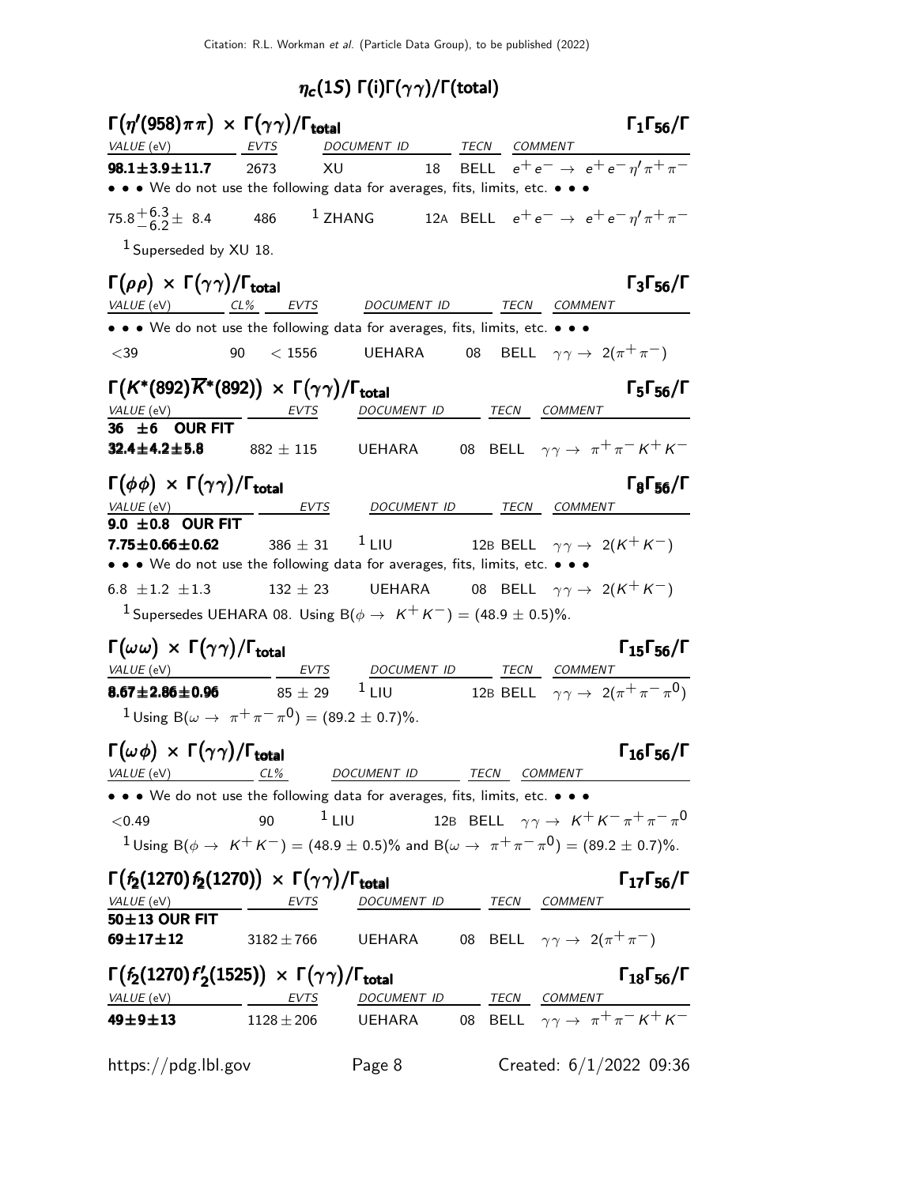## $\eta_c(1S)$ $\Gamma(i)\Gamma(\gamma\gamma)/\Gamma(\text{total})$

### $\Gamma(\eta'(958)\pi\pi) \times \Gamma(\gamma\gamma)/\Gamma_{\text{total}}$ — $\Gamma_1\Gamma_{56}/\Gamma$

| VALUE (eV) | EVTS | DOCUMENT ID | | TECN | COMMENT |
|---|---|---|---|---|---|
| **98.1±3.9±11.7** | 2673 | XU | 18 | BELL | $e^+e^- \to e^+e^-\eta'\pi^+\pi^-$ |
| • • • We do not use the following data for averages, fits, limits, etc. • • • | | | | | |
| $75.8^{+6.3}_{-6.2} \pm 8.4$ | 486 | [1] ZHANG | 12A | BELL | $e^+e^- \to e^+e^-\eta'\pi^+\pi^-$ |

[1] Superseded by XU 18.

### $\Gamma(\rho\rho) \times \Gamma(\gamma\gamma)/\Gamma_{\text{total}}$ — $\Gamma_3\Gamma_{56}/\Gamma$

| VALUE (eV) | CL% | EVTS | DOCUMENT ID | | TECN | COMMENT |
|---|---|---|---|---|---|---|
| • • • We do not use the following data for averages, fits, limits, etc. • • • | | | | | | |
| <39 | 90 | < 1556 | UEHARA | 08 | BELL | $\gamma\gamma \to 2(\pi^+\pi^-)$ |

### $\Gamma(K^*(892)\overline{K}^*(892)) \times \Gamma(\gamma\gamma)/\Gamma_{\text{total}}$ — $\Gamma_5\Gamma_{56}/\Gamma$

| VALUE (eV) | EVTS | DOCUMENT ID | | TECN | COMMENT |
|---|---|---|---|---|---|
| **36 ±6 OUR FIT** | | | | | |
| **32.4±4.2±5.8** | 882 ± 115 | UEHARA | 08 | BELL | $\gamma\gamma \to \pi^+\pi^-K^+K^-$ |

### $\Gamma(\phi\phi) \times \Gamma(\gamma\gamma)/\Gamma_{\text{total}}$ — $\Gamma_8\Gamma_{56}/\Gamma$

| VALUE (eV) | EVTS | DOCUMENT ID | | TECN | COMMENT |
|---|---|---|---|---|---|
| **9.0 ±0.8 OUR FIT** | | | | | |
| **7.75±0.66±0.62** | 386 ± 31 | [1] LIU | 12B | BELL | $\gamma\gamma \to 2(K^+K^-)$ |
| • • • We do not use the following data for averages, fits, limits, etc. • • • | | | | | |
| 6.8 ±1.2 ±1.3 | 132 ± 23 | UEHARA | 08 | BELL | $\gamma\gamma \to 2(K^+K^-)$ |

[1] Supersedes UEHARA 08. Using $B(\phi \to K^+K^-) = (48.9 \pm 0.5)\%$.

### $\Gamma(\omega\omega) \times \Gamma(\gamma\gamma)/\Gamma_{\text{total}}$ — $\Gamma_{15}\Gamma_{56}/\Gamma$

| VALUE (eV) | EVTS | DOCUMENT ID | | TECN | COMMENT |
|---|---|---|---|---|---|
| **8.67±2.86±0.96** | 85 ± 29 | [1] LIU | 12B | BELL | $\gamma\gamma \to 2(\pi^+\pi^-\pi^0)$ |

[1] Using $B(\omega \to \pi^+\pi^-\pi^0) = (89.2 \pm 0.7)\%$.

### $\Gamma(\omega\phi) \times \Gamma(\gamma\gamma)/\Gamma_{\text{total}}$ — $\Gamma_{16}\Gamma_{56}/\Gamma$

| VALUE (eV) | CL% | DOCUMENT ID | | TECN | COMMENT |
|---|---|---|---|---|---|
| • • • We do not use the following data for averages, fits, limits, etc. • • • | | | | | |
| <0.49 | 90 | [1] LIU | 12B | BELL | $\gamma\gamma \to K^+K^-\pi^+\pi^-\pi^0$ |

[1] Using $B(\phi \to K^+K^-) = (48.9 \pm 0.5)\%$ and $B(\omega \to \pi^+\pi^-\pi^0) = (89.2 \pm 0.7)\%$.

### $\Gamma(f_2(1270)f_2(1270)) \times \Gamma(\gamma\gamma)/\Gamma_{\text{total}}$ — $\Gamma_{17}\Gamma_{56}/\Gamma$

| VALUE (eV) | EVTS | DOCUMENT ID | | TECN | COMMENT |
|---|---|---|---|---|---|
| **50±13 OUR FIT** | | | | | |
| **69±17±12** | 3182±766 | UEHARA | 08 | BELL | $\gamma\gamma \to 2(\pi^+\pi^-)$ |

### $\Gamma(f_2(1270)f'_2(1525)) \times \Gamma(\gamma\gamma)/\Gamma_{\text{total}}$ — $\Gamma_{18}\Gamma_{56}/\Gamma$

| VALUE (eV) | EVTS | DOCUMENT ID | | TECN | COMMENT |
|---|---|---|---|---|---|
| **49±9±13** | 1128±206 | UEHARA | 08 | BELL | $\gamma\gamma \to \pi^+\pi^-K^+K^-$ |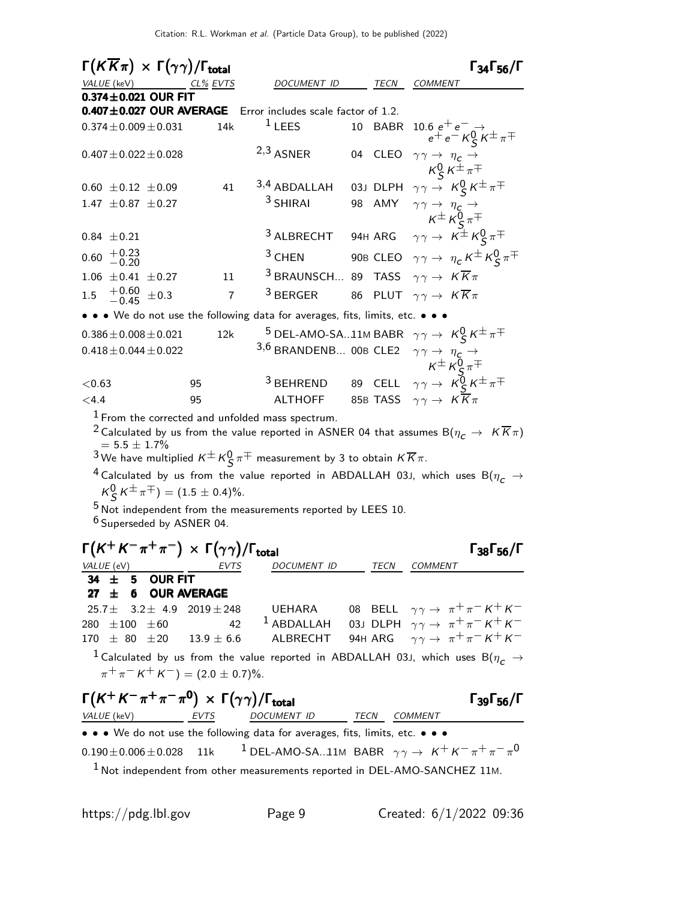## $\Gamma(K\overline{K}\pi) \times \Gamma(\gamma\gamma)/\Gamma_{\rm total}$ — $\Gamma_{34}\Gamma_{56}/\Gamma$

| VALUE (keV) | CL% | EVTS | DOCUMENT ID | | TECN | COMMENT |
|---|---|---|---|---|---|---|
| **0.374±0.021 OUR FIT** | | | | | | |
| **0.407±0.027 OUR AVERAGE** | | | Error includes scale factor of 1.2. | | | |
| $0.374\pm0.009\pm0.031$ | | 14k | [1] LEES | 10 | BABR | $10.6\ e^+e^- \rightarrow e^+e^- K^0_S K^\pm \pi^\mp$ |
| $0.407\pm0.022\pm0.028$ | | | [2,3] ASNER | 04 | CLEO | $\gamma\gamma \rightarrow \eta_c \rightarrow K^0_S K^\pm \pi^\mp$ |
| $0.60\ \pm0.12\ \pm0.09$ | | 41 | [3,4] ABDALLAH | 03J | DLPH | $\gamma\gamma \rightarrow K^0_S K^\pm \pi^\mp$ |
| $1.47\ \pm0.87\ \pm0.27$ | | | [3] SHIRAI | 98 | AMY | $\gamma\gamma \rightarrow \eta_c \rightarrow K^\pm K^0_S \pi^\mp$ |
| $0.84\ \pm0.21$ | | | [3] ALBRECHT | 94H | ARG | $\gamma\gamma \rightarrow K^\pm K^0_S \pi^\mp$ |
| $0.60\ ^{+0.23}_{-0.20}$ | | | [3] CHEN | 90B | CLEO | $\gamma\gamma \rightarrow \eta_c K^\pm K^0_S \pi^\mp$ |
| $1.06\ \pm0.41\ \pm0.27$ | | 11 | [3] BRAUNSCH... | 89 | TASS | $\gamma\gamma \rightarrow K\overline{K}\pi$ |
| $1.5\ ^{+0.60}_{-0.45}\ \pm0.3$ | | 7 | [3] BERGER | 86 | PLUT | $\gamma\gamma \rightarrow K\overline{K}\pi$ |
| • • • We do not use the following data for averages, fits, limits, etc. • • • | | | | | | |
| $0.386\pm0.008\pm0.021$ | | 12k | [5] DEL-AMO-SA..11M | | BABR | $\gamma\gamma \rightarrow K^0_S K^\pm \pi^\mp$ |
| $0.418\pm0.044\pm0.022$ | | | [3,6] BRANDENB... | 00B | CLE2 | $\gamma\gamma \rightarrow \eta_c \rightarrow K^\pm K^0_S \pi^\mp$ |
| $<0.63$ | 95 | | [3] BEHREND | 89 | CELL | $\gamma\gamma \rightarrow K^0_S K^\pm \pi^\mp$ |
| $<4.4$ | 95 | | ALTHOFF | 85B | TASS | $\gamma\gamma \rightarrow K\overline{K}\pi$ |

[1] From the corrected and unfolded mass spectrum.

[2] Calculated by us from the value reported in ASNER 04 that assumes $B(\eta_c \rightarrow K\overline{K}\pi) = 5.5 \pm 1.7\%$

[3] We have multiplied $K^\pm K^0_S \pi^\mp$ measurement by 3 to obtain $K\overline{K}\pi$.

[4] Calculated by us from the value reported in ABDALLAH 03J, which uses $B(\eta_c \rightarrow K^0_S K^\pm \pi^\mp) = (1.5 \pm 0.4)\%$.

[5] Not independent from the measurements reported by LEES 10.

[6] Superseded by ASNER 04.

## $\Gamma(K^+K^-\pi^+\pi^-) \times \Gamma(\gamma\gamma)/\Gamma_{\rm total}$ — $\Gamma_{38}\Gamma_{56}/\Gamma$

| VALUE (eV) | EVTS | DOCUMENT ID | | TECN | COMMENT |
|---|---|---|---|---|---|
| **34 ± 5 OUR FIT** | | | | | |
| **27 ± 6 OUR AVERAGE** | | | | | |
| $25.7\pm\ 3.2\pm\ 4.9$ | $2019\pm248$ | UEHARA | 08 | BELL | $\gamma\gamma \rightarrow \pi^+\pi^-K^+K^-$ |
| $280\ \pm100\ \pm60$ | 42 | [1] ABDALLAH | 03J | DLPH | $\gamma\gamma \rightarrow \pi^+\pi^-K^+K^-$ |
| $170\ \pm\ 80\ \pm20$ | $13.9\pm6.6$ | ALBRECHT | 94H | ARG | $\gamma\gamma \rightarrow \pi^+\pi^-K^+K^-$ |

[1] Calculated by us from the value reported in ABDALLAH 03J, which uses $B(\eta_c \rightarrow \pi^+\pi^-K^+K^-) = (2.0 \pm 0.7)\%$.

## $\Gamma(K^+K^-\pi^+\pi^-\pi^0) \times \Gamma(\gamma\gamma)/\Gamma_{\rm total}$ — $\Gamma_{39}\Gamma_{56}/\Gamma$

| VALUE (keV) | EVTS | DOCUMENT ID | TECN | COMMENT |
|---|---|---|---|---|
| • • • We do not use the following data for averages, fits, limits, etc. • • • | | | | |
| $0.190\pm0.006\pm0.028$ | 11k | [1] DEL-AMO-SA..11M | BABR | $\gamma\gamma \rightarrow K^+K^-\pi^+\pi^-\pi^0$ |

[1] Not independent from other measurements reported in DEL-AMO-SANCHEZ 11M.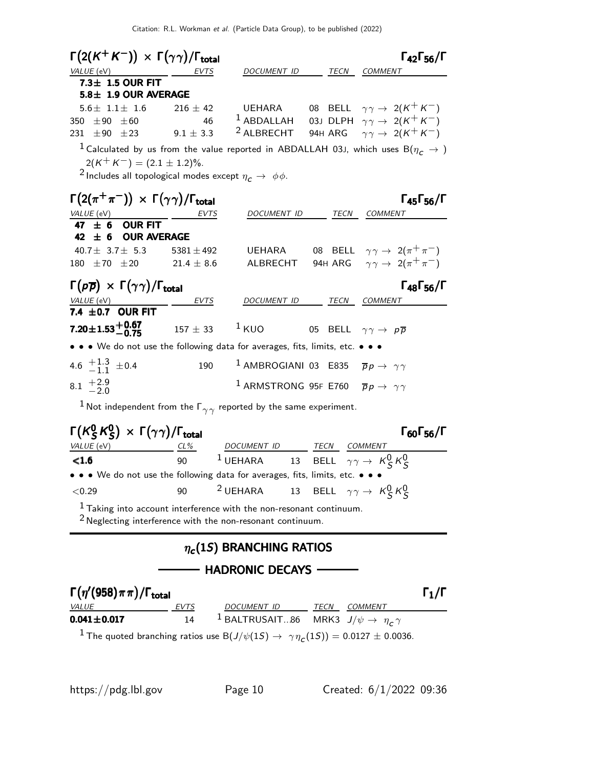### $\Gamma(2(K^+K^-)) \times \Gamma(\gamma\gamma)/\Gamma_{\rm total}$ $\Gamma_{42}\Gamma_{56}/\Gamma$

| VALUE (eV) | EVTS | DOCUMENT ID | TECN | COMMENT |
|---|---|---|---|---|
| **7.3± 1.5 OUR FIT** | | | | |
| **5.8± 1.9 OUR AVERAGE** | | | | |
| 5.6± 1.1± 1.6 | 216 ± 42 | UEHARA | 08 BELL | $\gamma\gamma \to 2(K^+K^-)$ |
| 350 ±90 ±60 | 46 | [1] ABDALLAH | 03J DLPH | $\gamma\gamma \to 2(K^+K^-)$ |
| 231 ±90 ±23 | 9.1 ± 3.3 | [2] ALBRECHT | 94H ARG | $\gamma\gamma \to 2(K^+K^-)$ |

[1] Calculated by us from the value reported in ABDALLAH 03J, which uses B($\eta_c \to$ ) $2(K^+K^-)$ = $(2.1 \pm 1.2)$%.

[2] Includes all topological modes except $\eta_c \to \phi\phi$.

### $\Gamma(2(\pi^+\pi^-)) \times \Gamma(\gamma\gamma)/\Gamma_{\rm total}$ $\Gamma_{45}\Gamma_{56}/\Gamma$

| VALUE (eV) | EVTS | DOCUMENT ID | TECN | COMMENT |
|---|---|---|---|---|
| **47 ± 6 OUR FIT** | | | | |
| **42 ± 6 OUR AVERAGE** | | | | |
| 40.7± 3.7± 5.3 | 5381 ± 492 | UEHARA | 08 BELL | $\gamma\gamma \to 2(\pi^+\pi^-)$ |
| 180 ±70 ±20 | 21.4 ± 8.6 | ALBRECHT | 94H ARG | $\gamma\gamma \to 2(\pi^+\pi^-)$ |

### $\Gamma(p\overline{p}) \times \Gamma(\gamma\gamma)/\Gamma_{\rm total}$ $\Gamma_{48}\Gamma_{56}/\Gamma$

| VALUE (eV) | EVTS | DOCUMENT ID | TECN | COMMENT |
|---|---|---|---|---|
| **7.4 ±0.7 OUR FIT** | | | | |
| **$7.20\pm1.53^{+0.67}_{-0.75}$** | 157 ± 33 | [1] KUO | 05 BELL | $\gamma\gamma \to p\overline{p}$ |
| • • • We do not use the following data for averages, fits, limits, etc. • • • | | | | |
| $4.6\ ^{+1.3}_{-1.1}\ \pm0.4$ | 190 | [1] AMBROGIANI 03 | E835 | $\overline{p}p \to \gamma\gamma$ |
| $8.1\ ^{+2.9}_{-2.0}$ | | [1] ARMSTRONG 95F | E760 | $\overline{p}p \to \gamma\gamma$ |

[1] Not independent from the $\Gamma_{\gamma\gamma}$ reported by the same experiment.

### $\Gamma(K^0_S K^0_S) \times \Gamma(\gamma\gamma)/\Gamma_{\rm total}$ $\Gamma_{60}\Gamma_{56}/\Gamma$

| VALUE (eV) | CL% | DOCUMENT ID | TECN | COMMENT |
|---|---|---|---|---|
| **<1.6** | 90 | [1] UEHARA 13 | BELL | $\gamma\gamma \to K^0_S K^0_S$ |
| • • • We do not use the following data for averages, fits, limits, etc. • • • | | | | |
| <0.29 | 90 | [2] UEHARA 13 | BELL | $\gamma\gamma \to K^0_S K^0_S$ |

[1] Taking into account interference with the non-resonant continuum.

[2] Neglecting interference with the non-resonant continuum.

## $\eta_c(1S)$ BRANCHING RATIOS

### HADRONIC DECAYS

### $\Gamma(\eta'(958)\pi\pi)/\Gamma_{\rm total}$ $\Gamma_1/\Gamma$

| VALUE | EVTS | DOCUMENT ID | TECN | COMMENT |
|---|---|---|---|---|
| **0.041±0.017** | 14 | [1] BALTRUSAIT...86 | MRK3 | $J/\psi \to \eta_c\gamma$ |

[1] The quoted branching ratios use B($J/\psi(1S) \to \gamma\eta_c(1S)$) = 0.0127 ± 0.0036.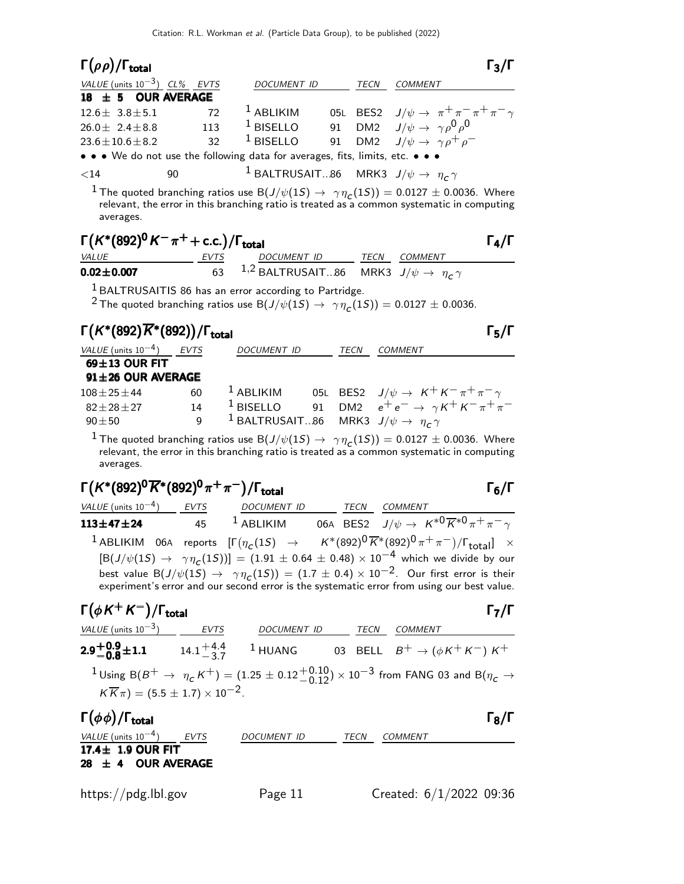## $\Gamma(\rho\rho)/\Gamma_{\text{total}}$ $\Gamma_3/\Gamma$

| VALUE (units $10^{-3}$) | CL% | EVTS | DOCUMENT ID | | TECN | COMMENT |
|---|---|---|---|---|---|---|
| **18 ± 5 OUR AVERAGE** | | | | | | |
| $12.6 \pm 3.8 \pm 5.1$ | | 72 | [1] ABLIKIM | 05L | BES2 | $J/\psi \to \pi^+\pi^-\pi^+\pi^-\gamma$ |
| $26.0 \pm 2.4 \pm 8.8$ | | 113 | [1] BISELLO | 91 | DM2 | $J/\psi \to \gamma\rho^0\rho^0$ |
| $23.6 \pm 10.6 \pm 8.2$ | | 32 | [1] BISELLO | 91 | DM2 | $J/\psi \to \gamma\rho^+\rho^-$ |
| • • • We do not use the following data for averages, fits, limits, etc. • • • | | | | | | |
| $<14$ | 90 | | [1] BALTRUSAIT...86 | | MRK3 | $J/\psi \to \eta_c\gamma$ |

[1] The quoted branching ratios use $B(J/\psi(1S) \to \gamma\eta_c(1S)) = 0.0127 \pm 0.0036$. Where relevant, the error in this branching ratio is treated as a common systematic in computing averages.

## $\Gamma(K^*(892)^0 K^-\pi^+ + \text{c.c.})/\Gamma_{\text{total}}$ $\Gamma_4/\Gamma$

| VALUE | EVTS | DOCUMENT ID | TECN | COMMENT |
|---|---|---|---|---|
| **0.02±0.007** | 63 | [1,2] BALTRUSAIT...86 | MRK3 | $J/\psi \to \eta_c\gamma$ |

[1] BALTRUSAITIS 86 has an error according to Partridge.

[2] The quoted branching ratios use $B(J/\psi(1S) \to \gamma\eta_c(1S)) = 0.0127 \pm 0.0036$.

## $\Gamma(K^*(892)\overline{K}^*(892))/\Gamma_{\text{total}}$ $\Gamma_5/\Gamma$

| VALUE (units $10^{-4}$) | EVTS | DOCUMENT ID | | TECN | COMMENT |
|---|---|---|---|---|---|
| **69±13 OUR FIT** | | | | | |
| **91±26 OUR AVERAGE** | | | | | |
| $108 \pm 25 \pm 44$ | 60 | [1] ABLIKIM | 05L | BES2 | $J/\psi \to K^+K^-\pi^+\pi^-\gamma$ |
| $82 \pm 28 \pm 27$ | 14 | [1] BISELLO | 91 | DM2 | $e^+e^- \to \gamma K^+K^-\pi^+\pi^-$ |
| $90 \pm 50$ | 9 | [1] BALTRUSAIT...86 | | MRK3 | $J/\psi \to \eta_c\gamma$ |

[1] The quoted branching ratios use $B(J/\psi(1S) \to \gamma\eta_c(1S)) = 0.0127 \pm 0.0036$. Where relevant, the error in this branching ratio is treated as a common systematic in computing averages.

## $\Gamma(K^*(892)^0\overline{K}^*(892)^0\pi^+\pi^-)/\Gamma_{\text{total}}$ $\Gamma_6/\Gamma$

| VALUE (units $10^{-4}$) | EVTS | DOCUMENT ID | | TECN | COMMENT |
|---|---|---|---|---|---|
| **113±47±24** | 45 | [1] ABLIKIM | 06A | BES2 | $J/\psi \to K^{*0}\overline{K}^{*0}\pi^+\pi^-\gamma$ |

[1] ABLIKIM 06A reports $[\Gamma(\eta_c(1S) \to K^*(892)^0\overline{K}^*(892)^0\pi^+\pi^-)/\Gamma_{\text{total}}] \times [B(J/\psi(1S) \to \gamma\eta_c(1S))] = (1.91 \pm 0.64 \pm 0.48) \times 10^{-4}$ which we divide by our best value $B(J/\psi(1S) \to \gamma\eta_c(1S)) = (1.7 \pm 0.4) \times 10^{-2}$. Our first error is their experiment's error and our second error is the systematic error from using our best value.

## $\Gamma(\phi K^+K^-)/\Gamma_{\text{total}}$ $\Gamma_7/\Gamma$

| VALUE (units $10^{-3}$) | EVTS | DOCUMENT ID | | TECN | COMMENT |
|---|---|---|---|---|---|
| $\mathbf{2.9^{+0.9}_{-0.8} \pm 1.1}$ | $14.1^{+4.4}_{-3.7}$ | [1] HUANG | 03 | BELL | $B^+ \to (\phi K^+K^-)\, K^+$ |

[1] Using $B(B^+ \to \eta_c K^+) = (1.25 \pm 0.12^{+0.10}_{-0.12}) \times 10^{-3}$ from FANG 03 and $B(\eta_c \to K\overline{K}\pi) = (5.5 \pm 1.7) \times 10^{-2}$.

## $\Gamma(\phi\phi)/\Gamma_{\text{total}}$ $\Gamma_8/\Gamma$

| VALUE (units $10^{-4}$) | EVTS | DOCUMENT ID | TECN | COMMENT |
|---|---|---|---|---|
| **17.4± 1.9 OUR FIT** | | | | |
| **28 ± 4 OUR AVERAGE** | | | | |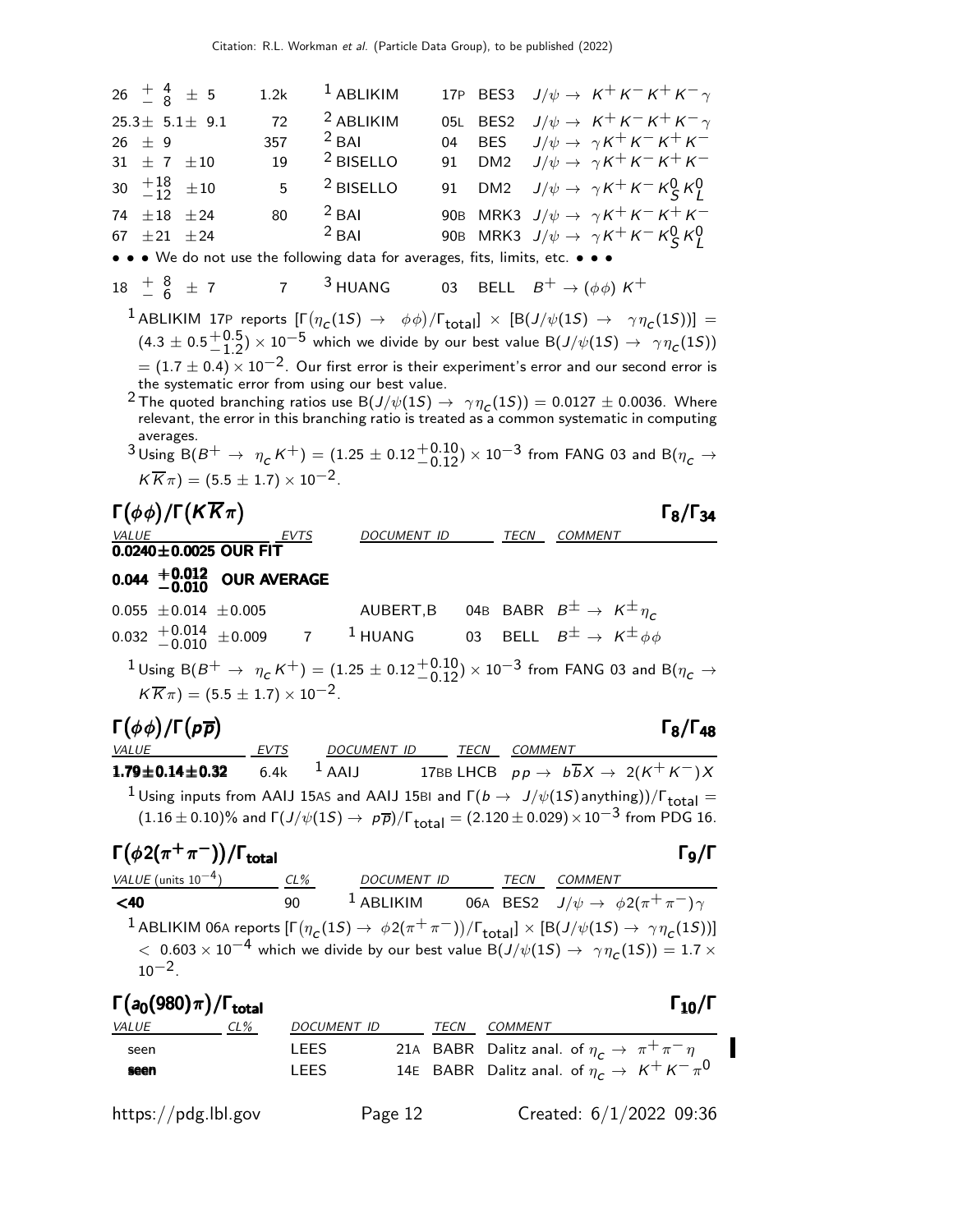| VALUE | EVTS | DOCUMENT ID | TECN | COMMENT |
|---|---|---|---|---|
| $26\ ^{+\ 4}_{-\ 8}\ \pm\ 5$ | 1.2k | [1] ABLIKIM 17P | BES3 | $J/\psi \to K^+K^-K^+K^-\gamma$ |
| $25.3\pm\ 5.1\pm\ 9.1$ | 72 | [2] ABLIKIM 05L | BES2 | $J/\psi \to K^+K^-K^+K^-\gamma$ |
| $26\ \pm\ 9$ | 357 | [2] BAI 04 | BES | $J/\psi \to \gamma K^+K^-K^+K^-$ |
| $31\ \pm\ 7\ \pm10$ | 19 | [2] BISELLO 91 | DM2 | $J/\psi \to \gamma K^+K^-K^+K^-$ |
| $30\ ^{+18}_{-12}\ \pm10$ | 5 | [2] BISELLO 91 | DM2 | $J/\psi \to \gamma K^+K^-K^0_S K^0_L$ |
| $74\ \pm18\ \pm24$ | 80 | [2] BAI 90B | MRK3 | $J/\psi \to \gamma K^+K^-K^+K^-$ |
| $67\ \pm21\ \pm24$ | | [2] BAI 90B | MRK3 | $J/\psi \to \gamma K^+K^-K^0_S K^0_L$ |
| • • • We do not use the following data for averages, fits, limits, etc. • • • | | | | |
| $18\ ^{+\ 8}_{-\ 6}\ \pm\ 7$ | 7 | [3] HUANG 03 | BELL | $B^+ \to (\phi\phi)K^+$ |

[1] ABLIKIM 17P reports $[\Gamma(\eta_c(1S) \to \phi\phi)/\Gamma_{\rm total}] \times [B(J/\psi(1S) \to \gamma\eta_c(1S))] = (4.3 \pm 0.5^{+0.5}_{-1.2}) \times 10^{-5}$ which we divide by our best value $B(J/\psi(1S) \to \gamma\eta_c(1S)) = (1.7 \pm 0.4) \times 10^{-2}$. Our first error is their experiment's error and our second error is the systematic error from using our best value.

[2] The quoted branching ratios use $B(J/\psi(1S) \to \gamma\eta_c(1S)) = 0.0127 \pm 0.0036$. Where relevant, the error in this branching ratio is treated as a common systematic in computing averages.

[3] Using $B(B^+ \to \eta_c K^+) = (1.25 \pm 0.12^{+0.10}_{-0.12}) \times 10^{-3}$ from FANG 03 and $B(\eta_c \to K\overline{K}\pi) = (5.5 \pm 1.7) \times 10^{-2}$.

## $\Gamma(\phi\phi)/\Gamma(K\overline{K}\pi)$ $\qquad\Gamma_8/\Gamma_{34}$

| VALUE | EVTS | DOCUMENT ID | TECN | COMMENT |
|---|---|---|---|---|
| **0.0240±0.0025 OUR FIT** | | | | |
| **$0.044\ ^{+0.012}_{-0.010}$ OUR AVERAGE** | | | | |
| $0.055\ \pm0.014\ \pm0.005$ | | AUBERT,B 04B | BABR | $B^\pm \to K^\pm\eta_c$ |
| $0.032\ ^{+0.014}_{-0.010}\ \pm0.009$ | 7 | [1] HUANG 03 | BELL | $B^\pm \to K^\pm\phi\phi$ |

[1] Using $B(B^+ \to \eta_c K^+) = (1.25 \pm 0.12^{+0.10}_{-0.12}) \times 10^{-3}$ from FANG 03 and $B(\eta_c \to K\overline{K}\pi) = (5.5 \pm 1.7) \times 10^{-2}$.

## $\Gamma(\phi\phi)/\Gamma(p\overline{p})$ $\qquad\Gamma_8/\Gamma_{48}$

| VALUE | EVTS | DOCUMENT ID | TECN | COMMENT |
|---|---|---|---|---|
| **1.79±0.14±0.32** | 6.4k | [1] AAIJ 17BB | LHCB | $pp \to b\overline{b}X \to 2(K^+K^-)X$ |

[1] Using inputs from AAIJ 15AS and AAIJ 15BI and $\Gamma(b \to J/\psi(1S)\text{anything}))/\Gamma_{\rm total} = (1.16 \pm 0.10)\%$ and $\Gamma(J/\psi(1S) \to p\overline{p})/\Gamma_{\rm total} = (2.120 \pm 0.029) \times 10^{-3}$ from PDG 16.

## $\Gamma(\phi 2(\pi^+\pi^-))/\Gamma_{\rm total}$ $\qquad\Gamma_9/\Gamma$

| VALUE (units $10^{-4}$) | CL% | DOCUMENT ID | TECN | COMMENT |
|---|---|---|---|---|
| **<40** | 90 | [1] ABLIKIM 06A | BES2 | $J/\psi \to \phi 2(\pi^+\pi^-)\gamma$ |

[1] ABLIKIM 06A reports $[\Gamma(\eta_c(1S) \to \phi 2(\pi^+\pi^-))/\Gamma_{\rm total}] \times [B(J/\psi(1S) \to \gamma\eta_c(1S))] < 0.603 \times 10^{-4}$ which we divide by our best value $B(J/\psi(1S) \to \gamma\eta_c(1S)) = 1.7 \times 10^{-2}$.

## $\Gamma(a_0(980)\pi)/\Gamma_{\rm total}$ $\qquad\Gamma_{10}/\Gamma$

| VALUE | CL% | DOCUMENT ID | TECN | COMMENT |
|---|---|---|---|---|
| seen | | LEES 21A | BABR | Dalitz anal. of $\eta_c \to \pi^+\pi^-\eta$ |
| **seen** | | LEES 14E | BABR | Dalitz anal. of $\eta_c \to K^+K^-\pi^0$ |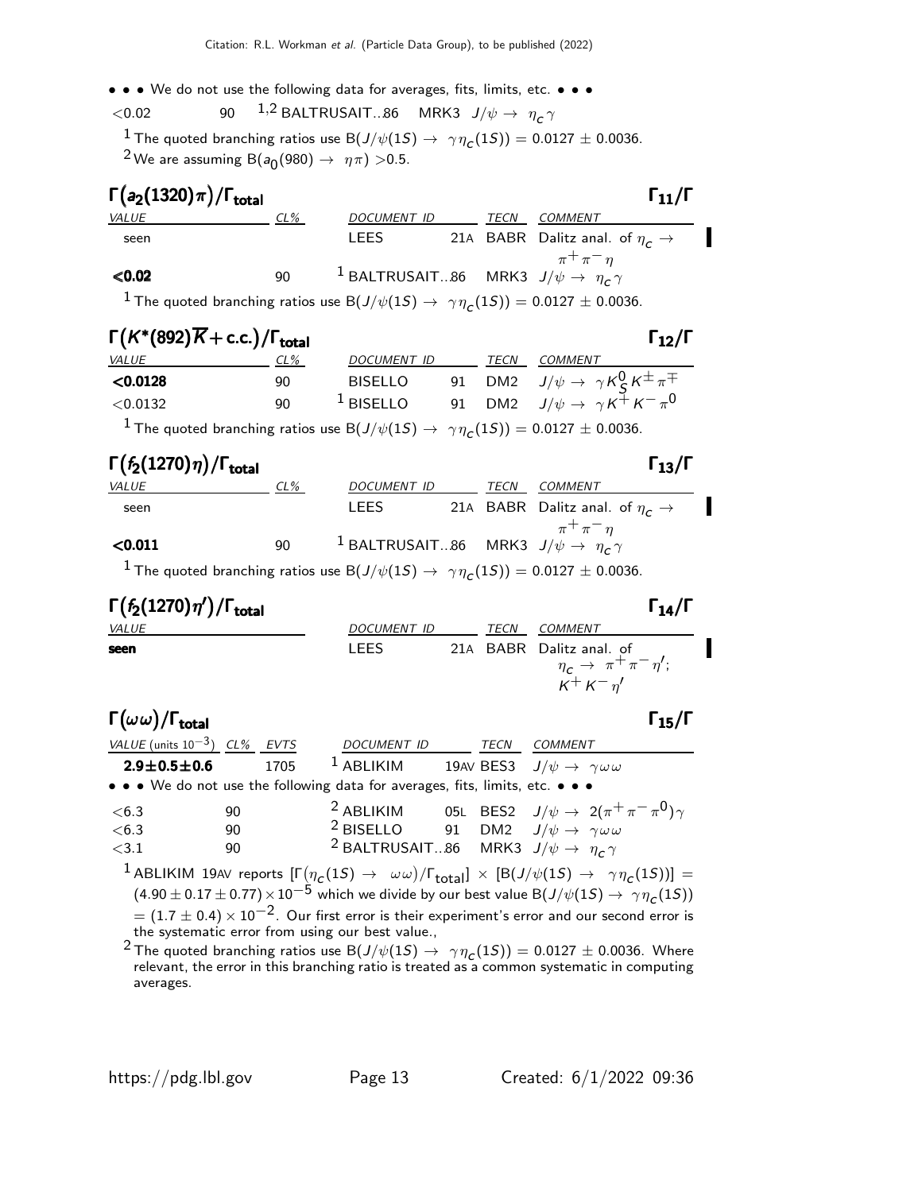• • • We do not use the following data for averages, fits, limits, etc. • • •

| | | | | |
|---|---|---|---|---|
| <0.02 | 90 | [1,2] BALTRUSAIT...86 | MRK3 | $J/\psi \rightarrow \eta_c \gamma$ |

[1] The quoted branching ratios use $B(J/\psi(1S) \rightarrow \gamma \eta_c(1S)) = 0.0127 \pm 0.0036$.

[2] We are assuming $B(a_0(980) \rightarrow \eta\pi) > 0.5$.

## $\Gamma(a_2(1320)\pi)/\Gamma_{total}$ — $\Gamma_{11}/\Gamma$

| VALUE | CL% | DOCUMENT ID | | TECN | COMMENT |
|---|---|---|---|---|---|
| seen | | LEES | 21A | BABR | Dalitz anal. of $\eta_c \rightarrow \pi^+\pi^-\eta$ |
| **<0.02** | 90 | [1] BALTRUSAIT...86 | | MRK3 | $J/\psi \rightarrow \eta_c \gamma$ |

[1] The quoted branching ratios use $B(J/\psi(1S) \rightarrow \gamma \eta_c(1S)) = 0.0127 \pm 0.0036$.

## $\Gamma(K^*(892)\overline{K} + c.c.)/\Gamma_{total}$ — $\Gamma_{12}/\Gamma$

| VALUE | CL% | DOCUMENT ID | | TECN | COMMENT |
|---|---|---|---|---|---|
| **<0.0128** | 90 | BISELLO | 91 | DM2 | $J/\psi \rightarrow \gamma K^0_S K^\pm \pi^\mp$ |
| <0.0132 | 90 | [1] BISELLO | 91 | DM2 | $J/\psi \rightarrow \gamma K^+ K^- \pi^0$ |

[1] The quoted branching ratios use $B(J/\psi(1S) \rightarrow \gamma \eta_c(1S)) = 0.0127 \pm 0.0036$.

## $\Gamma(f_2(1270)\eta)/\Gamma_{total}$ — $\Gamma_{13}/\Gamma$

| VALUE | CL% | DOCUMENT ID | | TECN | COMMENT |
|---|---|---|---|---|---|
| seen | | LEES | 21A | BABR | Dalitz anal. of $\eta_c \rightarrow \pi^+\pi^-\eta$ |
| **<0.011** | 90 | [1] BALTRUSAIT...86 | | MRK3 | $J/\psi \rightarrow \eta_c \gamma$ |

[1] The quoted branching ratios use $B(J/\psi(1S) \rightarrow \gamma \eta_c(1S)) = 0.0127 \pm 0.0036$.

## $\Gamma(f_2(1270)\eta')/\Gamma_{total}$ — $\Gamma_{14}/\Gamma$

| VALUE | DOCUMENT ID | | TECN | COMMENT |
|---|---|---|---|---|
| **seen** | LEES | 21A | BABR | Dalitz anal. of $\eta_c \rightarrow \pi^+\pi^-\eta'$; $K^+K^-\eta'$ |

## $\Gamma(\omega\omega)/\Gamma_{total}$ — $\Gamma_{15}/\Gamma$

| VALUE (units $10^{-3}$) | CL% | EVTS | DOCUMENT ID | | TECN | COMMENT |
|---|---|---|---|---|---|---|
| **2.9±0.5±0.6** | | 1705 | [1] ABLIKIM | 19AV | BES3 | $J/\psi \rightarrow \gamma\omega\omega$ |

• • • We do not use the following data for averages, fits, limits, etc. • • •

| VALUE (units $10^{-3}$) | CL% | EVTS | DOCUMENT ID | | TECN | COMMENT |
|---|---|---|---|---|---|---|
| <6.3 | 90 | | [2] ABLIKIM | 05L | BES2 | $J/\psi \rightarrow 2(\pi^+\pi^-\pi^0)\gamma$ |
| <6.3 | 90 | | [2] BISELLO | 91 | DM2 | $J/\psi \rightarrow \gamma\omega\omega$ |
| <3.1 | 90 | | [2] BALTRUSAIT...86 | | MRK3 | $J/\psi \rightarrow \eta_c \gamma$ |

[1] ABLIKIM 19AV reports $[\Gamma(\eta_c(1S) \rightarrow \omega\omega)/\Gamma_{total}] \times [B(J/\psi(1S) \rightarrow \gamma\eta_c(1S))] = (4.90 \pm 0.17 \pm 0.77) \times 10^{-5}$ which we divide by our best value $B(J/\psi(1S) \rightarrow \gamma\eta_c(1S)) = (1.7 \pm 0.4) \times 10^{-2}$. Our first error is their experiment's error and our second error is the systematic error from using our best value.,

[2] The quoted branching ratios use $B(J/\psi(1S) \rightarrow \gamma\eta_c(1S)) = 0.0127 \pm 0.0036$. Where relevant, the error in this branching ratio is treated as a common systematic in computing averages.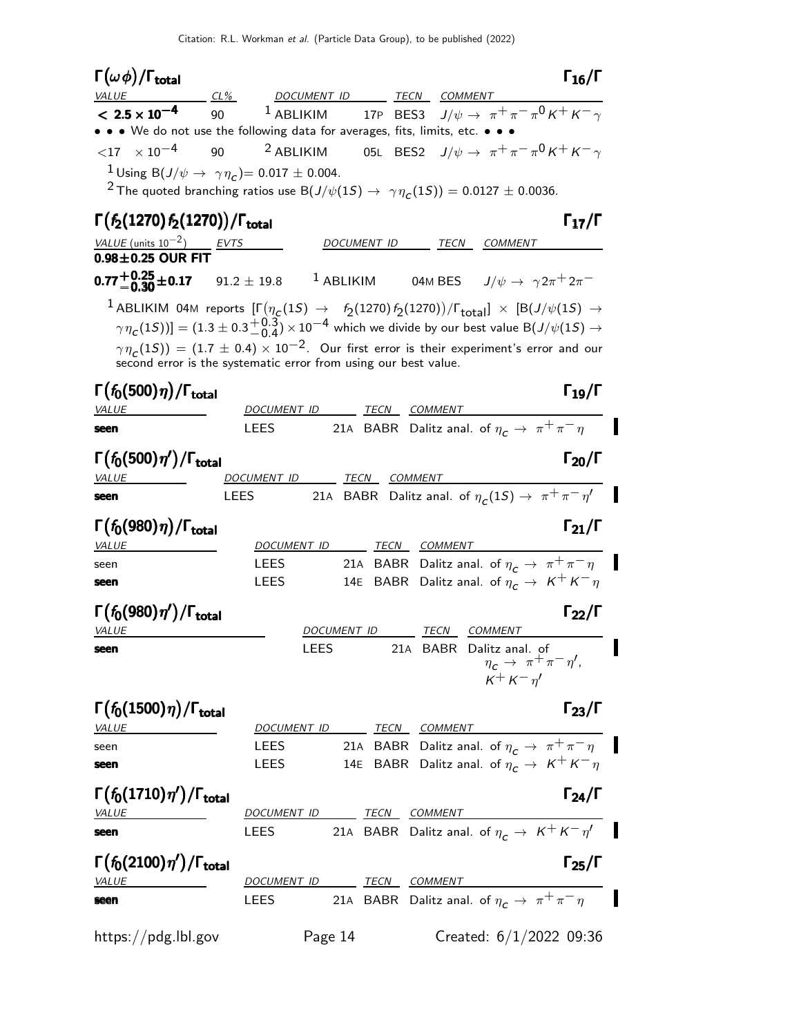### $\Gamma(\omega\phi)/\Gamma_{total}$ $\Gamma_{16}/\Gamma$

| VALUE | CL% | DOCUMENT ID | | TECN | COMMENT |
|---|---|---|---|---|---|
| **$< 2.5 \times 10^{-4}$** | 90 | [1] ABLIKIM | 17P | BES3 | $J/\psi \to \pi^+\pi^-\pi^0 K^+ K^- \gamma$ |
| • • • We do not use the following data for averages, fits, limits, etc. • • • | | | | | |
| $<17 \times 10^{-4}$ | 90 | [2] ABLIKIM | 05L | BES2 | $J/\psi \to \pi^+\pi^-\pi^0 K^+ K^- \gamma$ |

[1] Using $B(J/\psi \to \gamma\eta_c) = 0.017 \pm 0.004$.

[2] The quoted branching ratios use $B(J/\psi(1S) \to \gamma\eta_c(1S)) = 0.0127 \pm 0.0036$.

### $\Gamma(f_2(1270)f_2(1270))/\Gamma_{total}$ $\Gamma_{17}/\Gamma$

| VALUE (units $10^{-2}$) | EVTS | DOCUMENT ID | | TECN | COMMENT |
|---|---|---|---|---|---|
| **0.98±0.25 OUR FIT** | | | | | |
| **$0.77^{+0.25}_{-0.30} \pm 0.17$** | $91.2 \pm 19.8$ | [1] ABLIKIM | 04M | BES | $J/\psi \to \gamma 2\pi^+ 2\pi^-$ |

[1] ABLIKIM 04M reports $[\Gamma(\eta_c(1S) \to f_2(1270)f_2(1270))/\Gamma_{total}] \times [B(J/\psi(1S) \to \gamma\eta_c(1S))] = (1.3 \pm 0.3^{+0.3}_{-0.4}) \times 10^{-4}$ which we divide by our best value $B(J/\psi(1S) \to \gamma\eta_c(1S)) = (1.7 \pm 0.4) \times 10^{-2}$. Our first error is their experiment's error and our second error is the systematic error from using our best value.

### $\Gamma(f_0(500)\eta)/\Gamma_{total}$ $\Gamma_{19}/\Gamma$

| VALUE | DOCUMENT ID | | TECN | COMMENT |
|---|---|---|---|---|
| **seen** | LEES | 21A | BABR | Dalitz anal. of $\eta_c \to \pi^+\pi^-\eta$ |

### $\Gamma(f_0(500)\eta')/\Gamma_{total}$ $\Gamma_{20}/\Gamma$

| VALUE | DOCUMENT ID | | TECN | COMMENT |
|---|---|---|---|---|
| **seen** | LEES | 21A | BABR | Dalitz anal. of $\eta_c(1S) \to \pi^+\pi^-\eta'$ |

### $\Gamma(f_0(980)\eta)/\Gamma_{total}$ $\Gamma_{21}/\Gamma$

| VALUE | DOCUMENT ID | | TECN | COMMENT |
|---|---|---|---|---|
| seen | LEES | 21A | BABR | Dalitz anal. of $\eta_c \to \pi^+\pi^-\eta$ |
| **seen** | LEES | 14E | BABR | Dalitz anal. of $\eta_c \to K^+K^-\eta$ |

### $\Gamma(f_0(980)\eta')/\Gamma_{total}$ $\Gamma_{22}/\Gamma$

| VALUE | DOCUMENT ID | | TECN | COMMENT |
|---|---|---|---|---|
| **seen** | LEES | 21A | BABR | Dalitz anal. of $\eta_c \to \pi^+\pi^-\eta'$, $K^+K^-\eta'$ |

### $\Gamma(f_0(1500)\eta)/\Gamma_{total}$ $\Gamma_{23}/\Gamma$

| VALUE | DOCUMENT ID | | TECN | COMMENT |
|---|---|---|---|---|
| seen | LEES | 21A | BABR | Dalitz anal. of $\eta_c \to \pi^+\pi^-\eta$ |
| **seen** | LEES | 14E | BABR | Dalitz anal. of $\eta_c \to K^+K^-\eta$ |

### $\Gamma(f_0(1710)\eta')/\Gamma_{total}$ $\Gamma_{24}/\Gamma$

| VALUE | DOCUMENT ID | | TECN | COMMENT |
|---|---|---|---|---|
| **seen** | LEES | 21A | BABR | Dalitz anal. of $\eta_c \to K^+K^-\eta'$ |

### $\Gamma(f_0(2100)\eta')/\Gamma_{total}$ $\Gamma_{25}/\Gamma$

| VALUE | DOCUMENT ID | | TECN | COMMENT |
|---|---|---|---|---|
| **seen** | LEES | 21A | BABR | Dalitz anal. of $\eta_c \to \pi^+\pi^-\eta$ |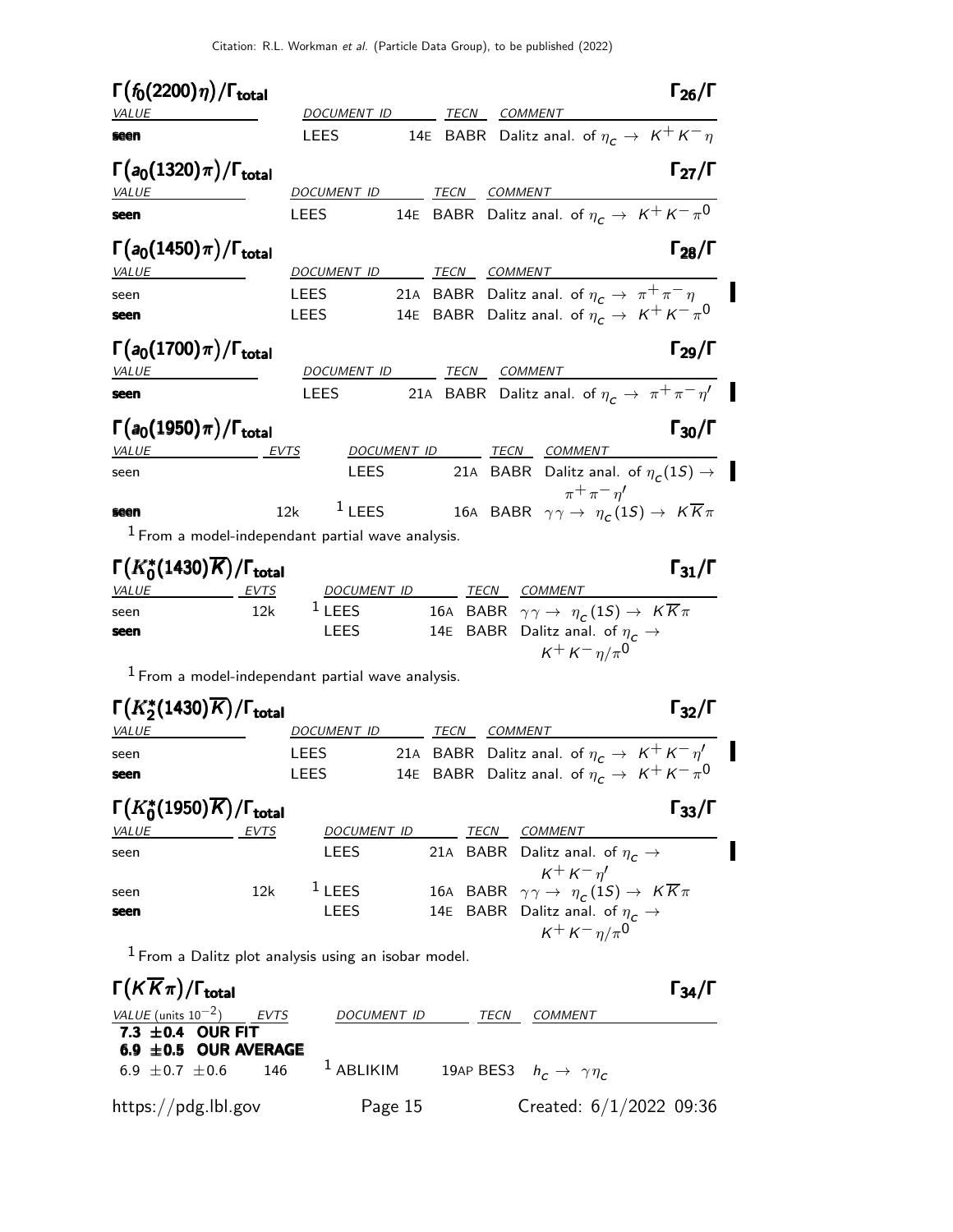### $\Gamma(f_0(2200)\eta)/\Gamma_{total}$ — $\Gamma_{26}/\Gamma$

| VALUE | DOCUMENT ID | | TECN | COMMENT |
|---|---|---|---|---|
| **seen** | LEES | 14E | BABR | Dalitz anal. of $\eta_c \to K^+K^-\eta$ |

### $\Gamma(a_0(1320)\pi)/\Gamma_{total}$ — $\Gamma_{27}/\Gamma$

| VALUE | DOCUMENT ID | | TECN | COMMENT |
|---|---|---|---|---|
| **seen** | LEES | 14E | BABR | Dalitz anal. of $\eta_c \to K^+K^-\pi^0$ |

### $\Gamma(a_0(1450)\pi)/\Gamma_{total}$ — $\Gamma_{28}/\Gamma$

| VALUE | DOCUMENT ID | | TECN | COMMENT |
|---|---|---|---|---|
| seen | LEES | 21A | BABR | Dalitz anal. of $\eta_c \to \pi^+\pi^-\eta$ |
| **seen** | LEES | 14E | BABR | Dalitz anal. of $\eta_c \to K^+K^-\pi^0$ |

### $\Gamma(a_0(1700)\pi)/\Gamma_{total}$ — $\Gamma_{29}/\Gamma$

| VALUE | DOCUMENT ID | | TECN | COMMENT |
|---|---|---|---|---|
| **seen** | LEES | 21A | BABR | Dalitz anal. of $\eta_c \to \pi^+\pi^-\eta'$ |

### $\Gamma(a_0(1950)\pi)/\Gamma_{total}$ — $\Gamma_{30}/\Gamma$

| VALUE | EVTS | DOCUMENT ID | | TECN | COMMENT |
|---|---|---|---|---|---|
| seen | | LEES | 21A | BABR | Dalitz anal. of $\eta_c(1S) \to \pi^+\pi^-\eta'$ |
| **seen** | 12k | [1] LEES | 16A | BABR | $\gamma\gamma \to \eta_c(1S) \to K\overline{K}\pi$ |

[1] From a model-independant partial wave analysis.

### $\Gamma(K_0^*(1430)\overline{K})/\Gamma_{total}$ — $\Gamma_{31}/\Gamma$

| VALUE | EVTS | DOCUMENT ID | | TECN | COMMENT |
|---|---|---|---|---|---|
| seen | 12k | [1] LEES | 16A | BABR | $\gamma\gamma \to \eta_c(1S) \to K\overline{K}\pi$ |
| **seen** | | LEES | 14E | BABR | Dalitz anal. of $\eta_c \to K^+K^-\eta/\pi^0$ |

[1] From a model-independant partial wave analysis.

### $\Gamma(K_2^*(1430)\overline{K})/\Gamma_{total}$ — $\Gamma_{32}/\Gamma$

| VALUE | DOCUMENT ID | | TECN | COMMENT |
|---|---|---|---|---|
| seen | LEES | 21A | BABR | Dalitz anal. of $\eta_c \to K^+K^-\eta'$ |
| **seen** | LEES | 14E | BABR | Dalitz anal. of $\eta_c \to K^+K^-\pi^0$ |

### $\Gamma(K_0^*(1950)\overline{K})/\Gamma_{total}$ — $\Gamma_{33}/\Gamma$

| VALUE | EVTS | DOCUMENT ID | | TECN | COMMENT |
|---|---|---|---|---|---|
| seen | | LEES | 21A | BABR | Dalitz anal. of $\eta_c \to K^+K^-\eta'$ |
| seen | 12k | [1] LEES | 16A | BABR | $\gamma\gamma \to \eta_c(1S) \to K\overline{K}\pi$ |
| **seen** | | LEES | 14E | BABR | Dalitz anal. of $\eta_c \to K^+K^-\eta/\pi^0$ |

[1] From a Dalitz plot analysis using an isobar model.

### $\Gamma(K\overline{K}\pi)/\Gamma_{total}$ — $\Gamma_{34}/\Gamma$

| VALUE (units $10^{-2}$) | EVTS | DOCUMENT ID | TECN | COMMENT |
|---|---|---|---|---|
| **7.3 ±0.4 OUR FIT** | | | | |
| **6.9 ±0.5 OUR AVERAGE** | | | | |
| 6.9 ±0.7 ±0.6 | 146 | [1] ABLIKIM | 19AP BES3 | $h_c \to \gamma\eta_c$ |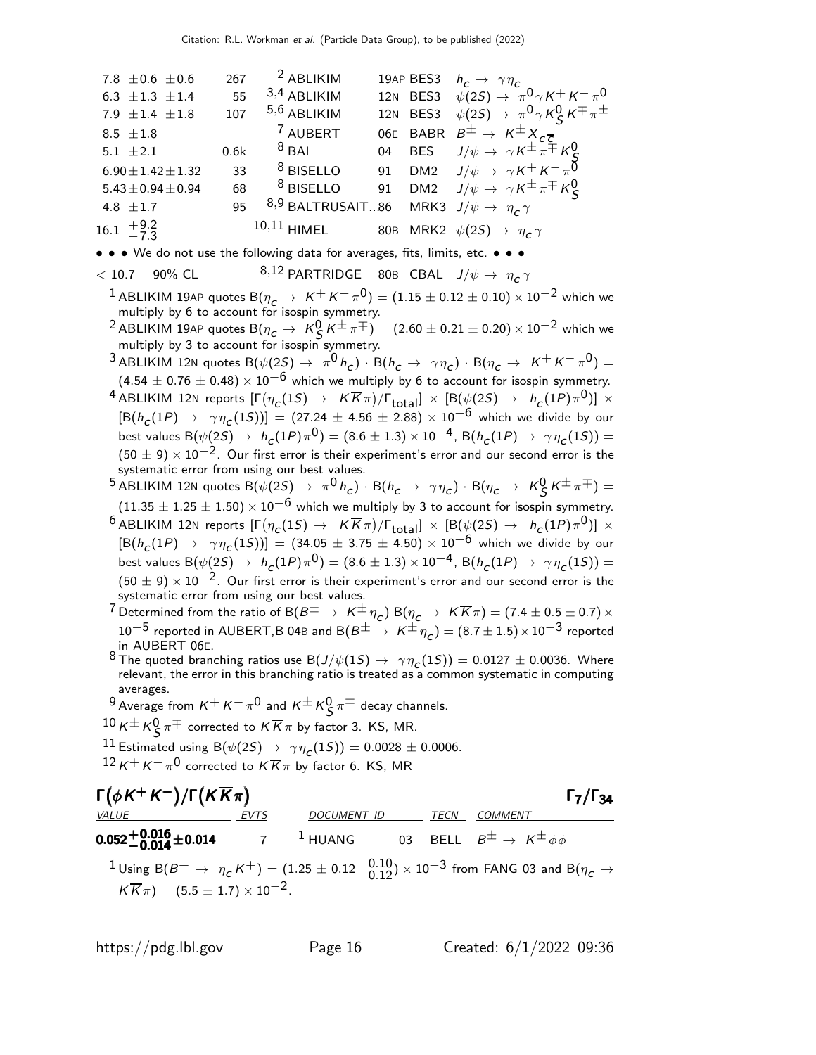| VALUE | EVTS | DOCUMENT ID | | TECN | COMMENT |
|---|---|---|---|---|---|
| $7.8 \pm 0.6 \pm 0.6$ | 267 | [2] ABLIKIM | 19AP | BES3 | $h_c \to \gamma \eta_c$ |
| $6.3 \pm 1.3 \pm 1.4$ | 55 | [3,4] ABLIKIM | 12N | BES3 | $\psi(2S) \to \pi^0 \gamma K^+ K^- \pi^0$ |
| $7.9 \pm 1.4 \pm 1.8$ | 107 | [5,6] ABLIKIM | 12N | BES3 | $\psi(2S) \to \pi^0 \gamma K^0_S K^\mp \pi^\pm$ |
| $8.5 \pm 1.8$ | | [7] AUBERT | 06E | BABR | $B^\pm \to K^\pm X_{c\overline{c}}$ |
| $5.1 \pm 2.1$ | 0.6k | [8] BAI | 04 | BES | $J/\psi \to \gamma K^\pm \pi^\mp K^0_S$ |
| $6.90 \pm 1.42 \pm 1.32$ | 33 | [8] BISELLO | 91 | DM2 | $J/\psi \to \gamma K^+ K^- \pi^0$ |
| $5.43 \pm 0.94 \pm 0.94$ | 68 | [8] BISELLO | 91 | DM2 | $J/\psi \to \gamma K^\pm \pi^\mp K^0_S$ |
| $4.8 \pm 1.7$ | 95 | [8,9] BALTRUSAIT...86 | | MRK3 | $J/\psi \to \eta_c \gamma$ |
| $16.1 ^{+9.2}_{-7.3}$ | | [10,11] HIMEL | 80B | MRK2 | $\psi(2S) \to \eta_c \gamma$ |

• • • We do not use the following data for averages, fits, limits, etc. • • •

| | | | | | |
|---|---|---|---|---|---|
| $< 10.7$ 90% CL | | [8,12] PARTRIDGE | 80B | CBAL | $J/\psi \to \eta_c \gamma$ |

[1] ABLIKIM 19AP quotes $B(\eta_c \to K^+ K^- \pi^0) = (1.15 \pm 0.12 \pm 0.10) \times 10^{-2}$ which we multiply by 6 to account for isospin symmetry.

[2] ABLIKIM 19AP quotes $B(\eta_c \to K^0_S K^\pm \pi^\mp) = (2.60 \pm 0.21 \pm 0.20) \times 10^{-2}$ which we multiply by 3 to account for isospin symmetry.

[3] ABLIKIM 12N quotes $B(\psi(2S) \to \pi^0 h_c) \cdot B(h_c \to \gamma \eta_c) \cdot B(\eta_c \to K^+ K^- \pi^0) = (4.54 \pm 0.76 \pm 0.48) \times 10^{-6}$ which we multiply by 6 to account for isospin symmetry.

[4] ABLIKIM 12N reports $[\Gamma(\eta_c(1S) \to K \overline{K} \pi)/\Gamma_{total}] \times [B(\psi(2S) \to h_c(1P) \pi^0)] \times [B(h_c(1P) \to \gamma \eta_c(1S))] = (27.24 \pm 4.56 \pm 2.88) \times 10^{-6}$ which we divide by our best values $B(\psi(2S) \to h_c(1P) \pi^0) = (8.6 \pm 1.3) \times 10^{-4}$, $B(h_c(1P) \to \gamma \eta_c(1S)) = (50 \pm 9) \times 10^{-2}$. Our first error is their experiment's error and our second error is the systematic error from using our best values.

[5] ABLIKIM 12N quotes $B(\psi(2S) \to \pi^0 h_c) \cdot B(h_c \to \gamma \eta_c) \cdot B(\eta_c \to K^0_S K^\pm \pi^\mp) = (11.35 \pm 1.25 \pm 1.50) \times 10^{-6}$ which we multiply by 3 to account for isospin symmetry.

[6] ABLIKIM 12N reports $[\Gamma(\eta_c(1S) \to K \overline{K} \pi)/\Gamma_{total}] \times [B(\psi(2S) \to h_c(1P) \pi^0)] \times [B(h_c(1P) \to \gamma \eta_c(1S))] = (34.05 \pm 3.75 \pm 4.50) \times 10^{-6}$ which we divide by our best values $B(\psi(2S) \to h_c(1P) \pi^0) = (8.6 \pm 1.3) \times 10^{-4}$, $B(h_c(1P) \to \gamma \eta_c(1S)) = (50 \pm 9) \times 10^{-2}$. Our first error is their experiment's error and our second error is the systematic error from using our best values.

[7] Determined from the ratio of $B(B^\pm \to K^\pm \eta_c)\, B(\eta_c \to K \overline{K} \pi) = (7.4 \pm 0.5 \pm 0.7) \times 10^{-5}$ reported in AUBERT,B 04B and $B(B^\pm \to K^\pm \eta_c) = (8.7 \pm 1.5) \times 10^{-3}$ reported in AUBERT 06E.

[8] The quoted branching ratios use $B(J/\psi(1S) \to \gamma \eta_c(1S)) = 0.0127 \pm 0.0036$. Where relevant, the error in this branching ratio is treated as a common systematic in computing averages.

[9] Average from $K^+ K^- \pi^0$ and $K^\pm K^0_S \pi^\mp$ decay channels.

[10] $K^\pm K^0_S \pi^\mp$ corrected to $K \overline{K} \pi$ by factor 3. KS, MR.

[11] Estimated using $B(\psi(2S) \to \gamma \eta_c(1S)) = 0.0028 \pm 0.0006$.

[12] $K^+ K^- \pi^0$ corrected to $K \overline{K} \pi$ by factor 6. KS, MR

## $\Gamma(\phi K^+ K^-)/\Gamma(K \overline{K} \pi)$ $\qquad\qquad$ $\Gamma_7/\Gamma_{34}$

| VALUE | EVTS | DOCUMENT ID | | TECN | COMMENT |
|---|---|---|---|---|---|
| $\mathbf{0.052^{+0.016}_{-0.014} \pm 0.014}$ | 7 | [1] HUANG | 03 | BELL | $B^\pm \to K^\pm \phi \phi$ |

[1] Using $B(B^+ \to \eta_c K^+) = (1.25 \pm 0.12 ^{+0.10}_{-0.12}) \times 10^{-3}$ from FANG 03 and $B(\eta_c \to K \overline{K} \pi) = (5.5 \pm 1.7) \times 10^{-2}$.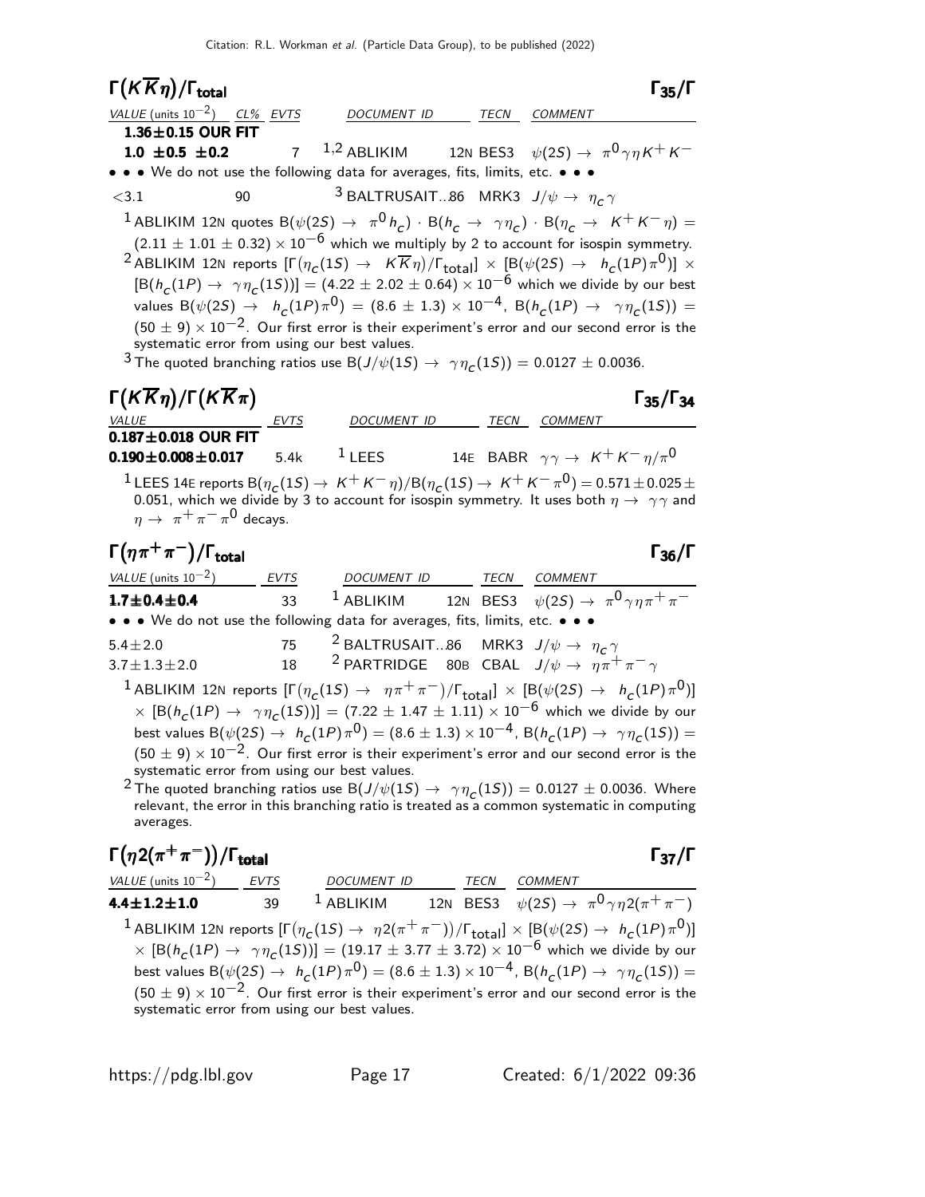### $\Gamma(K\overline{K}\eta)/\Gamma_{total}$ — $\Gamma_{35}/\Gamma$

| VALUE (units $10^{-2}$) | CL% | EVTS | DOCUMENT ID | | TECN | COMMENT |
|---|---|---|---|---|---|---|
| **1.36±0.15 OUR FIT** | | | | | | |
| **1.0 ±0.5 ±0.2** | | 7 | 1,2 ABLIKIM | 12N | BES3 | $\psi(2S) \to \pi^0 \gamma \eta K^+ K^-$ |
| • • • We do not use the following data for averages, fits, limits, etc. • • • | | | | | | |
| <3.1 | 90 | | 3 BALTRUSAIT...86 | | MRK3 | $J/\psi \to \eta_c \gamma$ |

[1] ABLIKIM 12N quotes $B(\psi(2S) \to \pi^0 h_c) \cdot B(h_c \to \gamma\eta_c) \cdot B(\eta_c \to K^+K^-\eta) = (2.11 \pm 1.01 \pm 0.32) \times 10^{-6}$ which we multiply by 2 to account for isospin symmetry.

[2] ABLIKIM 12N reports $[\Gamma(\eta_c(1S) \to K\overline{K}\eta)/\Gamma_{total}] \times [B(\psi(2S) \to h_c(1P)\pi^0)] \times [B(h_c(1P) \to \gamma\eta_c(1S))] = (4.22 \pm 2.02 \pm 0.64) \times 10^{-6}$ which we divide by our best values $B(\psi(2S) \to h_c(1P)\pi^0) = (8.6 \pm 1.3) \times 10^{-4}$, $B(h_c(1P) \to \gamma\eta_c(1S)) = (50 \pm 9) \times 10^{-2}$. Our first error is their experiment's error and our second error is the systematic error from using our best values.

[3] The quoted branching ratios use $B(J/\psi(1S) \to \gamma\eta_c(1S)) = 0.0127 \pm 0.0036$.

### $\Gamma(K\overline{K}\eta)/\Gamma(K\overline{K}\pi)$ — $\Gamma_{35}/\Gamma_{34}$

| VALUE | EVTS | DOCUMENT ID | | TECN | COMMENT |
|---|---|---|---|---|---|
| **0.187±0.018 OUR FIT** | | | | | |
| **0.190±0.008±0.017** | 5.4k | 1 LEES | 14E | BABR | $\gamma\gamma \to K^+K^-\eta/\pi^0$ |

[1] LEES 14E reports $B(\eta_c(1S) \to K^+K^-\eta)/B(\eta_c(1S) \to K^+K^-\pi^0) = 0.571 \pm 0.025 \pm 0.051$, which we divide by 3 to account for isospin symmetry. It uses both $\eta \to \gamma\gamma$ and $\eta \to \pi^+\pi^-\pi^0$ decays.

### $\Gamma(\eta\pi^+\pi^-)/\Gamma_{total}$ — $\Gamma_{36}/\Gamma$

| VALUE (units $10^{-2}$) | EVTS | DOCUMENT ID | | TECN | COMMENT |
|---|---|---|---|---|---|
| **1.7±0.4±0.4** | 33 | 1 ABLIKIM | 12N | BES3 | $\psi(2S) \to \pi^0\gamma\eta\pi^+\pi^-$ |
| • • • We do not use the following data for averages, fits, limits, etc. • • • | | | | | |
| 5.4±2.0 | 75 | 2 BALTRUSAIT...86 | | MRK3 | $J/\psi \to \eta_c\gamma$ |
| 3.7±1.3±2.0 | 18 | 2 PARTRIDGE | 80B | CBAL | $J/\psi \to \eta\pi^+\pi^-\gamma$ |

[1] ABLIKIM 12N reports $[\Gamma(\eta_c(1S) \to \eta\pi^+\pi^-)/\Gamma_{total}] \times [B(\psi(2S) \to h_c(1P)\pi^0)] \times [B(h_c(1P) \to \gamma\eta_c(1S))] = (7.22 \pm 1.47 \pm 1.11) \times 10^{-6}$ which we divide by our best values $B(\psi(2S) \to h_c(1P)\pi^0) = (8.6 \pm 1.3) \times 10^{-4}$, $B(h_c(1P) \to \gamma\eta_c(1S)) = (50 \pm 9) \times 10^{-2}$. Our first error is their experiment's error and our second error is the systematic error from using our best values.

[2] The quoted branching ratios use $B(J/\psi(1S) \to \gamma\eta_c(1S)) = 0.0127 \pm 0.0036$. Where relevant, the error in this branching ratio is treated as a common systematic in computing averages.

### $\Gamma(\eta 2(\pi^+\pi^-))/\Gamma_{total}$ — $\Gamma_{37}/\Gamma$

| VALUE (units $10^{-2}$) | EVTS | DOCUMENT ID | | TECN | COMMENT |
|---|---|---|---|---|---|
| **4.4±1.2±1.0** | 39 | 1 ABLIKIM | 12N | BES3 | $\psi(2S) \to \pi^0\gamma\eta 2(\pi^+\pi^-)$ |

[1] ABLIKIM 12N reports $[\Gamma(\eta_c(1S) \to \eta 2(\pi^+\pi^-))/\Gamma_{total}] \times [B(\psi(2S) \to h_c(1P)\pi^0)] \times [B(h_c(1P) \to \gamma\eta_c(1S))] = (19.17 \pm 3.77 \pm 3.72) \times 10^{-6}$ which we divide by our best values $B(\psi(2S) \to h_c(1P)\pi^0) = (8.6 \pm 1.3) \times 10^{-4}$, $B(h_c(1P) \to \gamma\eta_c(1S)) = (50 \pm 9) \times 10^{-2}$. Our first error is their experiment's error and our second error is the systematic error from using our best values.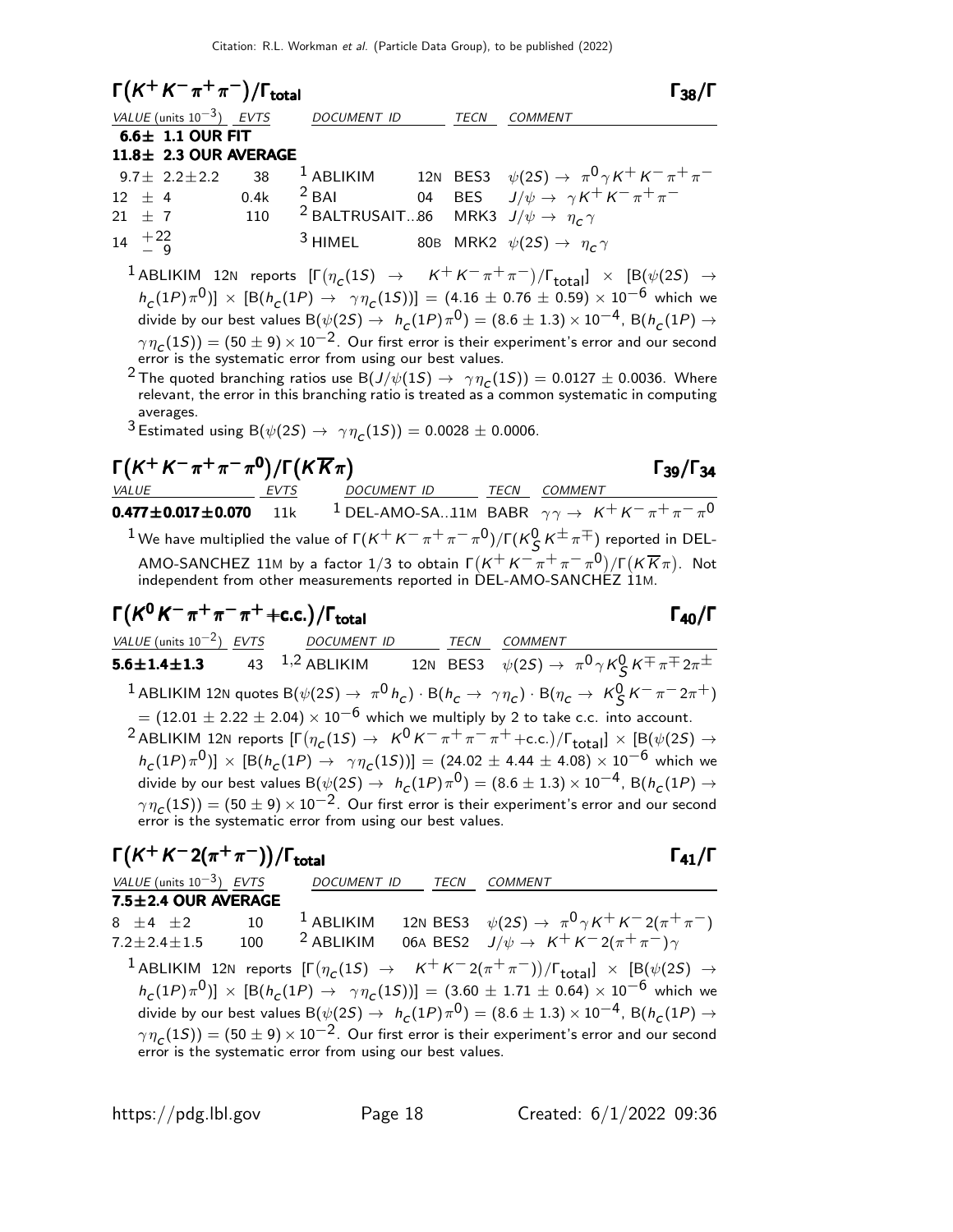## $\Gamma(K^+K^-\pi^+\pi^-)/\Gamma_{total}$ $\Gamma_{38}/\Gamma$

| VALUE (units $10^{-3}$) | EVTS | DOCUMENT ID | | TECN | COMMENT |
|---|---|---|---|---|---|
| **6.6± 1.1 OUR FIT** | | | | | |
| **11.8± 2.3 OUR AVERAGE** | | | | | |
| $9.7\pm 2.2\pm 2.2$ | 38 | [1] ABLIKIM | 12N | BES3 | $\psi(2S)\to \pi^0\gamma K^+K^-\pi^+\pi^-$ |
| $12\ \pm 4$ | 0.4k | [2] BAI | 04 | BES | $J/\psi \to \gamma K^+K^-\pi^+\pi^-$ |
| $21\ \pm 7$ | 110 | [2] BALTRUSAIT...86 | | MRK3 | $J/\psi \to \eta_c\gamma$ |
| $14\ ^{+22}_{-\ 9}$ | | [3] HIMEL | 80B | MRK2 | $\psi(2S)\to \eta_c\gamma$ |

[1] ABLIKIM 12N reports $[\Gamma(\eta_c(1S) \to K^+K^-\pi^+\pi^-)/\Gamma_{total}] \times [B(\psi(2S) \to h_c(1P)\pi^0)] \times [B(h_c(1P) \to \gamma\eta_c(1S))] = (4.16 \pm 0.76 \pm 0.59) \times 10^{-6}$ which we divide by our best values $B(\psi(2S) \to h_c(1P)\pi^0) = (8.6 \pm 1.3) \times 10^{-4}$, $B(h_c(1P) \to \gamma\eta_c(1S)) = (50 \pm 9) \times 10^{-2}$. Our first error is their experiment's error and our second error is the systematic error from using our best values.

[2] The quoted branching ratios use $B(J/\psi(1S) \to \gamma\eta_c(1S)) = 0.0127 \pm 0.0036$. Where relevant, the error in this branching ratio is treated as a common systematic in computing averages.

[3] Estimated using $B(\psi(2S) \to \gamma\eta_c(1S)) = 0.0028 \pm 0.0006$.

## $\Gamma(K^+K^-\pi^+\pi^-\pi^0)/\Gamma(K\overline{K}\pi)$ $\Gamma_{39}/\Gamma_{34}$

| VALUE | EVTS | DOCUMENT ID | | TECN | COMMENT |
|---|---|---|---|---|---|
| **0.477±0.017±0.070** | 11k | [1] DEL-AMO-SA...11M | | BABR | $\gamma\gamma \to K^+K^-\pi^+\pi^-\pi^0$ |

[1] We have multiplied the value of $\Gamma(K^+K^-\pi^+\pi^-\pi^0)/\Gamma(K^0_S K^\pm\pi^\mp)$ reported in DEL-AMO-SANCHEZ 11M by a factor 1/3 to obtain $\Gamma(K^+K^-\pi^+\pi^-\pi^0)/\Gamma(K\overline{K}\pi)$. Not independent from other measurements reported in DEL-AMO-SANCHEZ 11M.

## $\Gamma(K^0K^-\pi^+\pi^-\pi^+ + \text{c.c.})/\Gamma_{total}$ $\Gamma_{40}/\Gamma$

| VALUE (units $10^{-2}$) | EVTS | DOCUMENT ID | | TECN | COMMENT |
|---|---|---|---|---|---|
| **5.6±1.4±1.3** | 43 | [1,2] ABLIKIM | 12N | BES3 | $\psi(2S)\to \pi^0\gamma K^0_S K^\mp\pi^\mp 2\pi^\pm$ |

[1] ABLIKIM 12N quotes $B(\psi(2S) \to \pi^0 h_c) \cdot B(h_c \to \gamma\eta_c) \cdot B(\eta_c \to K^0_S K^-\pi^- 2\pi^+) = (12.01 \pm 2.22 \pm 2.04) \times 10^{-6}$ which we multiply by 2 to take c.c. into account.

[2] ABLIKIM 12N reports $[\Gamma(\eta_c(1S) \to K^0K^-\pi^+\pi^-\pi^+ + \text{c.c.})/\Gamma_{total}] \times [B(\psi(2S) \to h_c(1P)\pi^0)] \times [B(h_c(1P) \to \gamma\eta_c(1S))] = (24.02 \pm 4.44 \pm 4.08) \times 10^{-6}$ which we divide by our best values $B(\psi(2S) \to h_c(1P)\pi^0) = (8.6 \pm 1.3) \times 10^{-4}$, $B(h_c(1P) \to \gamma\eta_c(1S)) = (50 \pm 9) \times 10^{-2}$. Our first error is their experiment's error and our second error is the systematic error from using our best values.

## $\Gamma(K^+K^-2(\pi^+\pi^-))/\Gamma_{total}$ $\Gamma_{41}/\Gamma$

| VALUE (units $10^{-3}$) | EVTS | DOCUMENT ID | | TECN | COMMENT |
|---|---|---|---|---|---|
| **7.5±2.4 OUR AVERAGE** | | | | | |
| $8\ \pm 4\ \pm 2$ | 10 | [1] ABLIKIM | 12N | BES3 | $\psi(2S)\to \pi^0\gamma K^+K^-2(\pi^+\pi^-)$ |
| $7.2\pm 2.4\pm 1.5$ | 100 | [2] ABLIKIM | 06A | BES2 | $J/\psi \to K^+K^-2(\pi^+\pi^-)\gamma$ |

[1] ABLIKIM 12N reports $[\Gamma(\eta_c(1S) \to K^+K^-2(\pi^+\pi^-))/\Gamma_{total}] \times [B(\psi(2S) \to h_c(1P)\pi^0)] \times [B(h_c(1P) \to \gamma\eta_c(1S))] = (3.60 \pm 1.71 \pm 0.64) \times 10^{-6}$ which we divide by our best values $B(\psi(2S) \to h_c(1P)\pi^0) = (8.6 \pm 1.3) \times 10^{-4}$, $B(h_c(1P) \to \gamma\eta_c(1S)) = (50 \pm 9) \times 10^{-2}$. Our first error is their experiment's error and our second error is the systematic error from using our best values.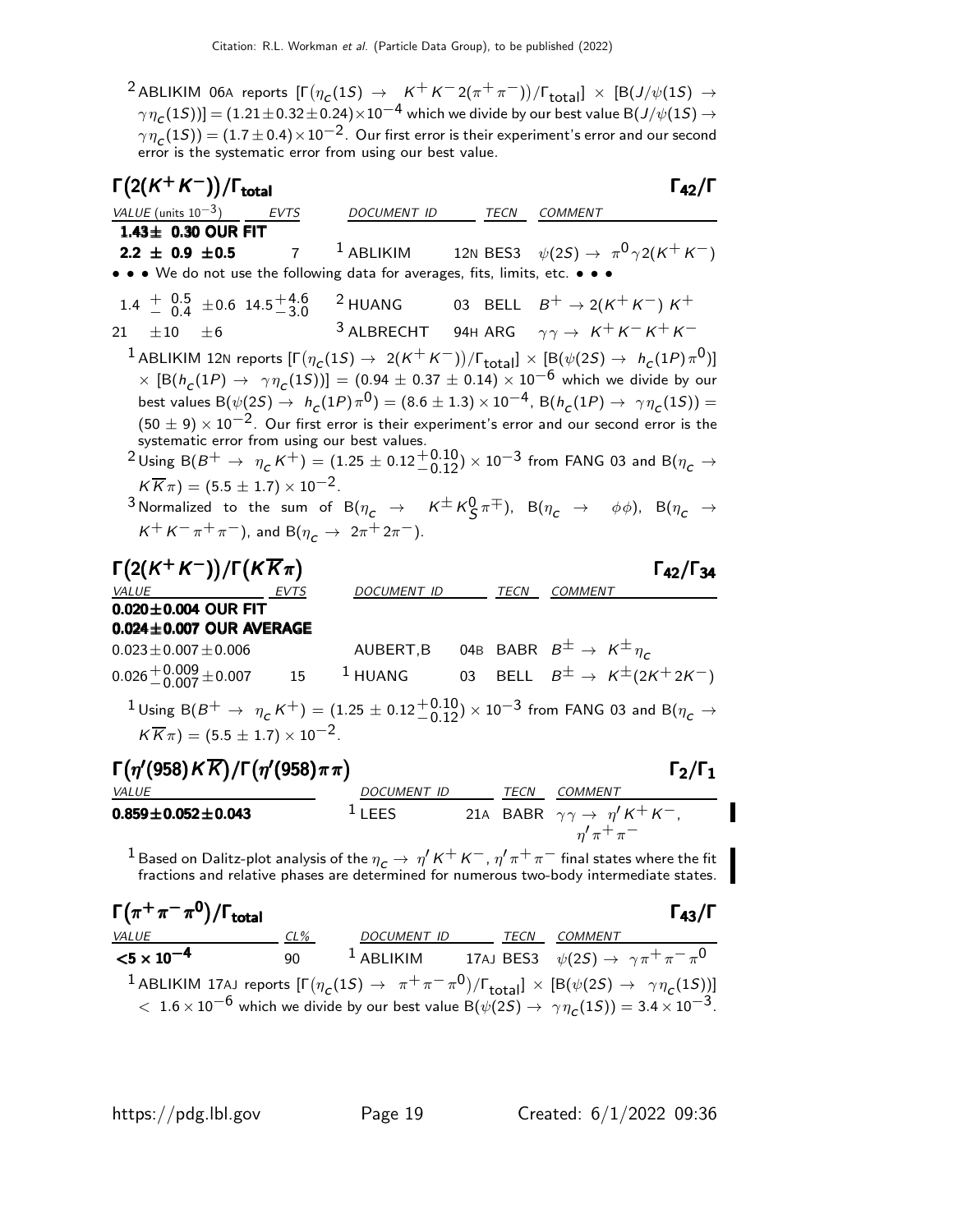[2] ABLIKIM 06A reports $[\Gamma(\eta_c(1S) \rightarrow K^+ K^- 2(\pi^+\pi^-))/\Gamma_{\text{total}}] \times [B(J/\psi(1S) \rightarrow \gamma\eta_c(1S))] = (1.21 \pm 0.32 \pm 0.24) \times 10^{-4}$ which we divide by our best value $B(J/\psi(1S) \rightarrow \gamma\eta_c(1S)) = (1.7 \pm 0.4) \times 10^{-2}$. Our first error is their experiment's error and our second error is the systematic error from using our best value.

## $\Gamma(2(K^+K^-))/\Gamma_{\text{total}}$ — $\Gamma_{42}/\Gamma$

| VALUE (units $10^{-3}$) | EVTS | DOCUMENT ID | | TECN | COMMENT |
|---|---|---|---|---|---|
| **1.43± 0.30 OUR FIT** | | | | | |
| **2.2 ± 0.9 ±0.5** | 7 | [1] ABLIKIM | 12N | BES3 | $\psi(2S) \rightarrow \pi^0\gamma 2(K^+K^-)$ |
| • • • We do not use the following data for averages, fits, limits, etc. • • • | | | | | |
| $1.4 {}^{+0.5}_{-0.4} \pm 0.6$ | $14.5^{+4.6}_{-3.0}$ | [2] HUANG | 03 | BELL | $B^+ \rightarrow 2(K^+K^-)K^+$ |
| $21 \pm 10 \pm 6$ | | [3] ALBRECHT | 94H | ARG | $\gamma\gamma \rightarrow K^+K^-K^+K^-$ |

[1] ABLIKIM 12N reports $[\Gamma(\eta_c(1S) \rightarrow 2(K^+K^-))/\Gamma_{\text{total}}] \times [B(\psi(2S) \rightarrow h_c(1P)\pi^0)] \times [B(h_c(1P) \rightarrow \gamma\eta_c(1S))] = (0.94 \pm 0.37 \pm 0.14) \times 10^{-6}$ which we divide by our best values $B(\psi(2S) \rightarrow h_c(1P)\pi^0) = (8.6 \pm 1.3) \times 10^{-4}$, $B(h_c(1P) \rightarrow \gamma\eta_c(1S)) = (50 \pm 9) \times 10^{-2}$. Our first error is their experiment's error and our second error is the systematic error from using our best values.

[2] Using $B(B^+ \rightarrow \eta_c K^+) = (1.25 \pm 0.12^{+0.10}_{-0.12}) \times 10^{-3}$ from FANG 03 and $B(\eta_c \rightarrow K\overline{K}\pi) = (5.5 \pm 1.7) \times 10^{-2}$.

[3] Normalized to the sum of $B(\eta_c \rightarrow K^\pm K^0_S \pi^\mp)$, $B(\eta_c \rightarrow \phi\phi)$, $B(\eta_c \rightarrow K^+K^-\pi^+\pi^-)$, and $B(\eta_c \rightarrow 2\pi^+2\pi^-)$.

## $\Gamma(2(K^+K^-))/\Gamma(K\overline{K}\pi)$ — $\Gamma_{42}/\Gamma_{34}$

| VALUE | EVTS | DOCUMENT ID | | TECN | COMMENT |
|---|---|---|---|---|---|
| **0.020±0.004 OUR FIT** | | | | | |
| **0.024±0.007 OUR AVERAGE** | | | | | |
| $0.023 \pm 0.007 \pm 0.006$ | | AUBERT,B | 04B | BABR | $B^\pm \rightarrow K^\pm\eta_c$ |
| $0.026^{+0.009}_{-0.007} \pm 0.007$ | 15 | [1] HUANG | 03 | BELL | $B^\pm \rightarrow K^\pm(2K^+2K^-)$ |

[1] Using $B(B^+ \rightarrow \eta_c K^+) = (1.25 \pm 0.12^{+0.10}_{-0.12}) \times 10^{-3}$ from FANG 03 and $B(\eta_c \rightarrow K\overline{K}\pi) = (5.5 \pm 1.7) \times 10^{-2}$.

## $\Gamma(\eta'(958)K\overline{K})/\Gamma(\eta'(958)\pi\pi)$ — $\Gamma_2/\Gamma_1$

| VALUE | DOCUMENT ID | | TECN | COMMENT |
|---|---|---|---|---|
| **0.859±0.052±0.043** | [1] LEES | 21A | BABR | $\gamma\gamma \rightarrow \eta' K^+K^-$, $\eta'\pi^+\pi^-$ |

[1] Based on Dalitz-plot analysis of the $\eta_c \rightarrow \eta' K^+K^-$, $\eta'\pi^+\pi^-$ final states where the fit fractions and relative phases are determined for numerous two-body intermediate states.

## $\Gamma(\pi^+\pi^-\pi^0)/\Gamma_{\text{total}}$ — $\Gamma_{43}/\Gamma$

| VALUE | CL% | DOCUMENT ID | | TECN | COMMENT |
|---|---|---|---|---|---|
| **$<5 \times 10^{-4}$** | 90 | [1] ABLIKIM | 17AJ | BES3 | $\psi(2S) \rightarrow \gamma\pi^+\pi^-\pi^0$ |

[1] ABLIKIM 17AJ reports $[\Gamma(\eta_c(1S) \rightarrow \pi^+\pi^-\pi^0)/\Gamma_{\text{total}}] \times [B(\psi(2S) \rightarrow \gamma\eta_c(1S))] < 1.6 \times 10^{-6}$ which we divide by our best value $B(\psi(2S) \rightarrow \gamma\eta_c(1S)) = 3.4 \times 10^{-3}$.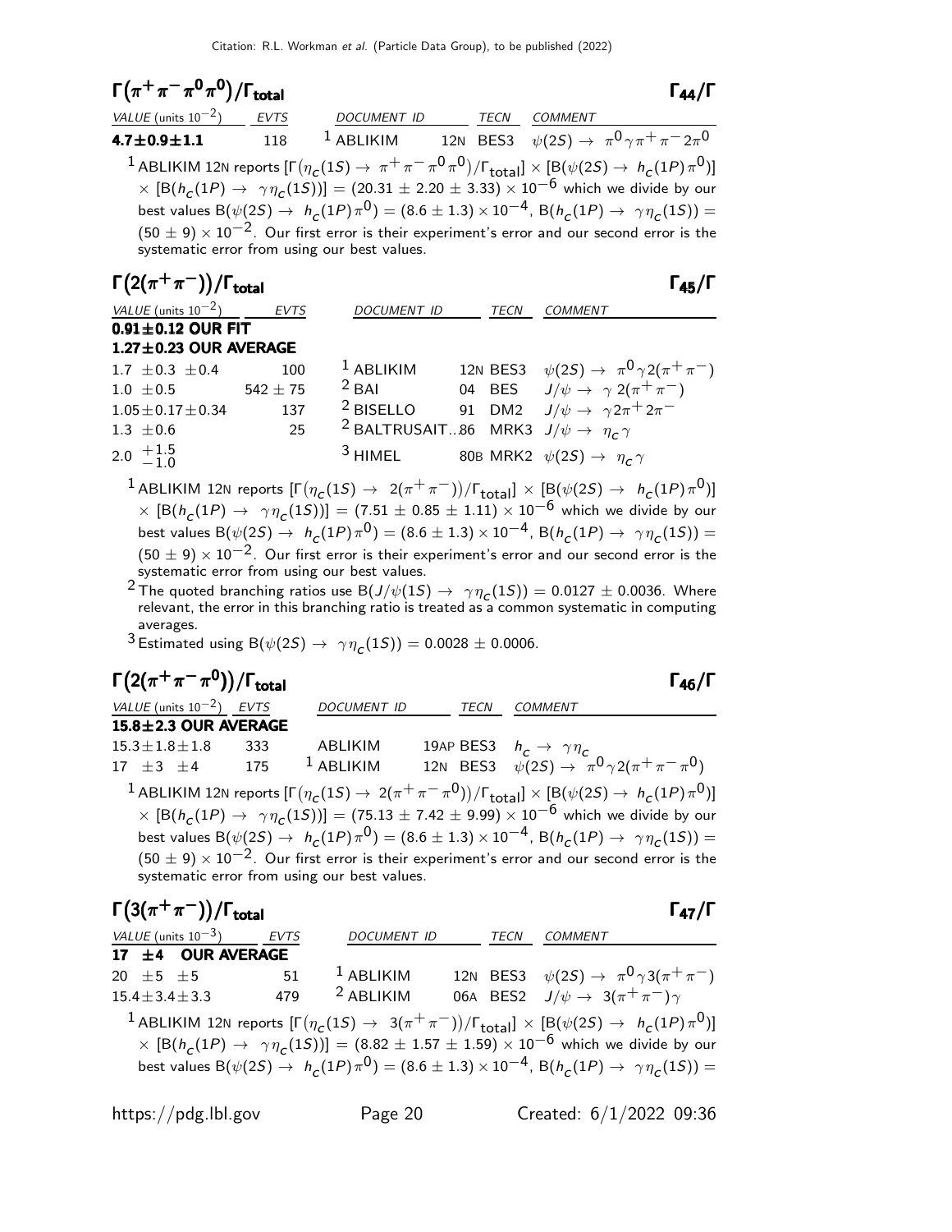### $\Gamma(\pi^+\pi^-\pi^0\pi^0)/\Gamma_{\rm total}$ $\Gamma_{44}/\Gamma$

| VALUE (units $10^{-2}$) | EVTS | DOCUMENT ID | | TECN | COMMENT |
|---|---|---|---|---|---|
| **4.7±0.9±1.1** | 118 | [1] ABLIKIM | 12N | BES3 | $\psi(2S) \to \pi^0 \gamma \pi^+ \pi^- 2\pi^0$ |

[1] ABLIKIM 12N reports $[\Gamma(\eta_c(1S) \to \pi^+\pi^-\pi^0\pi^0)/\Gamma_{\rm total}] \times [B(\psi(2S) \to h_c(1P)\pi^0)] \times [B(h_c(1P) \to \gamma\eta_c(1S))] = (20.31 \pm 2.20 \pm 3.33) \times 10^{-6}$ which we divide by our best values $B(\psi(2S) \to h_c(1P)\pi^0) = (8.6 \pm 1.3) \times 10^{-4}$, $B(h_c(1P) \to \gamma\eta_c(1S)) = (50 \pm 9) \times 10^{-2}$. Our first error is their experiment's error and our second error is the systematic error from using our best values.

### $\Gamma(2(\pi^+\pi^-))/\Gamma_{\rm total}$ $\Gamma_{45}/\Gamma$

| VALUE (units $10^{-2}$) | EVTS | DOCUMENT ID | | TECN | COMMENT |
|---|---|---|---|---|---|
| **0.91±0.12 OUR FIT** | | | | | |
| **1.27±0.23 OUR AVERAGE** | | | | | |
| 1.7 ±0.3 ±0.4 | 100 | [1] ABLIKIM | 12N | BES3 | $\psi(2S) \to \pi^0 \gamma 2(\pi^+\pi^-)$ |
| 1.0 ±0.5 | 542 ± 75 | [2] BAI | 04 | BES | $J/\psi \to \gamma\, 2(\pi^+\pi^-)$ |
| 1.05±0.17±0.34 | 137 | [2] BISELLO | 91 | DM2 | $J/\psi \to \gamma 2\pi^+ 2\pi^-$ |
| 1.3 ±0.6 | 25 | [2] BALTRUSAIT...86 | | MRK3 | $J/\psi \to \eta_c \gamma$ |
| $2.0\ ^{+1.5}_{-1.0}$ | | [3] HIMEL | 80B | MRK2 | $\psi(2S) \to \eta_c \gamma$ |

[1] ABLIKIM 12N reports $[\Gamma(\eta_c(1S) \to 2(\pi^+\pi^-))/\Gamma_{\rm total}] \times [B(\psi(2S) \to h_c(1P)\pi^0)] \times [B(h_c(1P) \to \gamma\eta_c(1S))] = (7.51 \pm 0.85 \pm 1.11) \times 10^{-6}$ which we divide by our best values $B(\psi(2S) \to h_c(1P)\pi^0) = (8.6 \pm 1.3) \times 10^{-4}$, $B(h_c(1P) \to \gamma\eta_c(1S)) = (50 \pm 9) \times 10^{-2}$. Our first error is their experiment's error and our second error is the systematic error from using our best values.

[2] The quoted branching ratios use $B(J/\psi(1S) \to \gamma\eta_c(1S)) = 0.0127 \pm 0.0036$. Where relevant, the error in this branching ratio is treated as a common systematic in computing averages.

[3] Estimated using $B(\psi(2S) \to \gamma\eta_c(1S)) = 0.0028 \pm 0.0006$.

### $\Gamma(2(\pi^+\pi^-\pi^0))/\Gamma_{\rm total}$ $\Gamma_{46}/\Gamma$

| VALUE (units $10^{-2}$) | EVTS | DOCUMENT ID | | TECN | COMMENT |
|---|---|---|---|---|---|
| **15.8±2.3 OUR AVERAGE** | | | | | |
| 15.3±1.8±1.8 | 333 | ABLIKIM | 19AP | BES3 | $h_c \to \gamma\eta_c$ |
| 17 ±3 ±4 | 175 | [1] ABLIKIM | 12N | BES3 | $\psi(2S) \to \pi^0 \gamma 2(\pi^+\pi^-\pi^0)$ |

[1] ABLIKIM 12N reports $[\Gamma(\eta_c(1S) \to 2(\pi^+\pi^-\pi^0))/\Gamma_{\rm total}] \times [B(\psi(2S) \to h_c(1P)\pi^0)] \times [B(h_c(1P) \to \gamma\eta_c(1S))] = (75.13 \pm 7.42 \pm 9.99) \times 10^{-6}$ which we divide by our best values $B(\psi(2S) \to h_c(1P)\pi^0) = (8.6 \pm 1.3) \times 10^{-4}$, $B(h_c(1P) \to \gamma\eta_c(1S)) = (50 \pm 9) \times 10^{-2}$. Our first error is their experiment's error and our second error is the systematic error from using our best values.

### $\Gamma(3(\pi^+\pi^-))/\Gamma_{\rm total}$ $\Gamma_{47}/\Gamma$

| VALUE (units $10^{-3}$) | EVTS | DOCUMENT ID | | TECN | COMMENT |
|---|---|---|---|---|---|
| **17 ±4 OUR AVERAGE** | | | | | |
| 20 ±5 ±5 | 51 | [1] ABLIKIM | 12N | BES3 | $\psi(2S) \to \pi^0 \gamma 3(\pi^+\pi^-)$ |
| 15.4±3.4±3.3 | 479 | [2] ABLIKIM | 06A | BES2 | $J/\psi \to 3(\pi^+\pi^-)\gamma$ |

[1] ABLIKIM 12N reports $[\Gamma(\eta_c(1S) \to 3(\pi^+\pi^-))/\Gamma_{\rm total}] \times [B(\psi(2S) \to h_c(1P)\pi^0)] \times [B(h_c(1P) \to \gamma\eta_c(1S))] = (8.82 \pm 1.57 \pm 1.59) \times 10^{-6}$ which we divide by our best values $B(\psi(2S) \to h_c(1P)\pi^0) = (8.6 \pm 1.3) \times 10^{-4}$, $B(h_c(1P) \to \gamma\eta_c(1S)) =$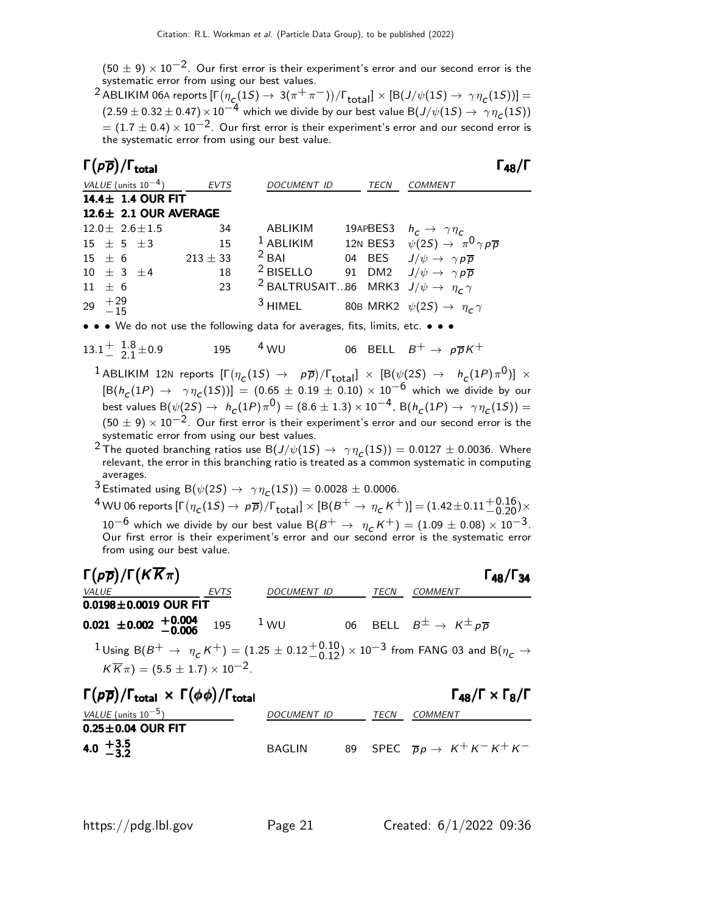$(50 \pm 9) \times 10^{-2}$. Our first error is their experiment's error and our second error is the systematic error from using our best values.

[2] ABLIKIM 06A reports $[\Gamma(\eta_c(1S) \to 3(\pi^+\pi^-))/\Gamma_{\text{total}}] \times [B(J/\psi(1S) \to \gamma\eta_c(1S))] = (2.59 \pm 0.32 \pm 0.47) \times 10^{-4}$ which we divide by our best value $B(J/\psi(1S) \to \gamma\eta_c(1S)) = (1.7 \pm 0.4) \times 10^{-2}$. Our first error is their experiment's error and our second error is the systematic error from using our best value.

## $\Gamma(p\overline{p})/\Gamma_{\text{total}}$ — $\Gamma_{48}/\Gamma$

| VALUE (units $10^{-4}$) | EVTS | DOCUMENT ID | | TECN | COMMENT |
|---|---|---|---|---|---|
| **14.4± 1.4 OUR FIT** | | | | | |
| **12.6± 2.1 OUR AVERAGE** | | | | | |
| $12.0 \pm 2.6 \pm 1.5$ | 34 | ABLIKIM | 19AP | BES3 | $h_c \to \gamma\eta_c$ |
| $15 \pm 5 \pm 3$ | 15 | [1] ABLIKIM | 12N | BES3 | $\psi(2S) \to \pi^0\gamma p\overline{p}$ |
| $15 \pm 6$ | $213 \pm 33$ | [2] BAI | 04 | BES | $J/\psi \to \gamma p\overline{p}$ |
| $10 \pm 3 \pm 4$ | 18 | [2] BISELLO | 91 | DM2 | $J/\psi \to \gamma p\overline{p}$ |
| $11 \pm 6$ | 23 | [2] BALTRUSAIT... | 86 | MRK3 | $J/\psi \to \eta_c\gamma$ |
| $29\ ^{+29}_{-15}$ | | [3] HIMEL | 80B | MRK2 | $\psi(2S) \to \eta_c\gamma$ |
| • • • We do not use the following data for averages, fits, limits, etc. • • • | | | | | |
| $13.1^{+\ 1.8}_{-\ 2.1} \pm 0.9$ | 195 | [4] WU | 06 | BELL | $B^+ \to p\overline{p}K^+$ |

[1] ABLIKIM 12N reports $[\Gamma(\eta_c(1S) \to p\overline{p})/\Gamma_{\text{total}}] \times [B(\psi(2S) \to h_c(1P)\pi^0)] \times [B(h_c(1P) \to \gamma\eta_c(1S))] = (0.65 \pm 0.19 \pm 0.10) \times 10^{-6}$ which we divide by our best values $B(\psi(2S) \to h_c(1P)\pi^0) = (8.6 \pm 1.3) \times 10^{-4}$, $B(h_c(1P) \to \gamma\eta_c(1S)) = (50 \pm 9) \times 10^{-2}$. Our first error is their experiment's error and our second error is the systematic error from using our best values.

[2] The quoted branching ratios use $B(J/\psi(1S) \to \gamma\eta_c(1S)) = 0.0127 \pm 0.0036$. Where relevant, the error in this branching ratio is treated as a common systematic in computing averages.

[3] Estimated using $B(\psi(2S) \to \gamma\eta_c(1S)) = 0.0028 \pm 0.0006$.

[4] WU 06 reports $[\Gamma(\eta_c(1S) \to p\overline{p})/\Gamma_{\text{total}}] \times [B(B^+ \to \eta_c K^+)] = (1.42 \pm 0.11^{+0.16}_{-0.20}) \times 10^{-6}$ which we divide by our best value $B(B^+ \to \eta_c K^+) = (1.09 \pm 0.08) \times 10^{-3}$. Our first error is their experiment's error and our second error is the systematic error from using our best value.

## $\Gamma(p\overline{p})/\Gamma(K\overline{K}\pi)$ — $\Gamma_{48}/\Gamma_{34}$

| VALUE | EVTS | DOCUMENT ID | | TECN | COMMENT |
|---|---|---|---|---|---|
| **0.0198±0.0019 OUR FIT** | | | | | |
| **$0.021 \pm 0.002\ ^{+0.004}_{-0.006}$** | 195 | [1] WU | 06 | BELL | $B^\pm \to K^\pm p\overline{p}$ |

[1] Using $B(B^+ \to \eta_c K^+) = (1.25 \pm 0.12^{+0.10}_{-0.12}) \times 10^{-3}$ from FANG 03 and $B(\eta_c \to K\overline{K}\pi) = (5.5 \pm 1.7) \times 10^{-2}$.

## $\Gamma(p\overline{p})/\Gamma_{\text{total}} \times \Gamma(\phi\phi)/\Gamma_{\text{total}}$ — $\Gamma_{48}/\Gamma \times \Gamma_8/\Gamma$

| VALUE (units $10^{-5}$) | DOCUMENT ID | | TECN | COMMENT |
|---|---|---|---|---|
| **0.25±0.04 OUR FIT** | | | | |
| **$4.0\ ^{+3.5}_{-3.2}$** | BAGLIN | 89 | SPEC | $\overline{p}p \to K^+K^-K^+K^-$ |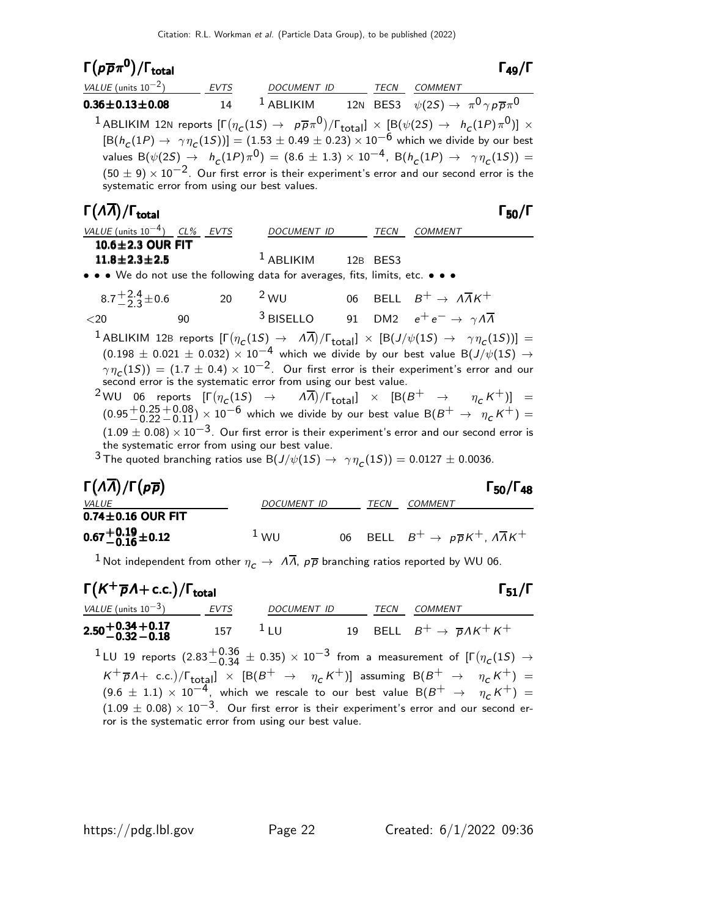### $\Gamma(p\overline{p}\pi^0)/\Gamma_{\text{total}}$ $\qquad\qquad\qquad\qquad$ $\Gamma_{49}/\Gamma$

| VALUE (units $10^{-2}$) | EVTS | DOCUMENT ID | | TECN | COMMENT |
|---|---|---|---|---|---|
| **$0.36\pm0.13\pm0.08$** | 14 | [1] ABLIKIM | 12N | BES3 | $\psi(2S) \to \pi^0 \gamma p\overline{p}\pi^0$ |

[1] ABLIKIM 12N reports $[\Gamma(\eta_c(1S) \to p\overline{p}\pi^0)/\Gamma_{\text{total}}] \times [B(\psi(2S) \to h_c(1P)\pi^0)] \times [B(h_c(1P) \to \gamma\eta_c(1S))] = (1.53 \pm 0.49 \pm 0.23) \times 10^{-6}$ which we divide by our best values $B(\psi(2S) \to h_c(1P)\pi^0) = (8.6 \pm 1.3) \times 10^{-4}$, $B(h_c(1P) \to \gamma\eta_c(1S)) = (50 \pm 9) \times 10^{-2}$. Our first error is their experiment's error and our second error is the systematic error from using our best values.

### $\Gamma(\Lambda\overline{\Lambda})/\Gamma_{\text{total}}$ $\qquad\qquad\qquad\qquad$ $\Gamma_{50}/\Gamma$

| VALUE (units $10^{-4}$) | CL% | EVTS | DOCUMENT ID | | TECN | COMMENT |
|---|---|---|---|---|---|---|
| **$10.6\pm2.3$ OUR FIT** | | | | | | |
| **$11.8\pm2.3\pm2.5$** | | | [1] ABLIKIM | 12B | BES3 | |
| • • • We do not use the following data for averages, fits, limits, etc. • • • | | | | | | |
| $8.7^{+2.4}_{-2.3}\pm0.6$ | | 20 | [2] WU | 06 | BELL | $B^+ \to \Lambda\overline{\Lambda}K^+$ |
| $<20$ | 90 | | [3] BISELLO | 91 | DM2 | $e^+e^- \to \gamma\Lambda\overline{\Lambda}$ |

[1] ABLIKIM 12B reports $[\Gamma(\eta_c(1S) \to \Lambda\overline{\Lambda})/\Gamma_{\text{total}}] \times [B(J/\psi(1S) \to \gamma\eta_c(1S))] = (0.198 \pm 0.021 \pm 0.032) \times 10^{-4}$ which we divide by our best value $B(J/\psi(1S) \to \gamma\eta_c(1S)) = (1.7 \pm 0.4) \times 10^{-2}$. Our first error is their experiment's error and our second error is the systematic error from using our best value.

[2] WU 06 reports $[\Gamma(\eta_c(1S) \to \Lambda\overline{\Lambda})/\Gamma_{\text{total}}] \times [B(B^+ \to \eta_c K^+)] = (0.95^{+0.25}_{-0.22}{}^{+0.08}_{-0.11}) \times 10^{-6}$ which we divide by our best value $B(B^+ \to \eta_c K^+) = (1.09 \pm 0.08) \times 10^{-3}$. Our first error is their experiment's error and our second error is the systematic error from using our best value.

[3] The quoted branching ratios use $B(J/\psi(1S) \to \gamma\eta_c(1S)) = 0.0127 \pm 0.0036$.

### $\Gamma(\Lambda\overline{\Lambda})/\Gamma(p\overline{p})$ $\qquad\qquad\qquad\qquad$ $\Gamma_{50}/\Gamma_{48}$

| VALUE | DOCUMENT ID | | TECN | COMMENT |
|---|---|---|---|---|
| **$0.74\pm0.16$ OUR FIT** | | | | |
| **$0.67^{+0.19}_{-0.16}\pm0.12$** | [1] WU | 06 | BELL | $B^+ \to p\overline{p}K^+$, $\Lambda\overline{\Lambda}K^+$ |

[1] Not independent from other $\eta_c \to \Lambda\overline{\Lambda}$, $p\overline{p}$ branching ratios reported by WU 06.

### $\Gamma(K^+\overline{p}\Lambda + \text{c.c.})/\Gamma_{\text{total}}$ $\qquad\qquad\qquad\qquad$ $\Gamma_{51}/\Gamma$

| VALUE (units $10^{-3}$) | EVTS | DOCUMENT ID | | TECN | COMMENT |
|---|---|---|---|---|---|
| **$2.50^{+0.34}_{-0.32}{}^{+0.17}_{-0.18}$** | 157 | [1] LU | 19 | BELL | $B^+ \to \overline{p}\Lambda K^+ K^+$ |

[1] LU 19 reports $(2.83^{+0.36}_{-0.34} \pm 0.35) \times 10^{-3}$ from a measurement of $[\Gamma(\eta_c(1S) \to K^+\overline{p}\Lambda + \text{c.c.})/\Gamma_{\text{total}}] \times [B(B^+ \to \eta_c K^+)]$ assuming $B(B^+ \to \eta_c K^+) = (9.6 \pm 1.1) \times 10^{-4}$, which we rescale to our best value $B(B^+ \to \eta_c K^+) = (1.09 \pm 0.08) \times 10^{-3}$. Our first error is their experiment's error and our second error is the systematic error from using our best value.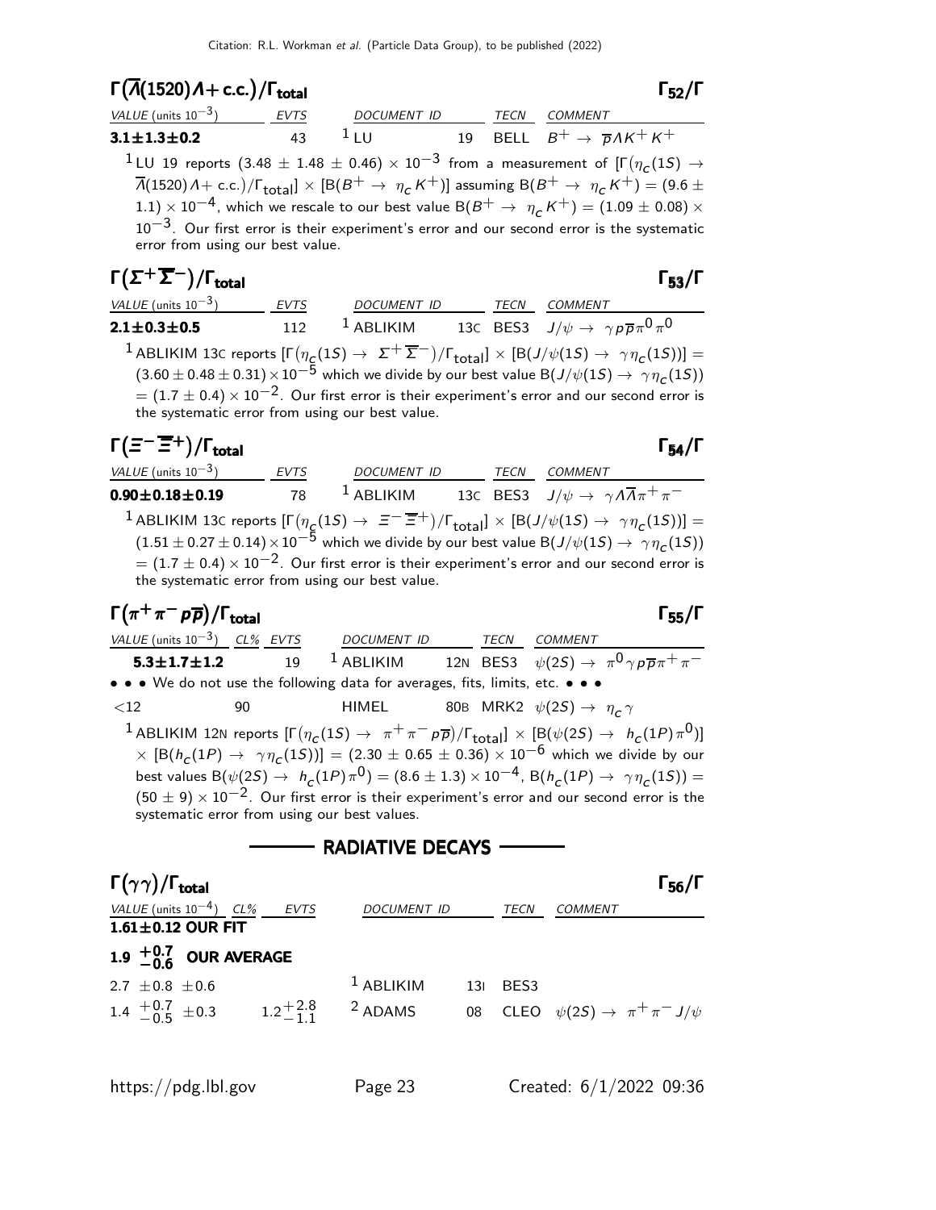## $\Gamma(\overline{\Lambda}(1520)\Lambda + \text{c.c.})/\Gamma_{\text{total}}$ — $\Gamma_{52}/\Gamma$

| VALUE (units $10^{-3}$) | EVTS | DOCUMENT ID | | TECN | COMMENT |
|---|---|---|---|---|---|
| **3.1±1.3±0.2** | 43 | [1] LU | 19 | BELL | $B^+ \to \overline{p}\Lambda K^+ K^+$ |

[1] LU 19 reports $(3.48 \pm 1.48 \pm 0.46) \times 10^{-3}$ from a measurement of $[\Gamma(\eta_c(1S) \to \overline{\Lambda}(1520)\Lambda + \text{c.c.})/\Gamma_{\text{total}}] \times [B(B^+ \to \eta_c K^+)]$ assuming $B(B^+ \to \eta_c K^+) = (9.6 \pm 1.1) \times 10^{-4}$, which we rescale to our best value $B(B^+ \to \eta_c K^+) = (1.09 \pm 0.08) \times 10^{-3}$. Our first error is their experiment's error and our second error is the systematic error from using our best value.

## $\Gamma(\Sigma^+\overline{\Sigma}^-)/\Gamma_{\text{total}}$ — $\Gamma_{53}/\Gamma$

| VALUE (units $10^{-3}$) | EVTS | DOCUMENT ID | | TECN | COMMENT |
|---|---|---|---|---|---|
| **2.1±0.3±0.5** | 112 | [1] ABLIKIM | 13C | BES3 | $J/\psi \to \gamma p \overline{p} \pi^0 \pi^0$ |

[1] ABLIKIM 13C reports $[\Gamma(\eta_c(1S) \to \Sigma^+\overline{\Sigma}^-)/\Gamma_{\text{total}}] \times [B(J/\psi(1S) \to \gamma\eta_c(1S))] = (3.60 \pm 0.48 \pm 0.31) \times 10^{-5}$ which we divide by our best value $B(J/\psi(1S) \to \gamma\eta_c(1S)) = (1.7 \pm 0.4) \times 10^{-2}$. Our first error is their experiment's error and our second error is the systematic error from using our best value.

## $\Gamma(\Xi^-\overline{\Xi}^+)/\Gamma_{\text{total}}$ — $\Gamma_{54}/\Gamma$

| VALUE (units $10^{-3}$) | EVTS | DOCUMENT ID | | TECN | COMMENT |
|---|---|---|---|---|---|
| **0.90±0.18±0.19** | 78 | [1] ABLIKIM | 13C | BES3 | $J/\psi \to \gamma \Lambda \overline{\Lambda} \pi^+ \pi^-$ |

[1] ABLIKIM 13C reports $[\Gamma(\eta_c(1S) \to \Xi^-\overline{\Xi}^+)/\Gamma_{\text{total}}] \times [B(J/\psi(1S) \to \gamma\eta_c(1S))] = (1.51 \pm 0.27 \pm 0.14) \times 10^{-5}$ which we divide by our best value $B(J/\psi(1S) \to \gamma\eta_c(1S)) = (1.7 \pm 0.4) \times 10^{-2}$. Our first error is their experiment's error and our second error is the systematic error from using our best value.

## $\Gamma(\pi^+\pi^- p\overline{p})/\Gamma_{\text{total}}$ — $\Gamma_{55}/\Gamma$

| VALUE (units $10^{-3}$) | CL% | EVTS | DOCUMENT ID | | TECN | COMMENT |
|---|---|---|---|---|---|---|
| **5.3±1.7±1.2** | | 19 | [1] ABLIKIM | 12N | BES3 | $\psi(2S) \to \pi^0 \gamma p \overline{p} \pi^+ \pi^-$ |
| • • • We do not use the following data for averages, fits, limits, etc. • • • | | | | | | |
| <12 | 90 | | HIMEL | 80B | MRK2 | $\psi(2S) \to \eta_c \gamma$ |

[1] ABLIKIM 12N reports $[\Gamma(\eta_c(1S) \to \pi^+\pi^- p\overline{p})/\Gamma_{\text{total}}] \times [B(\psi(2S) \to h_c(1P)\pi^0)] \times [B(h_c(1P) \to \gamma\eta_c(1S))] = (2.30 \pm 0.65 \pm 0.36) \times 10^{-6}$ which we divide by our best values $B(\psi(2S) \to h_c(1P)\pi^0) = (8.6 \pm 1.3) \times 10^{-4}$, $B(h_c(1P) \to \gamma\eta_c(1S)) = (50 \pm 9) \times 10^{-2}$. Our first error is their experiment's error and our second error is the systematic error from using our best values.

# RADIATIVE DECAYS

## $\Gamma(\gamma\gamma)/\Gamma_{\text{total}}$ — $\Gamma_{56}/\Gamma$

| VALUE (units $10^{-4}$) | CL% | EVTS | DOCUMENT ID | | TECN | COMMENT |
|---|---|---|---|---|---|---|
| **1.61±0.12 OUR FIT** | | | | | | |
| **$1.9\ ^{+0.7}_{-0.6}$ OUR AVERAGE** | | | | | | |
| $2.7 \pm 0.8 \pm 0.6$ | | | [1] ABLIKIM | 13I | BES3 | |
| $1.4\ ^{+0.7}_{-0.5} \pm 0.3$ | | $1.2^{+2.8}_{-1.1}$ | [2] ADAMS | 08 | CLEO | $\psi(2S) \to \pi^+\pi^- J/\psi$ |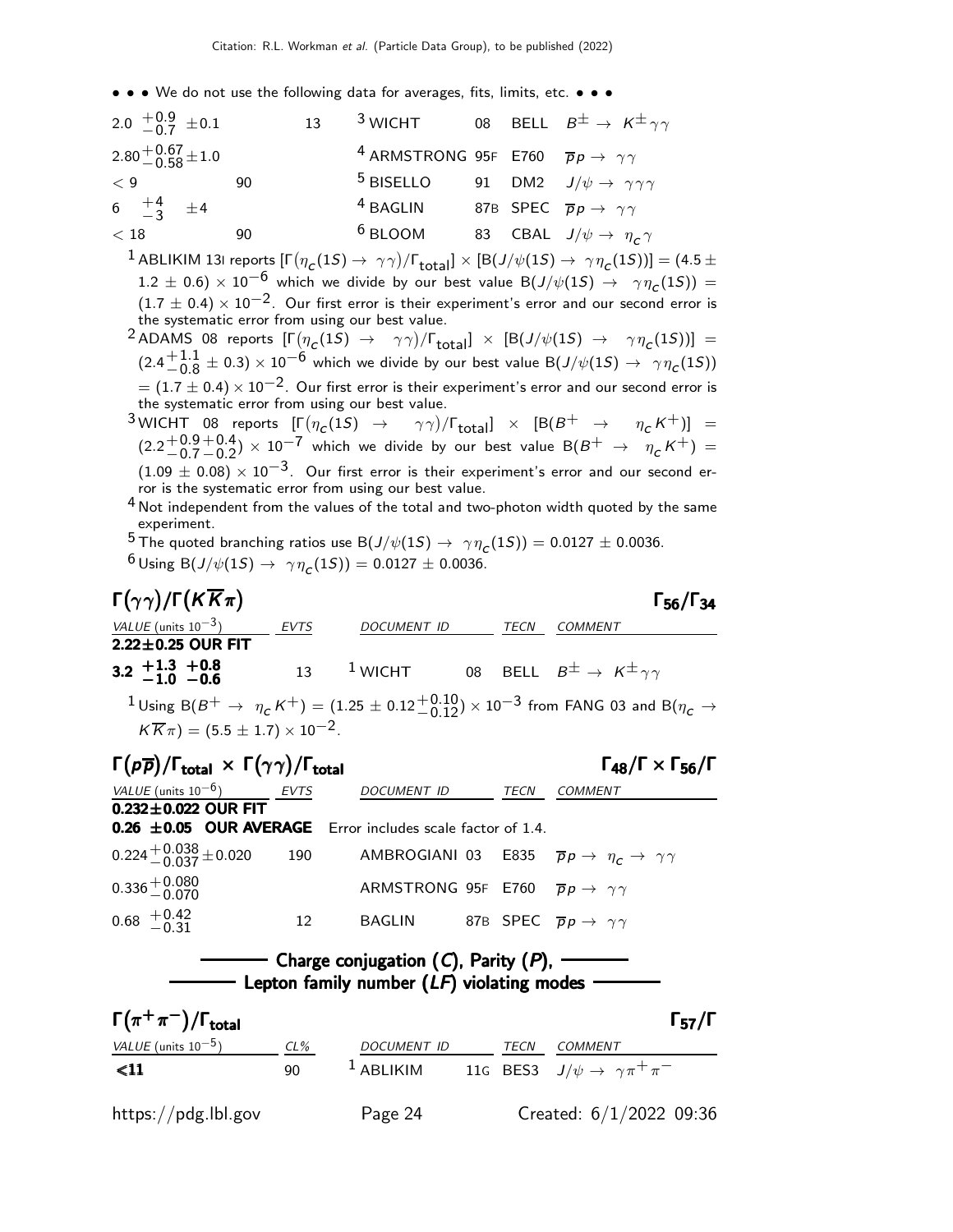• • • We do not use the following data for averages, fits, limits, etc. • • •

| | | | | | |
|---|---|---|---|---|---|
| $2.0\ ^{+0.9}_{-0.7}\ \pm 0.1$ | 13 | [3] WICHT | 08 | BELL | $B^{\pm} \to K^{\pm}\gamma\gamma$ |
| $2.80^{+0.67}_{-0.58}\pm 1.0$ | | [4] ARMSTRONG | 95F | E760 | $\overline{p}p \to \gamma\gamma$ |
| $< 9$ | 90 | [5] BISELLO | 91 | DM2 | $J/\psi \to \gamma\gamma\gamma$ |
| $6\ ^{+4}_{-3}\ \pm 4$ | | [4] BAGLIN | 87B | SPEC | $\overline{p}p \to \gamma\gamma$ |
| $< 18$ | 90 | [6] BLOOM | 83 | CBAL | $J/\psi \to \eta_c\gamma$ |

[1] ABLIKIM 13I reports $[\Gamma(\eta_c(1S) \to \gamma\gamma)/\Gamma_{\rm total}] \times [B(J/\psi(1S) \to \gamma\eta_c(1S))] = (4.5 \pm 1.2 \pm 0.6) \times 10^{-6}$ which we divide by our best value $B(J/\psi(1S) \to \gamma\eta_c(1S)) = (1.7 \pm 0.4) \times 10^{-2}$. Our first error is their experiment's error and our second error is the systematic error from using our best value.

[2] ADAMS 08 reports $[\Gamma(\eta_c(1S) \to \gamma\gamma)/\Gamma_{\rm total}] \times [B(J/\psi(1S) \to \gamma\eta_c(1S))] = (2.4^{+1.1}_{-0.8} \pm 0.3) \times 10^{-6}$ which we divide by our best value $B(J/\psi(1S) \to \gamma\eta_c(1S)) = (1.7 \pm 0.4) \times 10^{-2}$. Our first error is their experiment's error and our second error is the systematic error from using our best value.

[3] WICHT 08 reports $[\Gamma(\eta_c(1S) \to \gamma\gamma)/\Gamma_{\rm total}] \times [B(B^+ \to \eta_c K^+)] = (2.2^{+0.9}_{-0.7}{}^{+0.4}_{-0.2}) \times 10^{-7}$ which we divide by our best value $B(B^+ \to \eta_c K^+) = (1.09 \pm 0.08) \times 10^{-3}$. Our first error is their experiment's error and our second error is the systematic error from using our best value.

[4] Not independent from the values of the total and two-photon width quoted by the same experiment.

[5] The quoted branching ratios use $B(J/\psi(1S) \to \gamma\eta_c(1S)) = 0.0127 \pm 0.0036$.

[6] Using $B(J/\psi(1S) \to \gamma\eta_c(1S)) = 0.0127 \pm 0.0036$.

## $\Gamma(\gamma\gamma)/\Gamma(K\overline{K}\pi)$ — $\Gamma_{56}/\Gamma_{34}$

| VALUE (units $10^{-3}$) | EVTS | DOCUMENT ID | | TECN | COMMENT |
|---|---|---|---|---|---|
| **2.22±0.25 OUR FIT** | | | | | |
| **$3.2\ ^{+1.3}_{-1.0}\ ^{+0.8}_{-0.6}$** | 13 | [1] WICHT | 08 | BELL | $B^{\pm} \to K^{\pm}\gamma\gamma$ |

[1] Using $B(B^+ \to \eta_c K^+) = (1.25 \pm 0.12^{+0.10}_{-0.12}) \times 10^{-3}$ from FANG 03 and $B(\eta_c \to K\overline{K}\pi) = (5.5 \pm 1.7) \times 10^{-2}$.

## $\Gamma(p\overline{p})/\Gamma_{\rm total} \times \Gamma(\gamma\gamma)/\Gamma_{\rm total}$ — $\Gamma_{48}/\Gamma \times \Gamma_{56}/\Gamma$

| VALUE (units $10^{-6}$) | EVTS | DOCUMENT ID | | TECN | COMMENT |
|---|---|---|---|---|---|
| **0.232±0.022 OUR FIT** | | | | | |
| **0.26 ±0.05 OUR AVERAGE** | Error includes scale factor of 1.4. | | | | |
| $0.224^{+0.038}_{-0.037}\pm 0.020$ | 190 | AMBROGIANI | 03 | E835 | $\overline{p}p \to \eta_c \to \gamma\gamma$ |
| $0.336^{+0.080}_{-0.070}$ | | ARMSTRONG | 95F | E760 | $\overline{p}p \to \gamma\gamma$ |
| $0.68\ ^{+0.42}_{-0.31}$ | 12 | BAGLIN | 87B | SPEC | $\overline{p}p \to \gamma\gamma$ |

## Charge conjugation ($C$), Parity ($P$), Lepton family number ($LF$) violating modes

## $\Gamma(\pi^+\pi^-)/\Gamma_{\rm total}$ — $\Gamma_{57}/\Gamma$

| VALUE (units $10^{-5}$) | CL% | DOCUMENT ID | | TECN | COMMENT |
|---|---|---|---|---|---|
| **<11** | 90 | [1] ABLIKIM | 11G | BES3 | $J/\psi \to \gamma\pi^+\pi^-$ |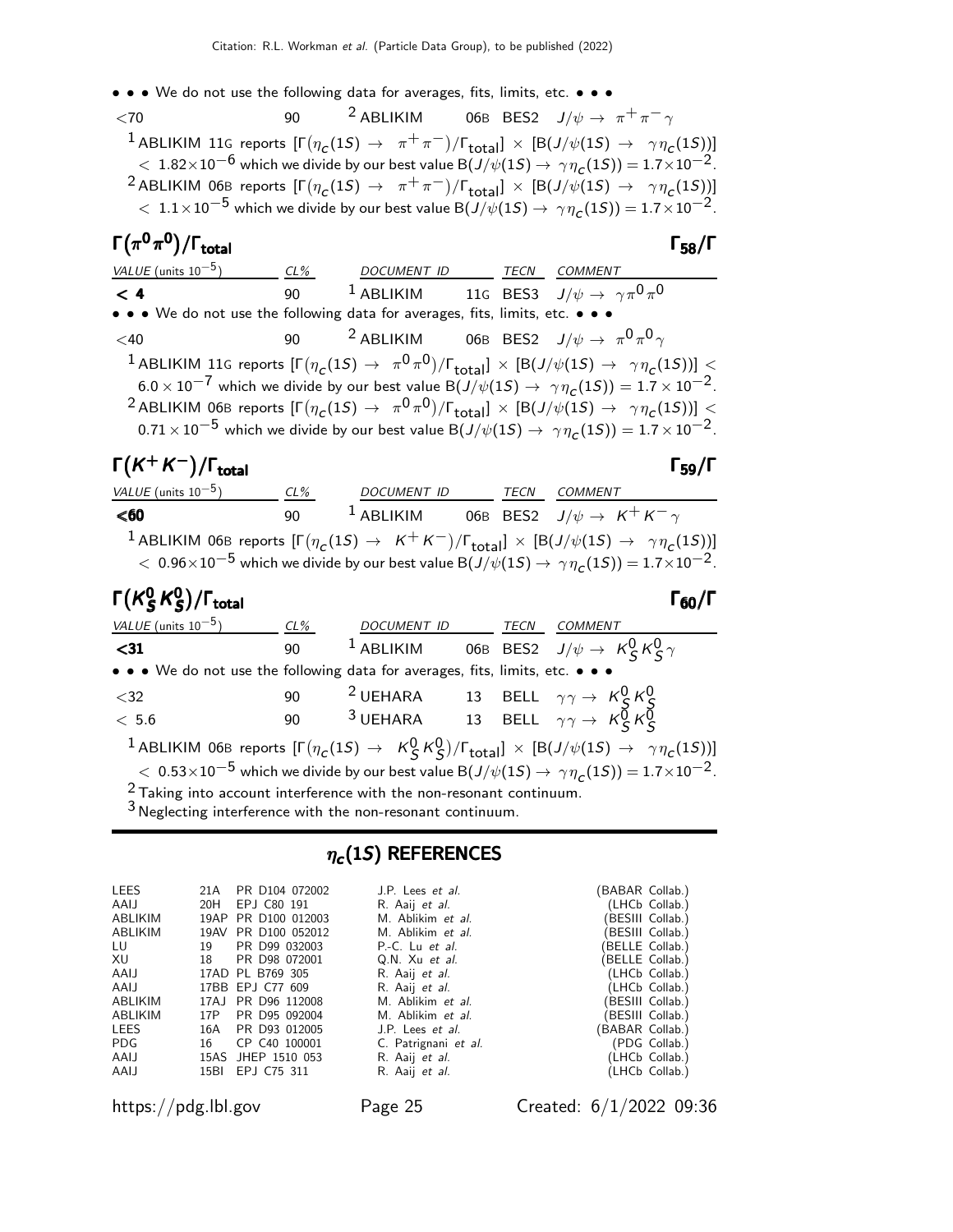• • • We do not use the following data for averages, fits, limits, etc. • • •

| | | | | | |
|---|---|---|---|---|---|
| <70 | 90 | [2] ABLIKIM | 06B | BES2 | $J/\psi \to \pi^+\pi^-\gamma$ |

[1] ABLIKIM 11G reports $[\Gamma(\eta_c(1S) \to \pi^+\pi^-)/\Gamma_{\text{total}}] \times [B(J/\psi(1S) \to \gamma\eta_c(1S))] < 1.82\times10^{-6}$ which we divide by our best value $B(J/\psi(1S) \to \gamma\eta_c(1S)) = 1.7\times10^{-2}$.

[2] ABLIKIM 06B reports $[\Gamma(\eta_c(1S) \to \pi^+\pi^-)/\Gamma_{\text{total}}] \times [B(J/\psi(1S) \to \gamma\eta_c(1S))] < 1.1\times10^{-5}$ which we divide by our best value $B(J/\psi(1S) \to \gamma\eta_c(1S)) = 1.7\times10^{-2}$.

## $\Gamma(\pi^0\pi^0)/\Gamma_{\text{total}}$ — $\Gamma_{58}/\Gamma$

| VALUE (units $10^{-5}$) | CL% | DOCUMENT ID | | TECN | COMMENT |
|---|---|---|---|---|---|
| **< 4** | 90 | [1] ABLIKIM | 11G | BES3 | $J/\psi \to \gamma\pi^0\pi^0$ |
| • • • We do not use the following data for averages, fits, limits, etc. • • • | | | | | |
| <40 | 90 | [2] ABLIKIM | 06B | BES2 | $J/\psi \to \pi^0\pi^0\gamma$ |

[1] ABLIKIM 11G reports $[\Gamma(\eta_c(1S) \to \pi^0\pi^0)/\Gamma_{\text{total}}] \times [B(J/\psi(1S) \to \gamma\eta_c(1S))] < 6.0\times10^{-7}$ which we divide by our best value $B(J/\psi(1S) \to \gamma\eta_c(1S)) = 1.7\times10^{-2}$.

[2] ABLIKIM 06B reports $[\Gamma(\eta_c(1S) \to \pi^0\pi^0)/\Gamma_{\text{total}}] \times [B(J/\psi(1S) \to \gamma\eta_c(1S))] < 0.71\times10^{-5}$ which we divide by our best value $B(J/\psi(1S) \to \gamma\eta_c(1S)) = 1.7\times10^{-2}$.

## $\Gamma(K^+K^-)/\Gamma_{\text{total}}$ — $\Gamma_{59}/\Gamma$

| VALUE (units $10^{-5}$) | CL% | DOCUMENT ID | | TECN | COMMENT |
|---|---|---|---|---|---|
| **<60** | 90 | [1] ABLIKIM | 06B | BES2 | $J/\psi \to K^+K^-\gamma$ |

[1] ABLIKIM 06B reports $[\Gamma(\eta_c(1S) \to K^+K^-)/\Gamma_{\text{total}}] \times [B(J/\psi(1S) \to \gamma\eta_c(1S))] < 0.96\times10^{-5}$ which we divide by our best value $B(J/\psi(1S) \to \gamma\eta_c(1S)) = 1.7\times10^{-2}$.

## $\Gamma(K^0_S K^0_S)/\Gamma_{\text{total}}$ — $\Gamma_{60}/\Gamma$

| VALUE (units $10^{-5}$) | CL% | DOCUMENT ID | | TECN | COMMENT |
|---|---|---|---|---|---|
| **<31** | 90 | [1] ABLIKIM | 06B | BES2 | $J/\psi \to K^0_S K^0_S \gamma$ |
| • • • We do not use the following data for averages, fits, limits, etc. • • • | | | | | |
| <32 | 90 | [2] UEHARA | 13 | BELL | $\gamma\gamma \to K^0_S K^0_S$ |
| < 5.6 | 90 | [3] UEHARA | 13 | BELL | $\gamma\gamma \to K^0_S K^0_S$ |

[1] ABLIKIM 06B reports $[\Gamma(\eta_c(1S) \to K^0_S K^0_S)/\Gamma_{\text{total}}] \times [B(J/\psi(1S) \to \gamma\eta_c(1S))] < 0.53\times10^{-5}$ which we divide by our best value $B(J/\psi(1S) \to \gamma\eta_c(1S)) = 1.7\times10^{-2}$.

[2] Taking into account interference with the non-resonant continuum.

[3] Neglecting interference with the non-resonant continuum.

# $\eta_c(1S)$ REFERENCES

| | | | | |
|---|---|---|---|---|
| LEES | 21A | PR D104 072002 | J.P. Lees *et al.* | (BABAR Collab.) |
| AAIJ | 20H | EPJ C80 191 | R. Aaij *et al.* | (LHCb Collab.) |
| ABLIKIM | 19AP | PR D100 012003 | M. Ablikim *et al.* | (BESIII Collab.) |
| ABLIKIM | 19AV | PR D100 052012 | M. Ablikim *et al.* | (BESIII Collab.) |
| LU | 19 | PR D99 032003 | P.-C. Lu *et al.* | (BELLE Collab.) |
| XU | 18 | PR D98 072001 | Q.N. Xu *et al.* | (BELLE Collab.) |
| AAIJ | 17AD | PL B769 305 | R. Aaij *et al.* | (LHCb Collab.) |
| AAIJ | 17BB | EPJ C77 609 | R. Aaij *et al.* | (LHCb Collab.) |
| ABLIKIM | 17AJ | PR D96 112008 | M. Ablikim *et al.* | (BESIII Collab.) |
| ABLIKIM | 17P | PR D95 092004 | M. Ablikim *et al.* | (BESIII Collab.) |
| LEES | 16A | PR D93 012005 | J.P. Lees *et al.* | (BABAR Collab.) |
| PDG | 16 | CP C40 100001 | C. Patrignani *et al.* | (PDG Collab.) |
| AAIJ | 15AS | JHEP 1510 053 | R. Aaij *et al.* | (LHCb Collab.) |
| AAIJ | 15BI | EPJ C75 311 | R. Aaij *et al.* | (LHCb Collab.) |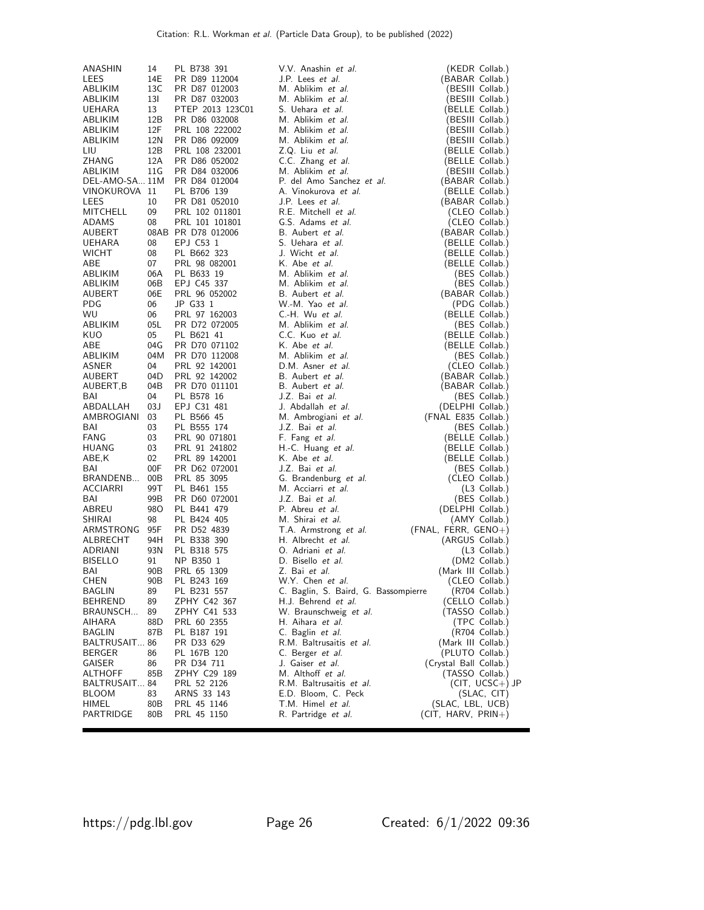| | | | | |
|---|---|---|---|---|
| ANASHIN | 14 | PL B738 391 | V.V. Anashin *et al.* | (KEDR Collab.) |
| LEES | 14E | PR D89 112004 | J.P. Lees *et al.* | (BABAR Collab.) |
| ABLIKIM | 13C | PR D87 012003 | M. Ablikim *et al.* | (BESIII Collab.) |
| ABLIKIM | 13I | PR D87 032003 | M. Ablikim *et al.* | (BESIII Collab.) |
| UEHARA | 13 | PTEP 2013 123C01 | S. Uehara *et al.* | (BELLE Collab.) |
| ABLIKIM | 12B | PR D86 032008 | M. Ablikim *et al.* | (BESIII Collab.) |
| ABLIKIM | 12F | PRL 108 222002 | M. Ablikim *et al.* | (BESIII Collab.) |
| ABLIKIM | 12N | PR D86 092009 | M. Ablikim *et al.* | (BESIII Collab.) |
| LIU | 12B | PRL 108 232001 | Z.Q. Liu *et al.* | (BELLE Collab.) |
| ZHANG | 12A | PR D86 052002 | C.C. Zhang *et al.* | (BELLE Collab.) |
| ABLIKIM | 11G | PR D84 032006 | M. Ablikim *et al.* | (BESIII Collab.) |
| DEL-AMO-SA... | 11M | PR D84 012004 | P. del Amo Sanchez *et al.* | (BABAR Collab.) |
| VINOKUROVA | 11 | PL B706 139 | A. Vinokurova *et al.* | (BELLE Collab.) |
| LEES | 10 | PR D81 052010 | J.P. Lees *et al.* | (BABAR Collab.) |
| MITCHELL | 09 | PRL 102 011801 | R.E. Mitchell *et al.* | (CLEO Collab.) |
| ADAMS | 08 | PRL 101 101801 | G.S. Adams *et al.* | (CLEO Collab.) |
| AUBERT | 08AB | PR D78 012006 | B. Aubert *et al.* | (BABAR Collab.) |
| UEHARA | 08 | EPJ C53 1 | S. Uehara *et al.* | (BELLE Collab.) |
| WICHT | 08 | PL B662 323 | J. Wicht *et al.* | (BELLE Collab.) |
| ABE | 07 | PRL 98 082001 | K. Abe *et al.* | (BELLE Collab.) |
| ABLIKIM | 06A | PL B633 19 | M. Ablikim *et al.* | (BES Collab.) |
| ABLIKIM | 06B | EPJ C45 337 | M. Ablikim *et al.* | (BES Collab.) |
| AUBERT | 06E | PRL 96 052002 | B. Aubert *et al.* | (BABAR Collab.) |
| PDG | 06 | JP G33 1 | W.-M. Yao *et al.* | (PDG Collab.) |
| WU | 06 | PRL 97 162003 | C.-H. Wu *et al.* | (BELLE Collab.) |
| ABLIKIM | 05L | PR D72 072005 | M. Ablikim *et al.* | (BES Collab.) |
| KUO | 05 | PL B621 41 | C.C. Kuo *et al.* | (BELLE Collab.) |
| ABE | 04G | PR D70 071102 | K. Abe *et al.* | (BELLE Collab.) |
| ABLIKIM | 04M | PR D70 112008 | M. Ablikim *et al.* | (BES Collab.) |
| ASNER | 04 | PRL 92 142001 | D.M. Asner *et al.* | (CLEO Collab.) |
| AUBERT | 04D | PRL 92 142002 | B. Aubert *et al.* | (BABAR Collab.) |
| AUBERT,B | 04B | PR D70 011101 | B. Aubert *et al.* | (BABAR Collab.) |
| BAI | 04 | PL B578 16 | J.Z. Bai *et al.* | (BES Collab.) |
| ABDALLAH | 03J | EPJ C31 481 | J. Abdallah *et al.* | (DELPHI Collab.) |
| AMBROGIANI | 03 | PL B566 45 | M. Ambrogiani *et al.* | (FNAL E835 Collab.) |
| BAI | 03 | PL B555 174 | J.Z. Bai *et al.* | (BES Collab.) |
| FANG | 03 | PRL 90 071801 | F. Fang *et al.* | (BELLE Collab.) |
| HUANG | 03 | PRL 91 241802 | H.-C. Huang *et al.* | (BELLE Collab.) |
| ABE,K | 02 | PRL 89 142001 | K. Abe *et al.* | (BELLE Collab.) |
| BAI | 00F | PR D62 072001 | J.Z. Bai *et al.* | (BES Collab.) |
| BRANDENB... | 00B | PRL 85 3095 | G. Brandenburg *et al.* | (CLEO Collab.) |
| ACCIARRI | 99T | PL B461 155 | M. Acciarri *et al.* | (L3 Collab.) |
| BAI | 99B | PR D60 072001 | J.Z. Bai *et al.* | (BES Collab.) |
| ABREU | 98O | PL B441 479 | P. Abreu *et al.* | (DELPHI Collab.) |
| SHIRAI | 98 | PL B424 405 | M. Shirai *et al.* | (AMY Collab.) |
| ARMSTRONG | 95F | PR D52 4839 | T.A. Armstrong *et al.* | (FNAL, FERR, GENO+) |
| ALBRECHT | 94H | PL B338 390 | H. Albrecht *et al.* | (ARGUS Collab.) |
| ADRIANI | 93N | PL B318 575 | O. Adriani *et al.* | (L3 Collab.) |
| BISELLO | 91 | NP B350 1 | D. Bisello *et al.* | (DM2 Collab.) |
| BAI | 90B | PRL 65 1309 | Z. Bai *et al.* | (Mark III Collab.) |
| CHEN | 90B | PL B243 169 | W.Y. Chen *et al.* | (CLEO Collab.) |
| BAGLIN | 89 | PL B231 557 | C. Baglin, S. Baird, G. Bassompierre | (R704 Collab.) |
| BEHREND | 89 | ZPHY C42 367 | H.J. Behrend *et al.* | (CELLO Collab.) |
| BRAUNSCH... | 89 | ZPHY C41 533 | W. Braunschweig *et al.* | (TASSO Collab.) |
| AIHARA | 88D | PRL 60 2355 | H. Aihara *et al.* | (TPC Collab.) |
| BAGLIN | 87B | PL B187 191 | C. Baglin *et al.* | (R704 Collab.) |
| BALTRUSAIT... | 86 | PR D33 629 | R.M. Baltrusaitis *et al.* | (Mark III Collab.) |
| BERGER | 86 | PL 167B 120 | C. Berger *et al.* | (PLUTO Collab.) |
| GAISER | 86 | PR D34 711 | J. Gaiser *et al.* | (Crystal Ball Collab.) |
| ALTHOFF | 85B | ZPHY C29 189 | M. Althoff *et al.* | (TASSO Collab.) |
| BALTRUSAIT... | 84 | PRL 52 2126 | R.M. Baltrusaitis *et al.* | (CIT, UCSC+) JP |
| BLOOM | 83 | ARNS 33 143 | E.D. Bloom, C. Peck | (SLAC, CIT) |
| HIMEL | 80B | PRL 45 1146 | T.M. Himel *et al.* | (SLAC, LBL, UCB) |
| PARTRIDGE | 80B | PRL 45 1150 | R. Partridge *et al.* | (CIT, HARV, PRIN+) |